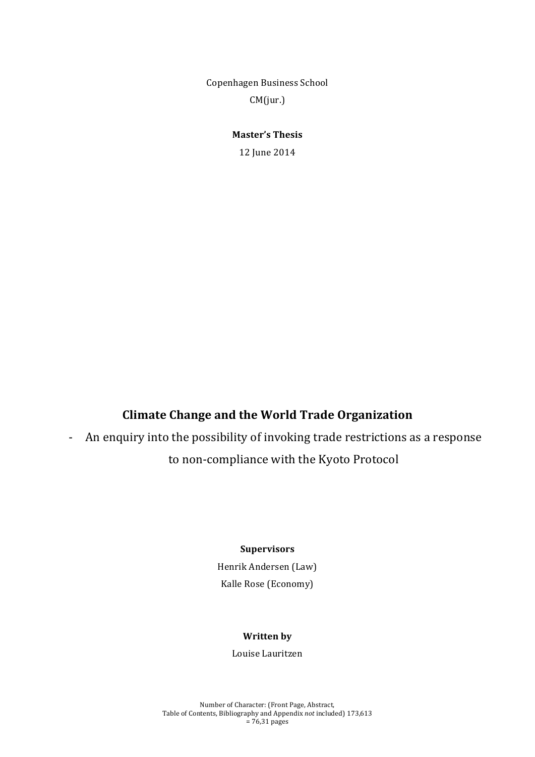Copenhagen Business School

CM(jur.)

**Master's Thesis**

12 June 2014

# Climate Change and the World Trade Organization

- An enquiry into the possibility of invoking trade restrictions as a response to non-compliance with the Kyoto Protocol

**Supervisors**

Henrik Andersen (Law)

Kalle Rose (Economy)

**Written by**

Louise Lauritzen

Number of Character: (Front Page, Abstract, Table of Contents, Bibliography and Appendix *not* included) 173,613 = 76,31 pages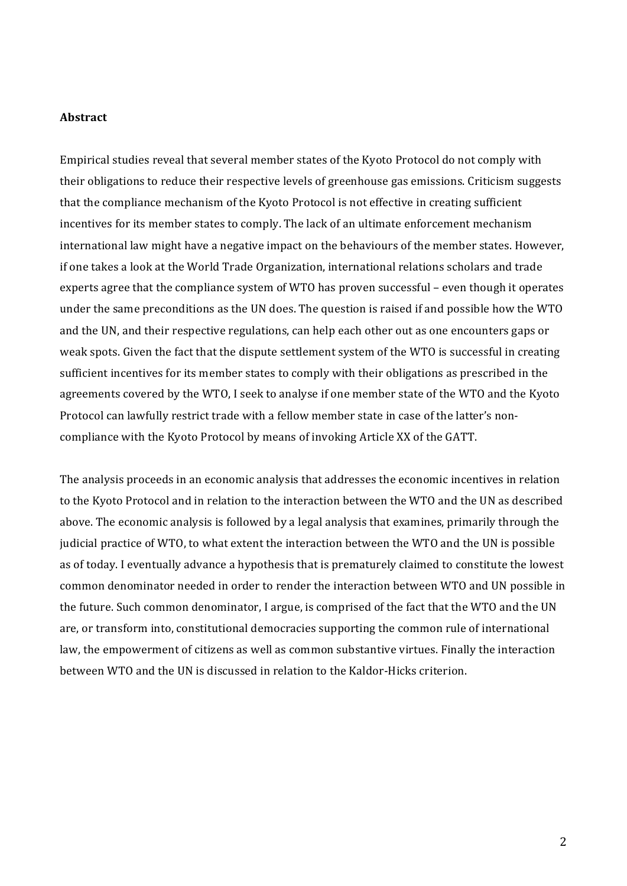**Abstract**

Empirical studies reveal that several member states of the Kyoto Protocol do not comply with their obligations to reduce their respective levels of greenhouse gas emissions. Criticism suggests that the compliance mechanism of the Kyoto Protocol is not effective in creating sufficient incentives for its member states to comply. The lack of an ultimate enforcement mechanism international law might have a negative impact on the behaviours of the member states. However, if one takes a look at the World Trade Organization, international relations scholars and trade experts agree that the compliance system of WTO has proven successful – even though it operates under the same preconditions as the UN does. The question is raised if and possible how the WTO and the UN, and their respective regulations, can help each other out as one encounters gaps or weak spots. Given the fact that the dispute settlement system of the WTO is successful in creating sufficient incentives for its member states to comply with their obligations as prescribed in the agreements covered by the WTO, I seek to analyse if one member state of the WTO and the Kyoto Protocol can lawfully restrict trade with a fellow member state in case of the latter's non-compliance with the Kyoto Protocol by means of invoking Article XX of the GATT.

The analysis proceeds in an economic analysis that addresses the economic incentives in relation to the Kyoto Protocol and in relation to the interaction between the WTO and the UN as described above. The economic analysis is followed by a legal analysis that examines, primarily through the judicial practice of WTO, to what extent the interaction between the WTO and the UN is possible as of today. I eventually advance a hypothesis that is prematurely claimed to constitute the lowest common denominator needed in order to render the interaction between WTO and UN possible in the future. Such common denominator, I argue, is comprised of the fact that the WTO and the UN are, or transform into, constitutional democracies supporting the common rule of international law, the empowerment of citizens as well as common substantive virtues. Finally the interaction between WTO and the UN is discussed in relation to the Kaldor-Hicks criterion.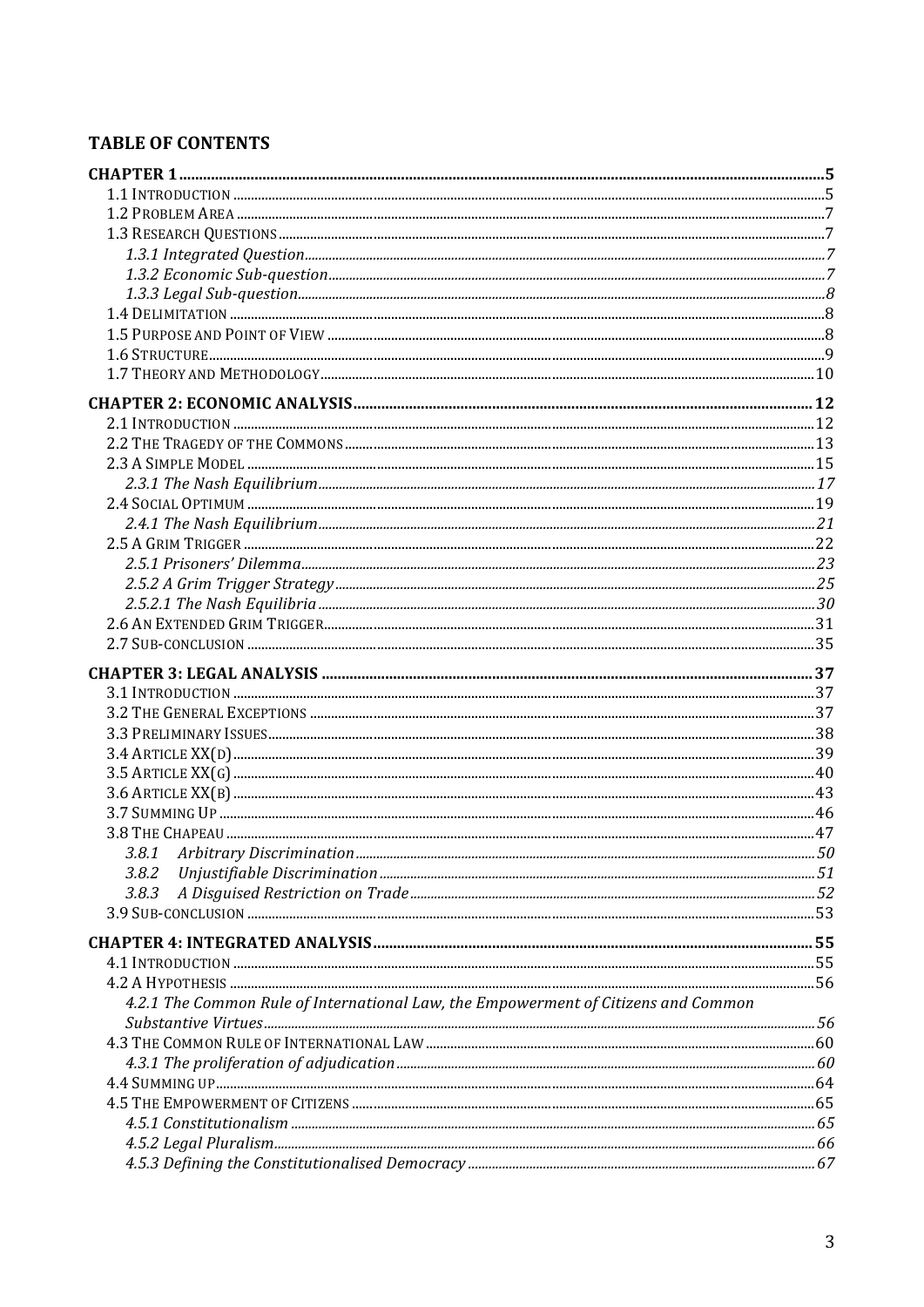**TABLE OF CONTENTS**

**CHAPTER 1** ..... 5
1.1 Introduction ..... 5
1.2 Problem Area ..... 7
1.3 Research Questions ..... 7
*1.3.1 Integrated Question* ..... 7
*1.3.2 Economic Sub-question* ..... 7
*1.3.3 Legal Sub-question* ..... 8
1.4 Delimitation ..... 8
1.5 Purpose and Point of View ..... 8
1.6 Structure ..... 9
1.7 Theory and Methodology ..... 10

**CHAPTER 2: ECONOMIC ANALYSIS** ..... 12
2.1 Introduction ..... 12
2.2 The Tragedy of the Commons ..... 13
2.3 A Simple Model ..... 15
*2.3.1 The Nash Equilibrium* ..... 17
2.4 Social Optimum ..... 19
*2.4.1 The Nash Equilibrium* ..... 21
2.5 A Grim Trigger ..... 22
*2.5.1 Prisoners' Dilemma* ..... 23
*2.5.2 A Grim Trigger Strategy* ..... 25
*2.5.2.1 The Nash Equilibria* ..... 30
2.6 An Extended Grim Trigger ..... 31
2.7 Sub-conclusion ..... 35

**CHAPTER 3: LEGAL ANALYSIS** ..... 37
3.1 Introduction ..... 37
3.2 The General Exceptions ..... 37
3.3 Preliminary Issues ..... 38
3.4 Article XX(d) ..... 39
3.5 Article XX(g) ..... 40
3.6 Article XX(b) ..... 43
3.7 Summing Up ..... 46
3.8 The Chapeau ..... 47
*3.8.1 Arbitrary Discrimination* ..... 50
*3.8.2 Unjustifiable Discrimination* ..... 51
*3.8.3 A Disguised Restriction on Trade* ..... 52
3.9 Sub-conclusion ..... 53

**CHAPTER 4: INTEGRATED ANALYSIS** ..... 55
4.1 Introduction ..... 55
4.2 A Hypothesis ..... 56
*4.2.1 The Common Rule of International Law, the Empowerment of Citizens and Common Substantive Virtues* ..... 56
4.3 The Common Rule of International Law ..... 60
*4.3.1 The proliferation of adjudication* ..... 60
4.4 Summing up ..... 64
4.5 The Empowerment of Citizens ..... 65
*4.5.1 Constitutionalism* ..... 65
*4.5.2 Legal Pluralism* ..... 66
*4.5.3 Defining the Constitutionalised Democracy* ..... 67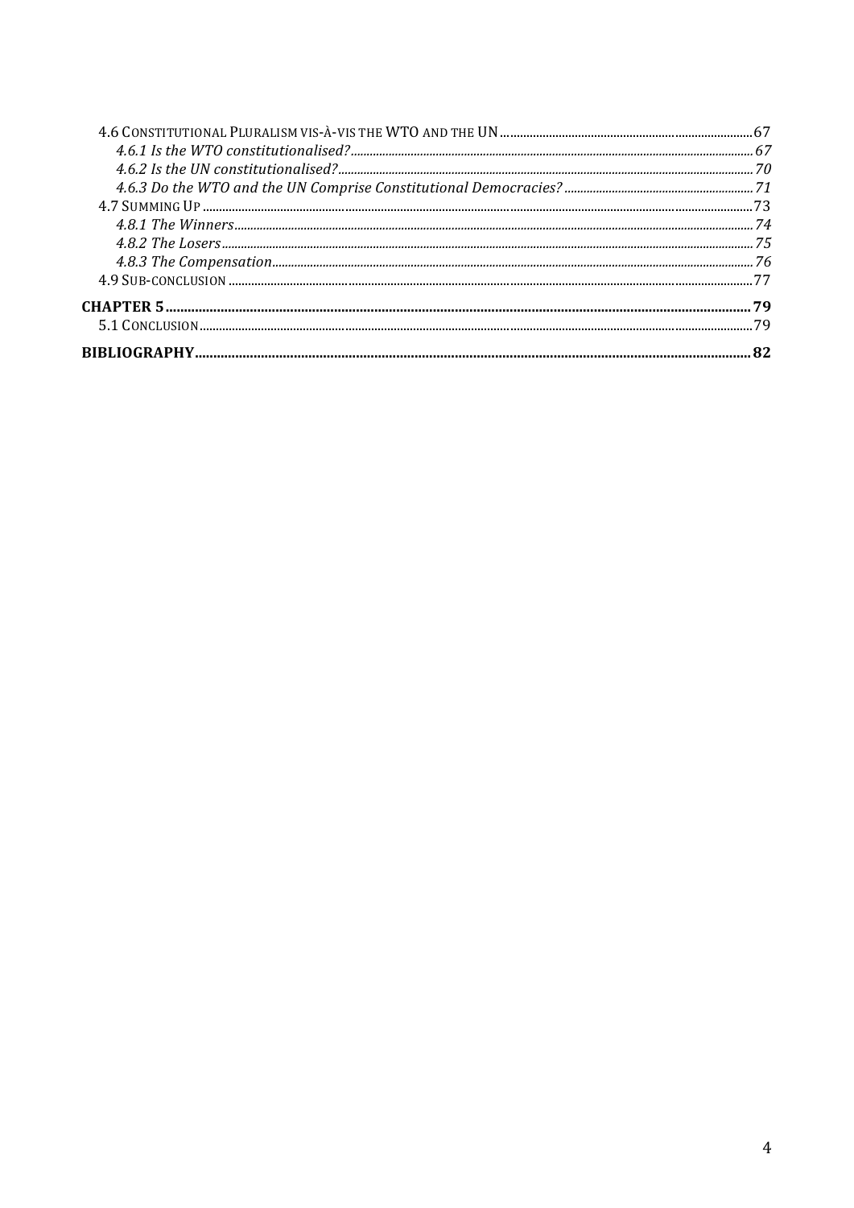4.6 Constitutional Pluralism vis-à-vis the WTO and the UN ........ 67

*4.6.1 Is the WTO constitutionalised?* ........ 67

*4.6.2 Is the UN constitutionalised?* ........ 70

*4.6.3 Do the WTO and the UN Comprise Constitutional Democracies?* ........ 71

4.7 Summing Up ........ 73

*4.8.1 The Winners* ........ 74

*4.8.2 The Losers* ........ 75

*4.8.3 The Compensation* ........ 76

4.9 Sub-conclusion ........ 77

**CHAPTER 5** ........ **79**

5.1 Conclusion ........ 79

**BIBLIOGRAPHY** ........ **82**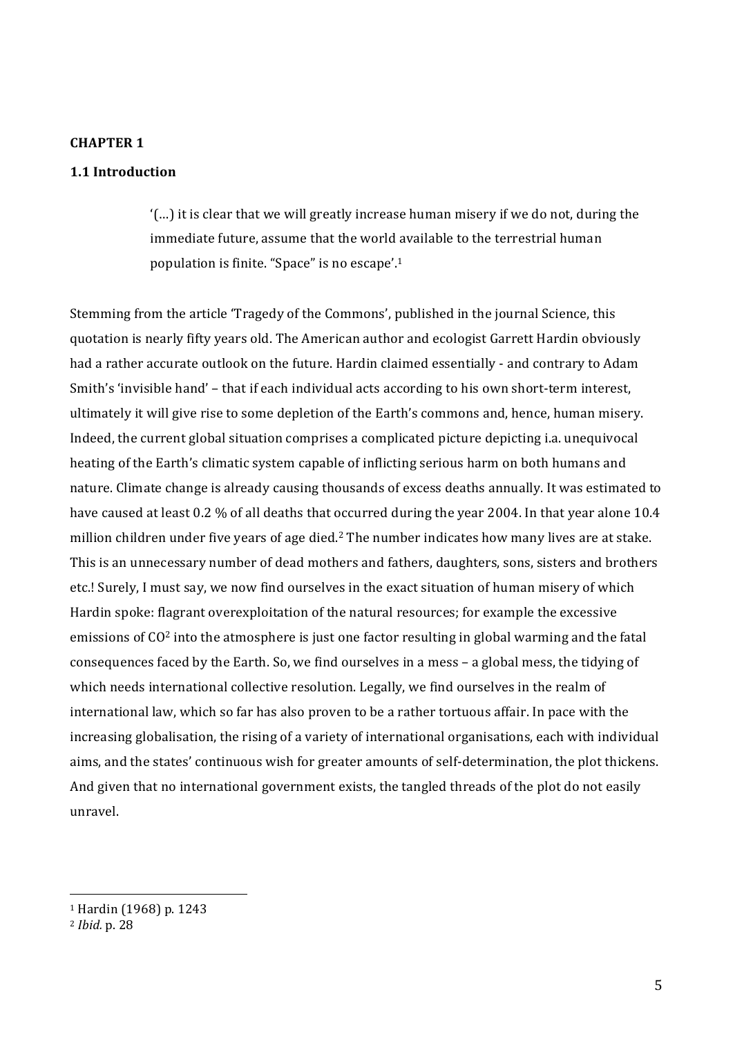**CHAPTER 1**

**1.1 Introduction**

> '(…) it is clear that we will greatly increase human misery if we do not, during the immediate future, assume that the world available to the terrestrial human population is finite. "Space" is no escape'.[1]

Stemming from the article 'Tragedy of the Commons', published in the journal Science, this quotation is nearly fifty years old. The American author and ecologist Garrett Hardin obviously had a rather accurate outlook on the future. Hardin claimed essentially - and contrary to Adam Smith's 'invisible hand' – that if each individual acts according to his own short-term interest, ultimately it will give rise to some depletion of the Earth's commons and, hence, human misery. Indeed, the current global situation comprises a complicated picture depicting i.a. unequivocal heating of the Earth's climatic system capable of inflicting serious harm on both humans and nature. Climate change is already causing thousands of excess deaths annually. It was estimated to have caused at least 0.2 % of all deaths that occurred during the year 2004. In that year alone 10.4 million children under five years of age died.[2] The number indicates how many lives are at stake. This is an unnecessary number of dead mothers and fathers, daughters, sons, sisters and brothers etc.! Surely, I must say, we now find ourselves in the exact situation of human misery of which Hardin spoke: flagrant overexploitation of the natural resources; for example the excessive emissions of $CO^2$ into the atmosphere is just one factor resulting in global warming and the fatal consequences faced by the Earth. So, we find ourselves in a mess – a global mess, the tidying of which needs international collective resolution. Legally, we find ourselves in the realm of international law, which so far has also proven to be a rather tortuous affair. In pace with the increasing globalisation, the rising of a variety of international organisations, each with individual aims, and the states' continuous wish for greater amounts of self-determination, the plot thickens. And given that no international government exists, the tangled threads of the plot do not easily unravel.

---

[1] Hardin (1968) p. 1243

[2] *Ibid.* p. 28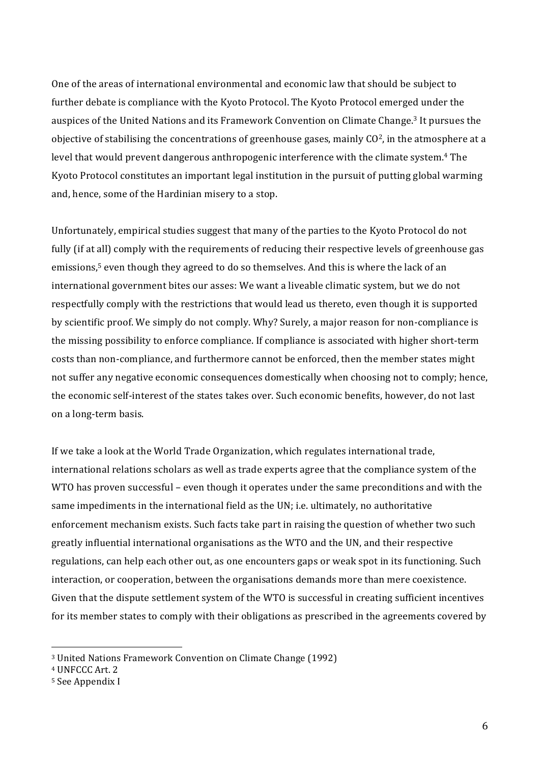One of the areas of international environmental and economic law that should be subject to further debate is compliance with the Kyoto Protocol. The Kyoto Protocol emerged under the auspices of the United Nations and its Framework Convention on Climate Change.[3] It pursues the objective of stabilising the concentrations of greenhouse gases, mainly $CO^2$, in the atmosphere at a level that would prevent dangerous anthropogenic interference with the climate system.[4] The Kyoto Protocol constitutes an important legal institution in the pursuit of putting global warming and, hence, some of the Hardinian misery to a stop.

Unfortunately, empirical studies suggest that many of the parties to the Kyoto Protocol do not fully (if at all) comply with the requirements of reducing their respective levels of greenhouse gas emissions,[5] even though they agreed to do so themselves. And this is where the lack of an international government bites our asses: We want a liveable climatic system, but we do not respectfully comply with the restrictions that would lead us thereto, even though it is supported by scientific proof. We simply do not comply. Why? Surely, a major reason for non-compliance is the missing possibility to enforce compliance. If compliance is associated with higher short-term costs than non-compliance, and furthermore cannot be enforced, then the member states might not suffer any negative economic consequences domestically when choosing not to comply; hence, the economic self-interest of the states takes over. Such economic benefits, however, do not last on a long-term basis.

If we take a look at the World Trade Organization, which regulates international trade, international relations scholars as well as trade experts agree that the compliance system of the WTO has proven successful – even though it operates under the same preconditions and with the same impediments in the international field as the UN; i.e. ultimately, no authoritative enforcement mechanism exists. Such facts take part in raising the question of whether two such greatly influential international organisations as the WTO and the UN, and their respective regulations, can help each other out, as one encounters gaps or weak spot in its functioning. Such interaction, or cooperation, between the organisations demands more than mere coexistence. Given that the dispute settlement system of the WTO is successful in creating sufficient incentives for its member states to comply with their obligations as prescribed in the agreements covered by

---

[3] United Nations Framework Convention on Climate Change (1992)

[4] UNFCCC Art. 2

[5] See Appendix I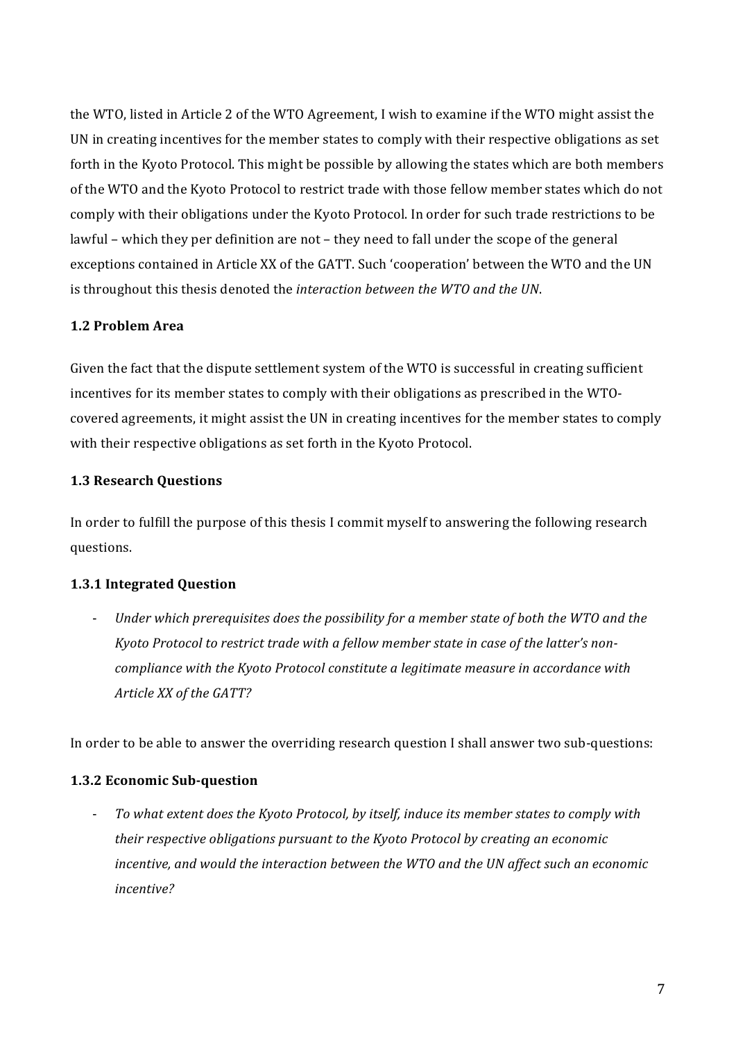the WTO, listed in Article 2 of the WTO Agreement, I wish to examine if the WTO might assist the UN in creating incentives for the member states to comply with their respective obligations as set forth in the Kyoto Protocol. This might be possible by allowing the states which are both members of the WTO and the Kyoto Protocol to restrict trade with those fellow member states which do not comply with their obligations under the Kyoto Protocol. In order for such trade restrictions to be lawful – which they per definition are not – they need to fall under the scope of the general exceptions contained in Article XX of the GATT. Such 'cooperation' between the WTO and the UN is throughout this thesis denoted the *interaction between the WTO and the UN*.

### 1.2 Problem Area

Given the fact that the dispute settlement system of the WTO is successful in creating sufficient incentives for its member states to comply with their obligations as prescribed in the WTO-covered agreements, it might assist the UN in creating incentives for the member states to comply with their respective obligations as set forth in the Kyoto Protocol.

### 1.3 Research Questions

In order to fulfill the purpose of this thesis I commit myself to answering the following research questions.

#### 1.3.1 Integrated Question

- *Under which prerequisites does the possibility for a member state of both the WTO and the Kyoto Protocol to restrict trade with a fellow member state in case of the latter's non-compliance with the Kyoto Protocol constitute a legitimate measure in accordance with Article XX of the GATT?*

In order to be able to answer the overriding research question I shall answer two sub-questions:

#### 1.3.2 Economic Sub-question

- *To what extent does the Kyoto Protocol, by itself, induce its member states to comply with their respective obligations pursuant to the Kyoto Protocol by creating an economic incentive, and would the interaction between the WTO and the UN affect such an economic incentive?*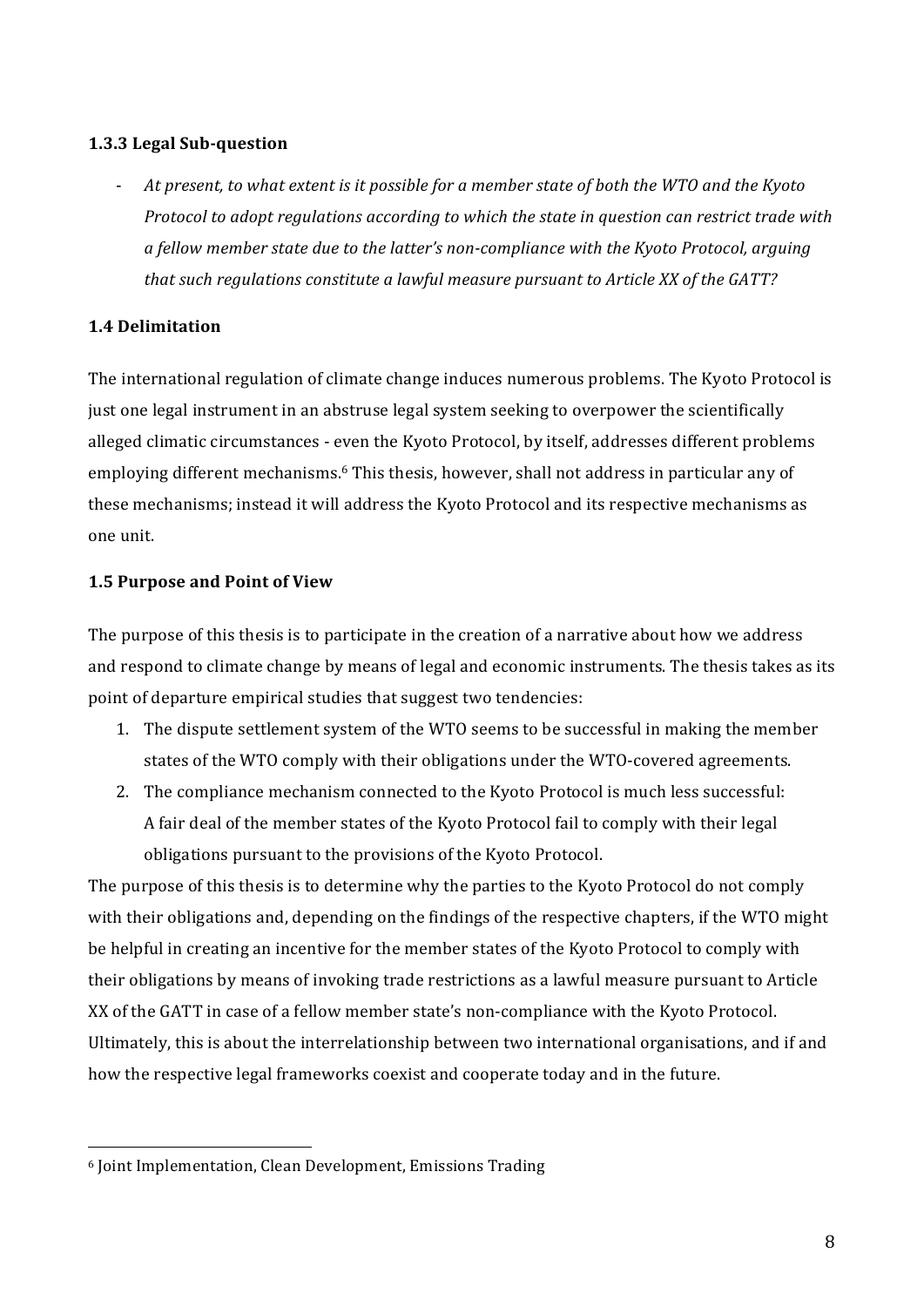### 1.3.3 Legal Sub-question

- *At present, to what extent is it possible for a member state of both the WTO and the Kyoto Protocol to adopt regulations according to which the state in question can restrict trade with a fellow member state due to the latter's non-compliance with the Kyoto Protocol, arguing that such regulations constitute a lawful measure pursuant to Article XX of the GATT?*

### 1.4 Delimitation

The international regulation of climate change induces numerous problems. The Kyoto Protocol is just one legal instrument in an abstruse legal system seeking to overpower the scientifically alleged climatic circumstances - even the Kyoto Protocol, by itself, addresses different problems employing different mechanisms.[6] This thesis, however, shall not address in particular any of these mechanisms; instead it will address the Kyoto Protocol and its respective mechanisms as one unit.

### 1.5 Purpose and Point of View

The purpose of this thesis is to participate in the creation of a narrative about how we address and respond to climate change by means of legal and economic instruments. The thesis takes as its point of departure empirical studies that suggest two tendencies:

1. The dispute settlement system of the WTO seems to be successful in making the member states of the WTO comply with their obligations under the WTO-covered agreements.
2. The compliance mechanism connected to the Kyoto Protocol is much less successful: A fair deal of the member states of the Kyoto Protocol fail to comply with their legal obligations pursuant to the provisions of the Kyoto Protocol.

The purpose of this thesis is to determine why the parties to the Kyoto Protocol do not comply with their obligations and, depending on the findings of the respective chapters, if the WTO might be helpful in creating an incentive for the member states of the Kyoto Protocol to comply with their obligations by means of invoking trade restrictions as a lawful measure pursuant to Article XX of the GATT in case of a fellow member state's non-compliance with the Kyoto Protocol. Ultimately, this is about the interrelationship between two international organisations, and if and how the respective legal frameworks coexist and cooperate today and in the future.

---

[6] Joint Implementation, Clean Development, Emissions Trading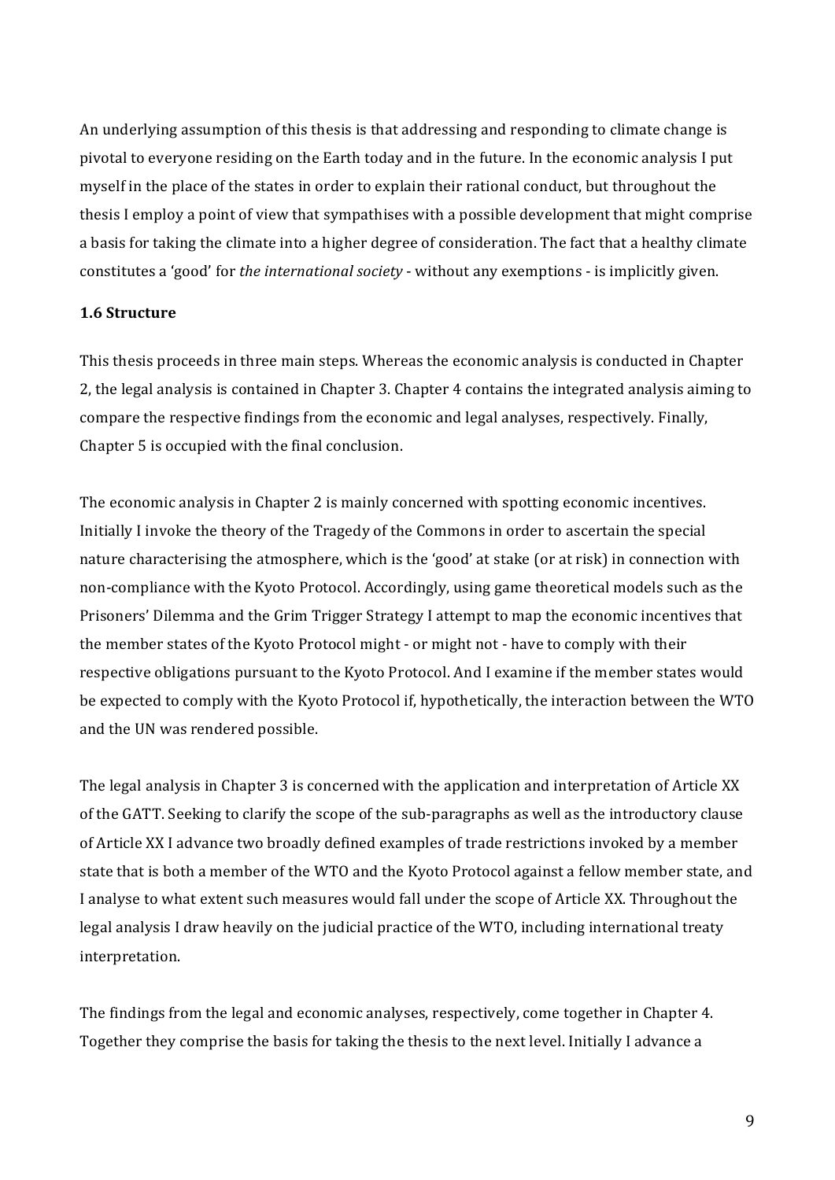An underlying assumption of this thesis is that addressing and responding to climate change is pivotal to everyone residing on the Earth today and in the future. In the economic analysis I put myself in the place of the states in order to explain their rational conduct, but throughout the thesis I employ a point of view that sympathises with a possible development that might comprise a basis for taking the climate into a higher degree of consideration. The fact that a healthy climate constitutes a 'good' for *the international society* - without any exemptions - is implicitly given.

### 1.6 Structure

This thesis proceeds in three main steps. Whereas the economic analysis is conducted in Chapter 2, the legal analysis is contained in Chapter 3. Chapter 4 contains the integrated analysis aiming to compare the respective findings from the economic and legal analyses, respectively. Finally, Chapter 5 is occupied with the final conclusion.

The economic analysis in Chapter 2 is mainly concerned with spotting economic incentives. Initially I invoke the theory of the Tragedy of the Commons in order to ascertain the special nature characterising the atmosphere, which is the 'good' at stake (or at risk) in connection with non-compliance with the Kyoto Protocol. Accordingly, using game theoretical models such as the Prisoners' Dilemma and the Grim Trigger Strategy I attempt to map the economic incentives that the member states of the Kyoto Protocol might - or might not - have to comply with their respective obligations pursuant to the Kyoto Protocol. And I examine if the member states would be expected to comply with the Kyoto Protocol if, hypothetically, the interaction between the WTO and the UN was rendered possible.

The legal analysis in Chapter 3 is concerned with the application and interpretation of Article XX of the GATT. Seeking to clarify the scope of the sub-paragraphs as well as the introductory clause of Article XX I advance two broadly defined examples of trade restrictions invoked by a member state that is both a member of the WTO and the Kyoto Protocol against a fellow member state, and I analyse to what extent such measures would fall under the scope of Article XX. Throughout the legal analysis I draw heavily on the judicial practice of the WTO, including international treaty interpretation.

The findings from the legal and economic analyses, respectively, come together in Chapter 4. Together they comprise the basis for taking the thesis to the next level. Initially I advance a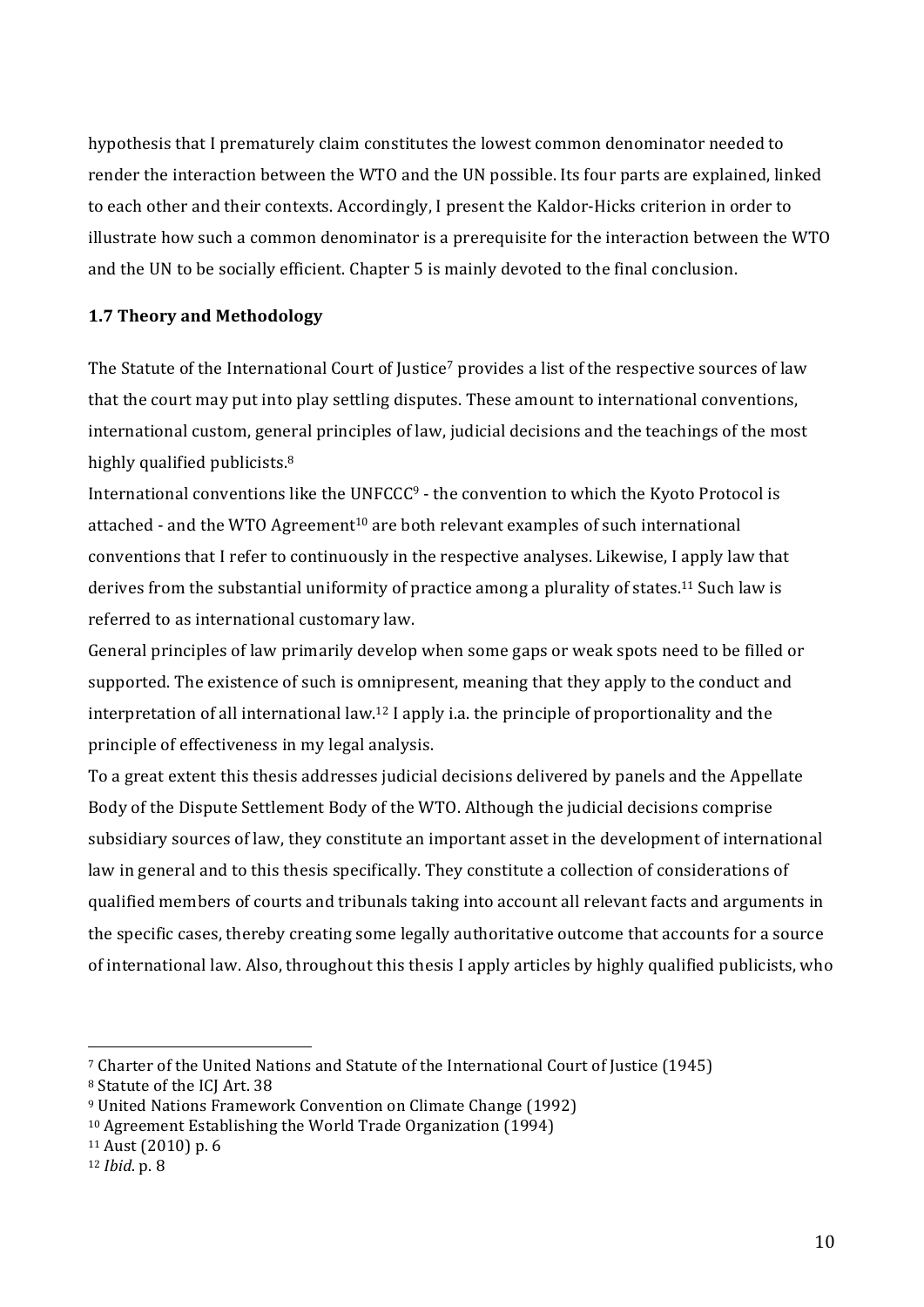hypothesis that I prematurely claim constitutes the lowest common denominator needed to render the interaction between the WTO and the UN possible. Its four parts are explained, linked to each other and their contexts. Accordingly, I present the Kaldor-Hicks criterion in order to illustrate how such a common denominator is a prerequisite for the interaction between the WTO and the UN to be socially efficient. Chapter 5 is mainly devoted to the final conclusion.

### 1.7 Theory and Methodology

The Statute of the International Court of Justice[7] provides a list of the respective sources of law that the court may put into play settling disputes. These amount to international conventions, international custom, general principles of law, judicial decisions and the teachings of the most highly qualified publicists.[8]

International conventions like the UNFCCC[9] - the convention to which the Kyoto Protocol is attached - and the WTO Agreement[10] are both relevant examples of such international conventions that I refer to continuously in the respective analyses. Likewise, I apply law that derives from the substantial uniformity of practice among a plurality of states.[11] Such law is referred to as international customary law.

General principles of law primarily develop when some gaps or weak spots need to be filled or supported. The existence of such is omnipresent, meaning that they apply to the conduct and interpretation of all international law.[12] I apply i.a. the principle of proportionality and the principle of effectiveness in my legal analysis.

To a great extent this thesis addresses judicial decisions delivered by panels and the Appellate Body of the Dispute Settlement Body of the WTO. Although the judicial decisions comprise subsidiary sources of law, they constitute an important asset in the development of international law in general and to this thesis specifically. They constitute a collection of considerations of qualified members of courts and tribunals taking into account all relevant facts and arguments in the specific cases, thereby creating some legally authoritative outcome that accounts for a source of international law. Also, throughout this thesis I apply articles by highly qualified publicists, who

---

[7] Charter of the United Nations and Statute of the International Court of Justice (1945)

[8] Statute of the ICJ Art. 38

[9] United Nations Framework Convention on Climate Change (1992)

[10] Agreement Establishing the World Trade Organization (1994)

[11] Aust (2010) p. 6

[12] *Ibid*. p. 8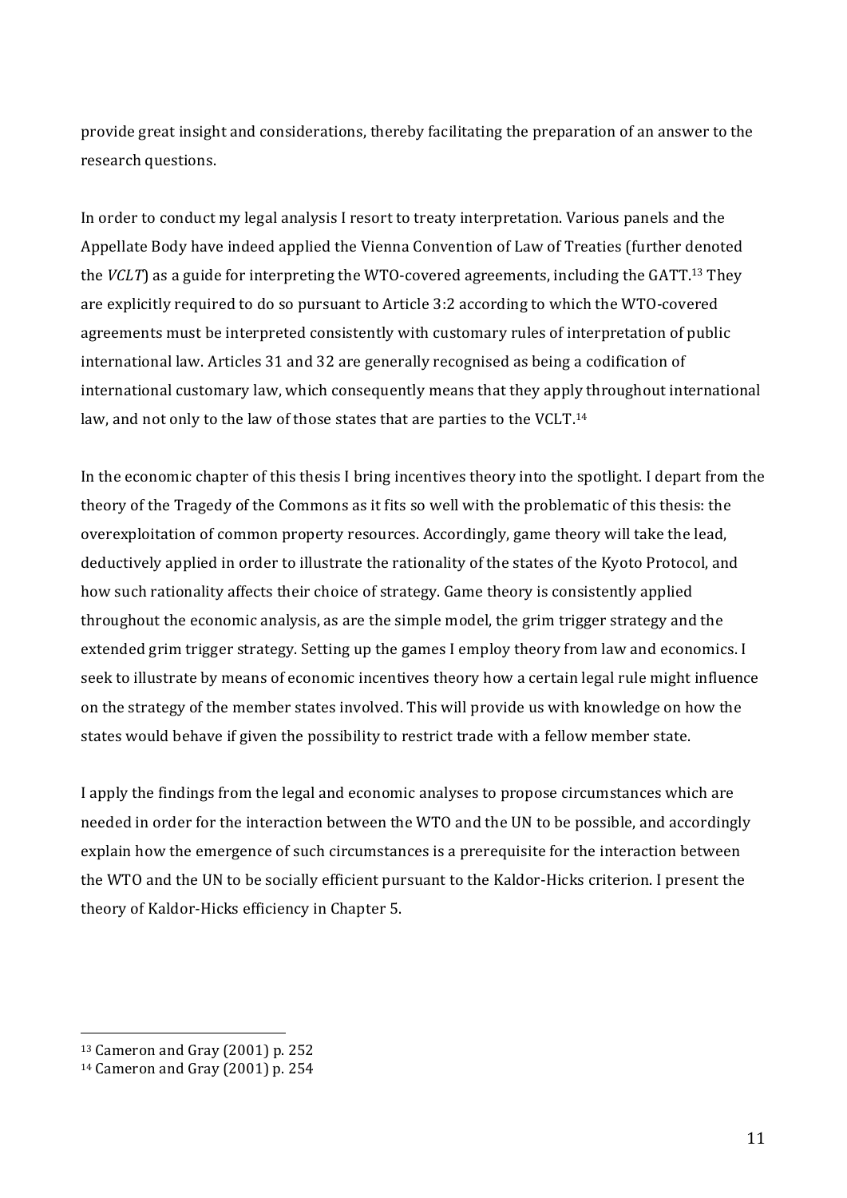provide great insight and considerations, thereby facilitating the preparation of an answer to the research questions.

In order to conduct my legal analysis I resort to treaty interpretation. Various panels and the Appellate Body have indeed applied the Vienna Convention of Law of Treaties (further denoted the *VCLT*) as a guide for interpreting the WTO-covered agreements, including the GATT.[13] They are explicitly required to do so pursuant to Article 3:2 according to which the WTO-covered agreements must be interpreted consistently with customary rules of interpretation of public international law. Articles 31 and 32 are generally recognised as being a codification of international customary law, which consequently means that they apply throughout international law, and not only to the law of those states that are parties to the VCLT.[14]

In the economic chapter of this thesis I bring incentives theory into the spotlight. I depart from the theory of the Tragedy of the Commons as it fits so well with the problematic of this thesis: the overexploitation of common property resources. Accordingly, game theory will take the lead, deductively applied in order to illustrate the rationality of the states of the Kyoto Protocol, and how such rationality affects their choice of strategy. Game theory is consistently applied throughout the economic analysis, as are the simple model, the grim trigger strategy and the extended grim trigger strategy. Setting up the games I employ theory from law and economics. I seek to illustrate by means of economic incentives theory how a certain legal rule might influence on the strategy of the member states involved. This will provide us with knowledge on how the states would behave if given the possibility to restrict trade with a fellow member state.

I apply the findings from the legal and economic analyses to propose circumstances which are needed in order for the interaction between the WTO and the UN to be possible, and accordingly explain how the emergence of such circumstances is a prerequisite for the interaction between the WTO and the UN to be socially efficient pursuant to the Kaldor-Hicks criterion. I present the theory of Kaldor-Hicks efficiency in Chapter 5.

---

[13] Cameron and Gray (2001) p. 252

[14] Cameron and Gray (2001) p. 254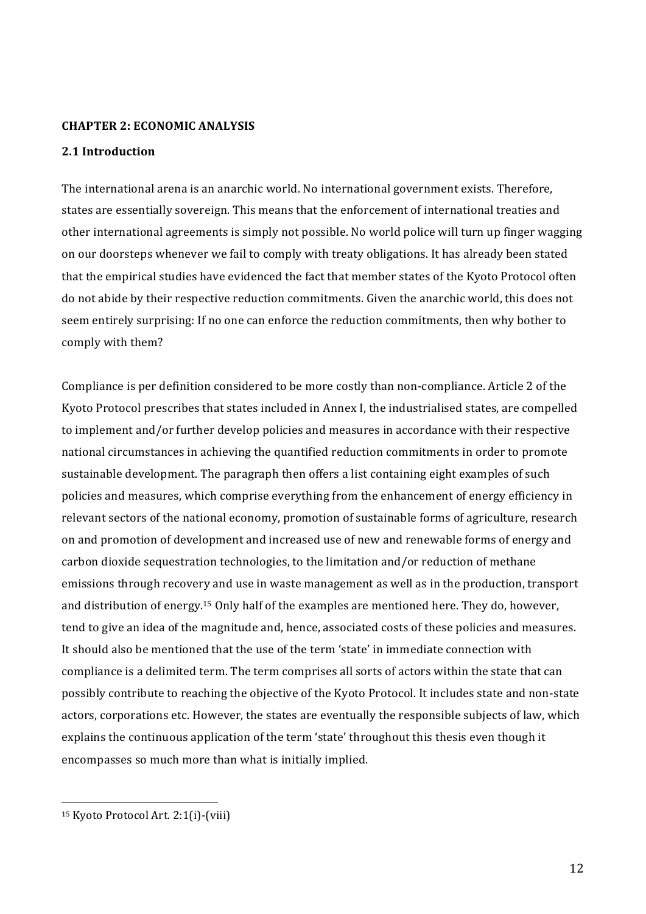**CHAPTER 2: ECONOMIC ANALYSIS**

**2.1 Introduction**

The international arena is an anarchic world. No international government exists. Therefore, states are essentially sovereign. This means that the enforcement of international treaties and other international agreements is simply not possible. No world police will turn up finger wagging on our doorsteps whenever we fail to comply with treaty obligations. It has already been stated that the empirical studies have evidenced the fact that member states of the Kyoto Protocol often do not abide by their respective reduction commitments. Given the anarchic world, this does not seem entirely surprising: If no one can enforce the reduction commitments, then why bother to comply with them?

Compliance is per definition considered to be more costly than non-compliance. Article 2 of the Kyoto Protocol prescribes that states included in Annex I, the industrialised states, are compelled to implement and/or further develop policies and measures in accordance with their respective national circumstances in achieving the quantified reduction commitments in order to promote sustainable development. The paragraph then offers a list containing eight examples of such policies and measures, which comprise everything from the enhancement of energy efficiency in relevant sectors of the national economy, promotion of sustainable forms of agriculture, research on and promotion of development and increased use of new and renewable forms of energy and carbon dioxide sequestration technologies, to the limitation and/or reduction of methane emissions through recovery and use in waste management as well as in the production, transport and distribution of energy.[15] Only half of the examples are mentioned here. They do, however, tend to give an idea of the magnitude and, hence, associated costs of these policies and measures. It should also be mentioned that the use of the term 'state' in immediate connection with compliance is a delimited term. The term comprises all sorts of actors within the state that can possibly contribute to reaching the objective of the Kyoto Protocol. It includes state and non-state actors, corporations etc. However, the states are eventually the responsible subjects of law, which explains the continuous application of the term 'state' throughout this thesis even though it encompasses so much more than what is initially implied.

---

[15] Kyoto Protocol Art. 2:1(i)-(viii)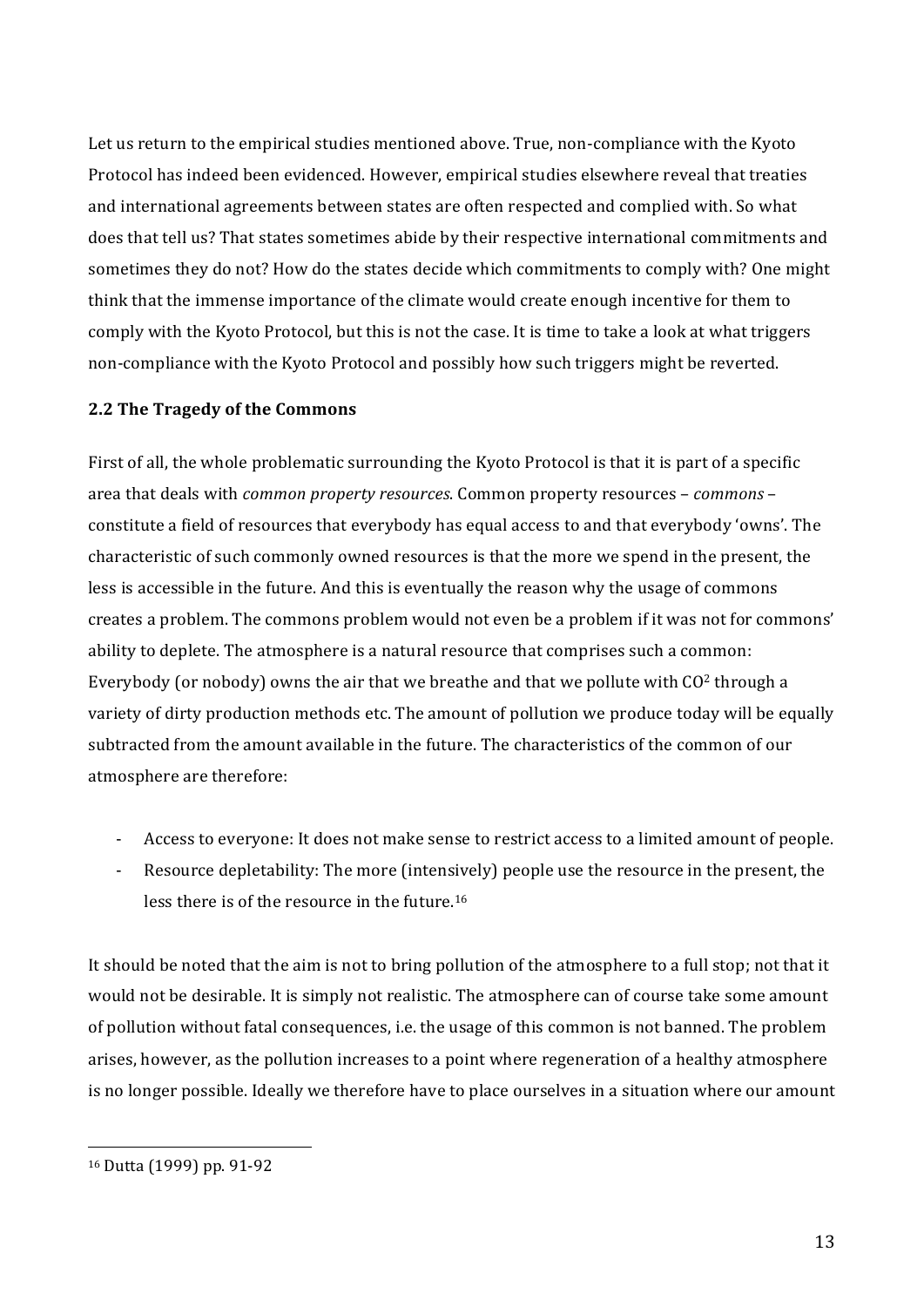Let us return to the empirical studies mentioned above. True, non-compliance with the Kyoto Protocol has indeed been evidenced. However, empirical studies elsewhere reveal that treaties and international agreements between states are often respected and complied with. So what does that tell us? That states sometimes abide by their respective international commitments and sometimes they do not? How do the states decide which commitments to comply with? One might think that the immense importance of the climate would create enough incentive for them to comply with the Kyoto Protocol, but this is not the case. It is time to take a look at what triggers non-compliance with the Kyoto Protocol and possibly how such triggers might be reverted.

### 2.2 The Tragedy of the Commons

First of all, the whole problematic surrounding the Kyoto Protocol is that it is part of a specific area that deals with *common property resources*. Common property resources – *commons* – constitute a field of resources that everybody has equal access to and that everybody 'owns'. The characteristic of such commonly owned resources is that the more we spend in the present, the less is accessible in the future. And this is eventually the reason why the usage of commons creates a problem. The commons problem would not even be a problem if it was not for commons' ability to deplete. The atmosphere is a natural resource that comprises such a common: Everybody (or nobody) owns the air that we breathe and that we pollute with $CO^2$ through a variety of dirty production methods etc. The amount of pollution we produce today will be equally subtracted from the amount available in the future. The characteristics of the common of our atmosphere are therefore:

- Access to everyone: It does not make sense to restrict access to a limited amount of people.
- Resource depletability: The more (intensively) people use the resource in the present, the less there is of the resource in the future.[16]

It should be noted that the aim is not to bring pollution of the atmosphere to a full stop; not that it would not be desirable. It is simply not realistic. The atmosphere can of course take some amount of pollution without fatal consequences, i.e. the usage of this common is not banned. The problem arises, however, as the pollution increases to a point where regeneration of a healthy atmosphere is no longer possible. Ideally we therefore have to place ourselves in a situation where our amount

[16] Dutta (1999) pp. 91-92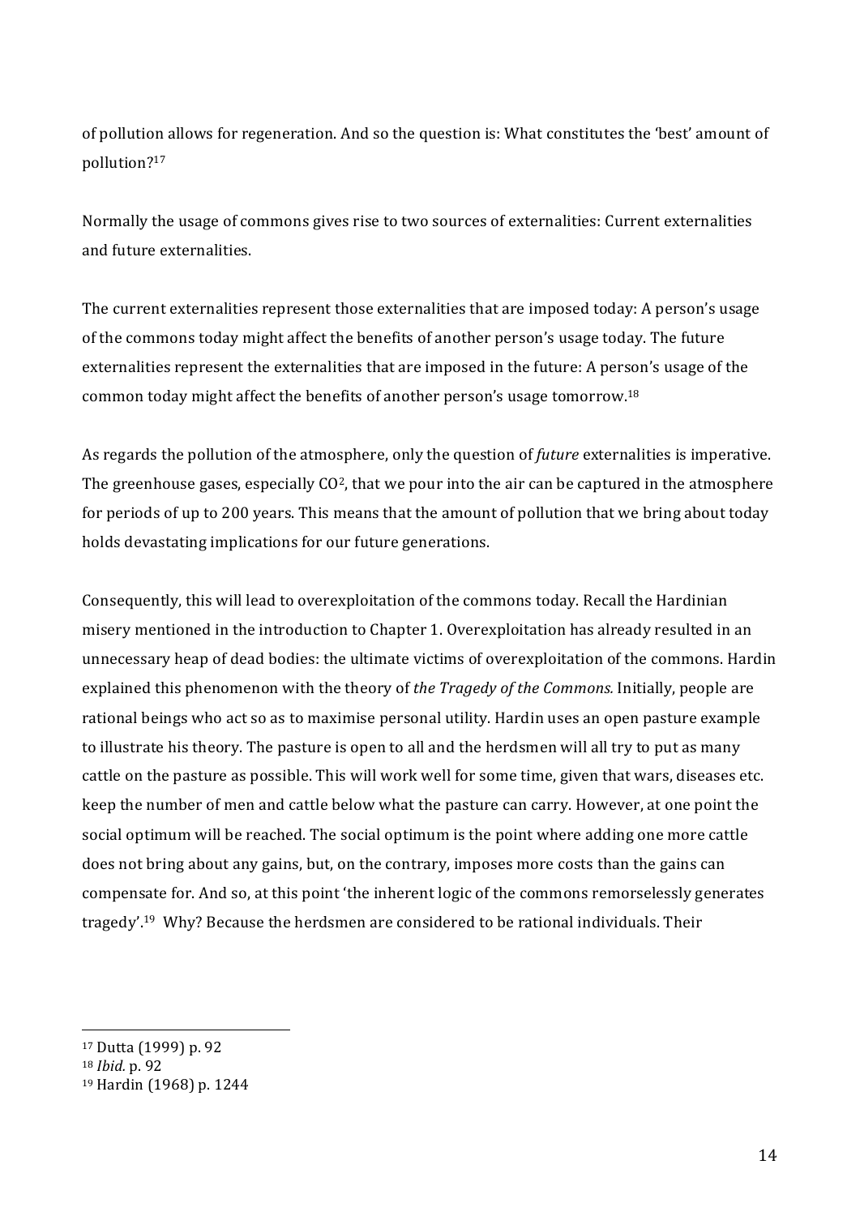of pollution allows for regeneration. And so the question is: What constitutes the 'best' amount of pollution?[17]

Normally the usage of commons gives rise to two sources of externalities: Current externalities and future externalities.

The current externalities represent those externalities that are imposed today: A person's usage of the commons today might affect the benefits of another person's usage today. The future externalities represent the externalities that are imposed in the future: A person's usage of the common today might affect the benefits of another person's usage tomorrow.[18]

As regards the pollution of the atmosphere, only the question of *future* externalities is imperative. The greenhouse gases, especially $CO^2$, that we pour into the air can be captured in the atmosphere for periods of up to 200 years. This means that the amount of pollution that we bring about today holds devastating implications for our future generations.

Consequently, this will lead to overexploitation of the commons today. Recall the Hardinian misery mentioned in the introduction to Chapter 1. Overexploitation has already resulted in an unnecessary heap of dead bodies: the ultimate victims of overexploitation of the commons. Hardin explained this phenomenon with the theory of *the Tragedy of the Commons*. Initially, people are rational beings who act so as to maximise personal utility. Hardin uses an open pasture example to illustrate his theory. The pasture is open to all and the herdsmen will all try to put as many cattle on the pasture as possible. This will work well for some time, given that wars, diseases etc. keep the number of men and cattle below what the pasture can carry. However, at one point the social optimum will be reached. The social optimum is the point where adding one more cattle does not bring about any gains, but, on the contrary, imposes more costs than the gains can compensate for. And so, at this point 'the inherent logic of the commons remorselessly generates tragedy'.[19] Why? Because the herdsmen are considered to be rational individuals. Their

---

[17] Dutta (1999) p. 92
[18] *Ibid.* p. 92
[19] Hardin (1968) p. 1244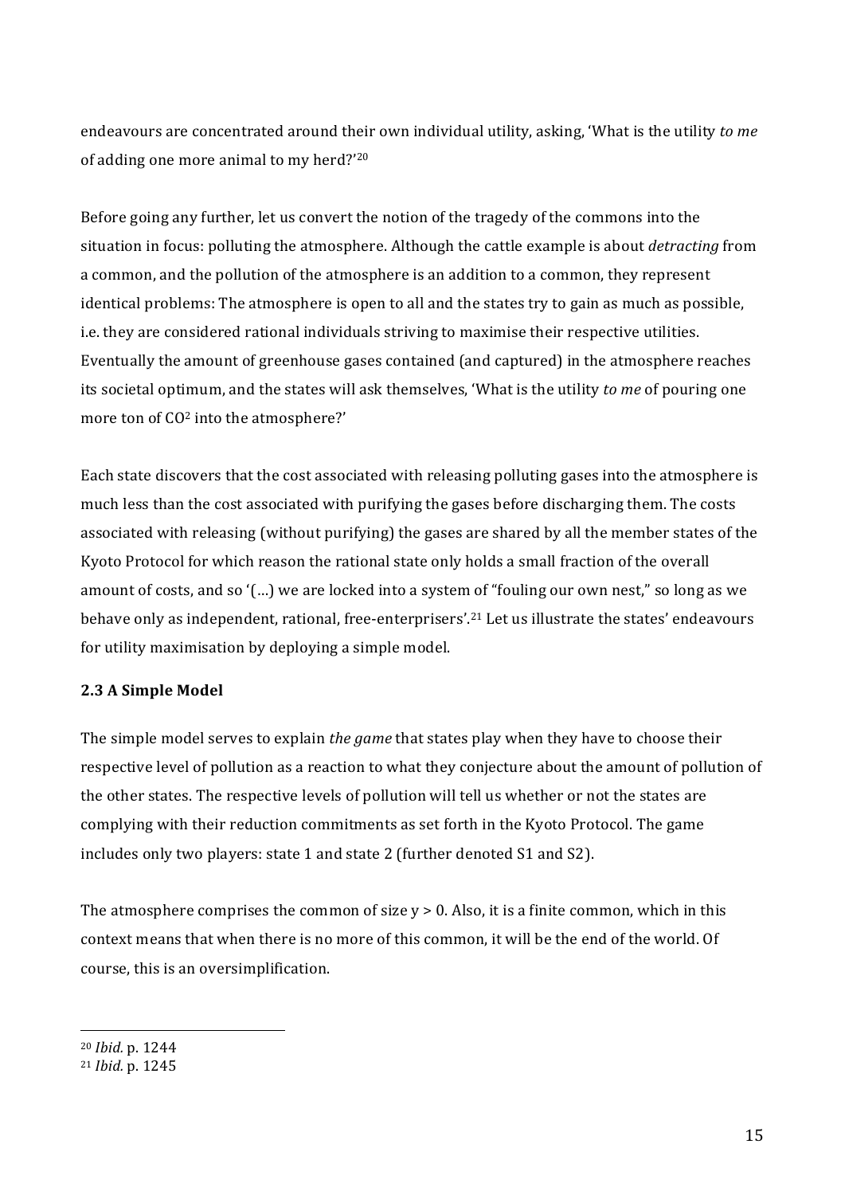endeavours are concentrated around their own individual utility, asking, 'What is the utility *to me* of adding one more animal to my herd?'[20]

Before going any further, let us convert the notion of the tragedy of the commons into the situation in focus: polluting the atmosphere. Although the cattle example is about *detracting* from a common, and the pollution of the atmosphere is an addition to a common, they represent identical problems: The atmosphere is open to all and the states try to gain as much as possible, i.e. they are considered rational individuals striving to maximise their respective utilities. Eventually the amount of greenhouse gases contained (and captured) in the atmosphere reaches its societal optimum, and the states will ask themselves, 'What is the utility *to me* of pouring one more ton of $CO^2$ into the atmosphere?'

Each state discovers that the cost associated with releasing polluting gases into the atmosphere is much less than the cost associated with purifying the gases before discharging them. The costs associated with releasing (without purifying) the gases are shared by all the member states of the Kyoto Protocol for which reason the rational state only holds a small fraction of the overall amount of costs, and so '(…) we are locked into a system of "fouling our own nest," so long as we behave only as independent, rational, free-enterprisers'.[21] Let us illustrate the states' endeavours for utility maximisation by deploying a simple model.

### 2.3 A Simple Model

The simple model serves to explain *the game* that states play when they have to choose their respective level of pollution as a reaction to what they conjecture about the amount of pollution of the other states. The respective levels of pollution will tell us whether or not the states are complying with their reduction commitments as set forth in the Kyoto Protocol. The game includes only two players: state 1 and state 2 (further denoted S1 and S2).

The atmosphere comprises the common of size $y > 0$. Also, it is a finite common, which in this context means that when there is no more of this common, it will be the end of the world. Of course, this is an oversimplification.

---

[20] *Ibid.* p. 1244

[21] *Ibid.* p. 1245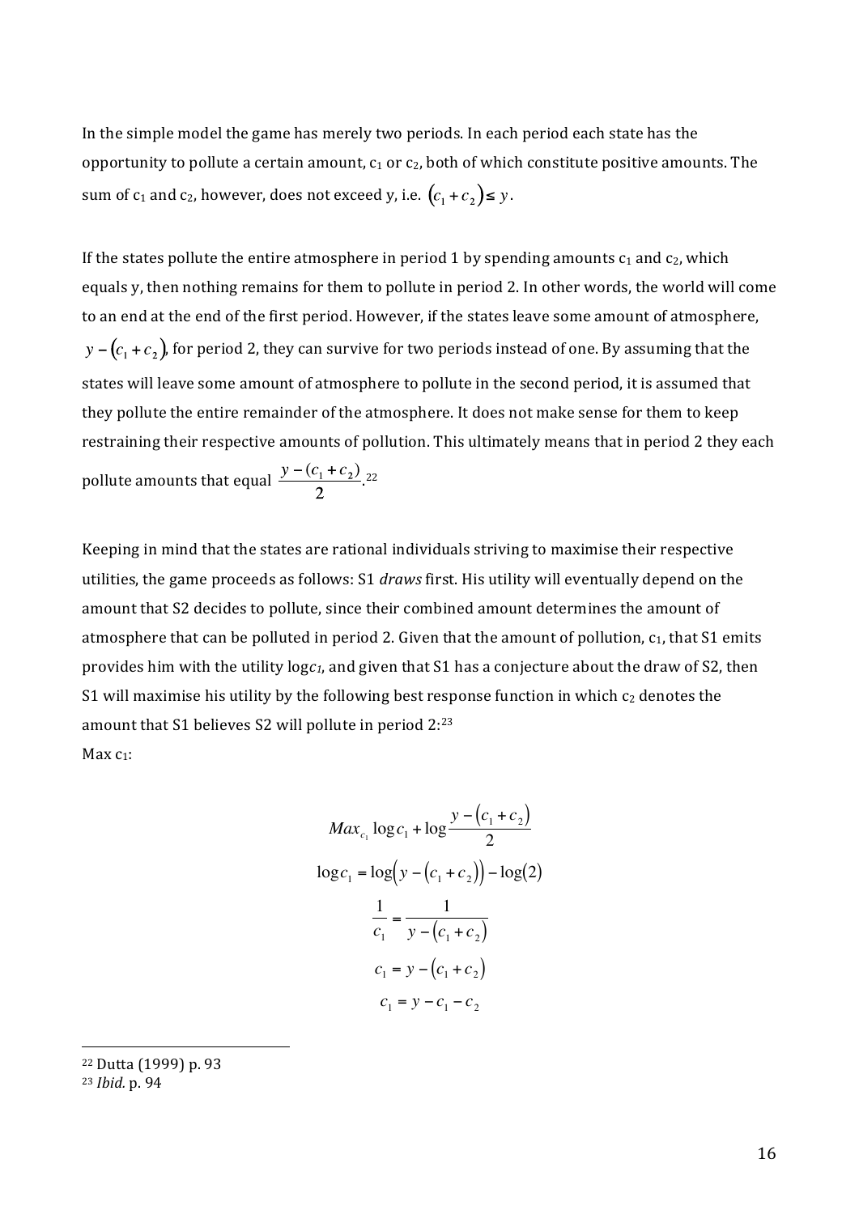In the simple model the game has merely two periods. In each period each state has the opportunity to pollute a certain amount, $c_1$ or $c_2$, both of which constitute positive amounts. The sum of $c_1$ and $c_2$, however, does not exceed y, i.e. $(c_1 + c_2) \leq y$.

If the states pollute the entire atmosphere in period 1 by spending amounts $c_1$ and $c_2$, which equals y, then nothing remains for them to pollute in period 2. In other words, the world will come to an end at the end of the first period. However, if the states leave some amount of atmosphere, $y - (c_1 + c_2)$, for period 2, they can survive for two periods instead of one. By assuming that the states will leave some amount of atmosphere to pollute in the second period, it is assumed that they pollute the entire remainder of the atmosphere. It does not make sense for them to keep restraining their respective amounts of pollution. This ultimately means that in period 2 they each pollute amounts that equal $\frac{y - (c_1 + c_2)}{2}$.[22]

Keeping in mind that the states are rational individuals striving to maximise their respective utilities, the game proceeds as follows: S1 *draws* first. His utility will eventually depend on the amount that S2 decides to pollute, since their combined amount determines the amount of atmosphere that can be polluted in period 2. Given that the amount of pollution, $c_1$, that S1 emits provides him with the utility $\log c_1$, and given that S1 has a conjecture about the draw of S2, then S1 will maximise his utility by the following best response function in which $c_2$ denotes the amount that S1 believes S2 will pollute in period 2:[23]

Max $c_1$:

$$Max_{c_1} \log c_1 + \log \frac{y - (c_1 + c_2)}{2}$$

$$\log c_1 = \log\big(y - (c_1 + c_2)\big) - \log(2)$$

$$\frac{1}{c_1} = \frac{1}{y - (c_1 + c_2)}$$

$$c_1 = y - (c_1 + c_2)$$

$$c_1 = y - c_1 - c_2$$

---

[22] Dutta (1999) p. 93

[23] *Ibid.* p. 94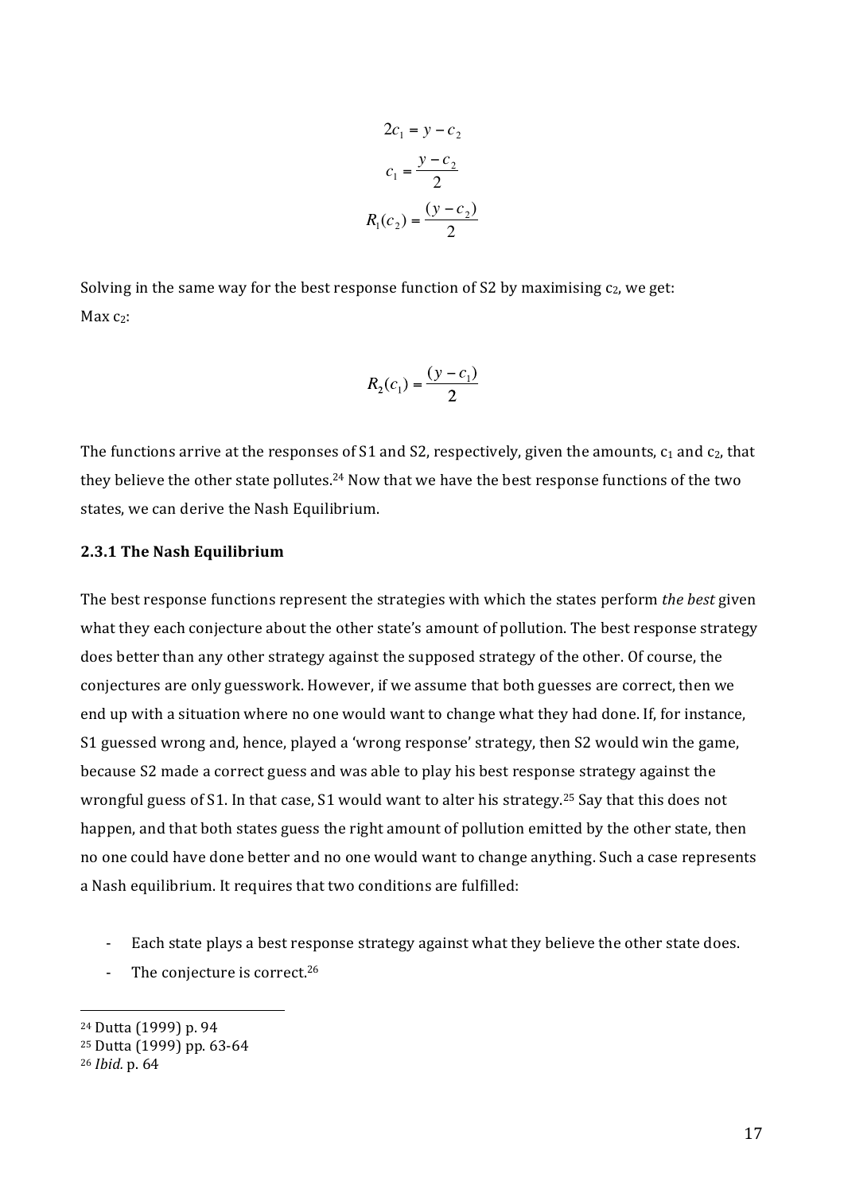$$2c_1 = y - c_2$$

$$c_1 = \frac{y - c_2}{2}$$

$$R_1(c_2) = \frac{(y - c_2)}{2}$$

Solving in the same way for the best response function of S2 by maximising $c_2$, we get:
Max $c_2$:

$$R_2(c_1) = \frac{(y - c_1)}{2}$$

The functions arrive at the responses of S1 and S2, respectively, given the amounts, $c_1$ and $c_2$, that they believe the other state pollutes.[24] Now that we have the best response functions of the two states, we can derive the Nash Equilibrium.

### 2.3.1 The Nash Equilibrium

The best response functions represent the strategies with which the states perform *the best* given what they each conjecture about the other state's amount of pollution. The best response strategy does better than any other strategy against the supposed strategy of the other. Of course, the conjectures are only guesswork. However, if we assume that both guesses are correct, then we end up with a situation where no one would want to change what they had done. If, for instance, S1 guessed wrong and, hence, played a 'wrong response' strategy, then S2 would win the game, because S2 made a correct guess and was able to play his best response strategy against the wrongful guess of S1. In that case, S1 would want to alter his strategy.[25] Say that this does not happen, and that both states guess the right amount of pollution emitted by the other state, then no one could have done better and no one would want to change anything. Such a case represents a Nash equilibrium. It requires that two conditions are fulfilled:

- Each state plays a best response strategy against what they believe the other state does.
- The conjecture is correct.[26]

---

[24] Dutta (1999) p. 94

[25] Dutta (1999) pp. 63-64

[26] *Ibid.* p. 64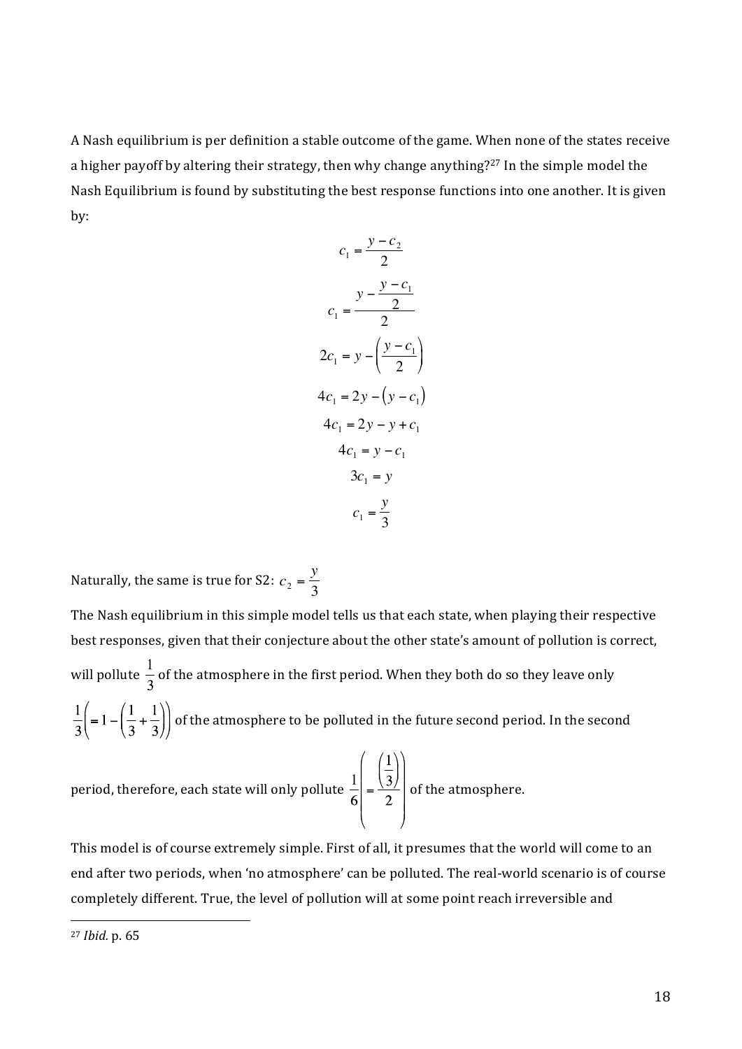A Nash equilibrium is per definition a stable outcome of the game. When none of the states receive a higher payoff by altering their strategy, then why change anything?[27] In the simple model the Nash Equilibrium is found by substituting the best response functions into one another. It is given by:

$$c_1 = \frac{y - c_2}{2}$$

$$c_1 = \frac{y - \frac{y - c_1}{2}}{2}$$

$$2c_1 = y - \left(\frac{y - c_1}{2}\right)$$

$$4c_1 = 2y - (y - c_1)$$

$$4c_1 = 2y - y + c_1$$

$$4c_1 = y - c_1$$

$$3c_1 = y$$

$$c_1 = \frac{y}{3}$$

Naturally, the same is true for S2: $c_2 = \frac{y}{3}$

The Nash equilibrium in this simple model tells us that each state, when playing their respective best responses, given that their conjecture about the other state's amount of pollution is correct, will pollute $\frac{1}{3}$ of the atmosphere in the first period. When they both do so they leave only $\frac{1}{3}\left(= 1 - \left(\frac{1}{3} + \frac{1}{3}\right)\right)$ of the atmosphere to be polluted in the future second period. In the second period, therefore, each state will only pollute $\frac{1}{6}\left(= \frac{\left(\frac{1}{3}\right)}{2}\right)$ of the atmosphere.

This model is of course extremely simple. First of all, it presumes that the world will come to an end after two periods, when 'no atmosphere' can be polluted. The real-world scenario is of course completely different. True, the level of pollution will at some point reach irreversible and

---

[27] *Ibid.* p. 65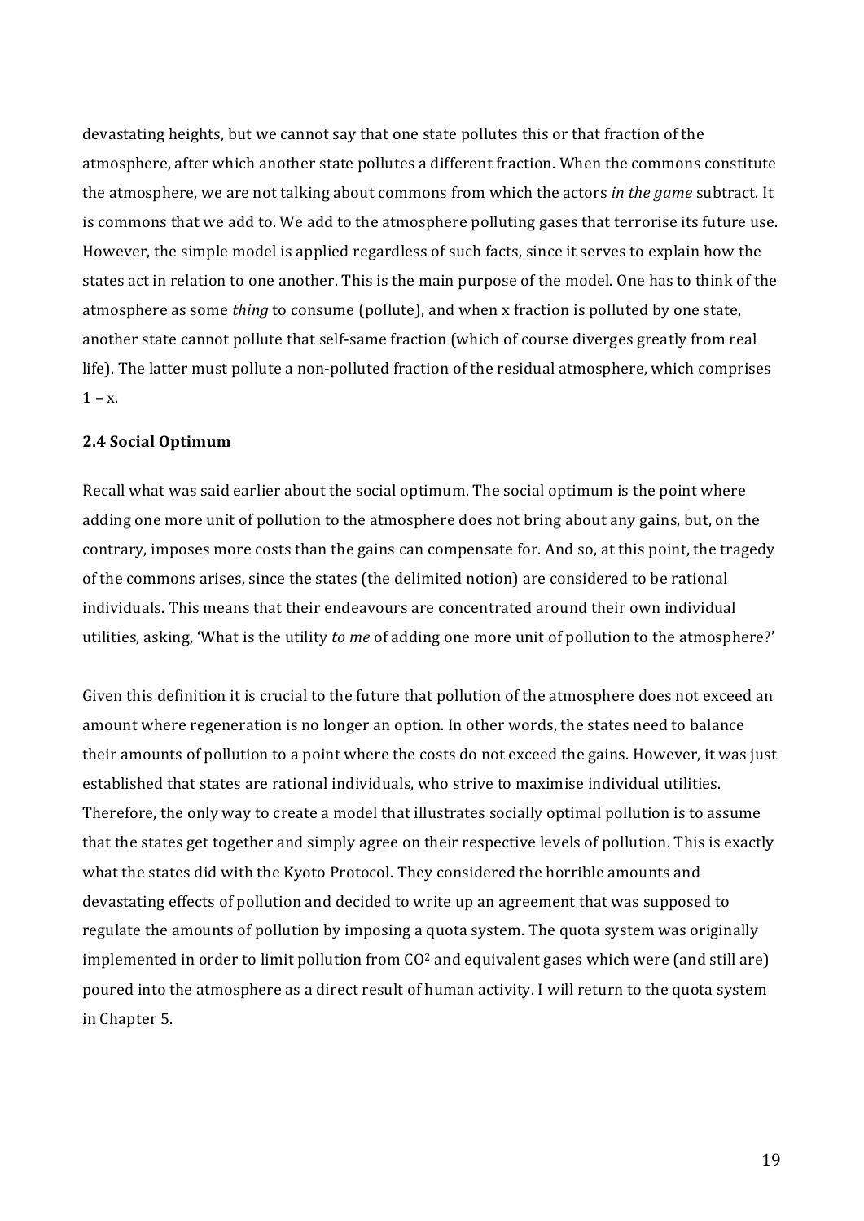devastating heights, but we cannot say that one state pollutes this or that fraction of the atmosphere, after which another state pollutes a different fraction. When the commons constitute the atmosphere, we are not talking about commons from which the actors *in the game* subtract. It is commons that we add to. We add to the atmosphere polluting gases that terrorise its future use. However, the simple model is applied regardless of such facts, since it serves to explain how the states act in relation to one another. This is the main purpose of the model. One has to think of the atmosphere as some *thing* to consume (pollute), and when x fraction is polluted by one state, another state cannot pollute that self-same fraction (which of course diverges greatly from real life). The latter must pollute a non-polluted fraction of the residual atmosphere, which comprises $1 - x$.

### 2.4 Social Optimum

Recall what was said earlier about the social optimum. The social optimum is the point where adding one more unit of pollution to the atmosphere does not bring about any gains, but, on the contrary, imposes more costs than the gains can compensate for. And so, at this point, the tragedy of the commons arises, since the states (the delimited notion) are considered to be rational individuals. This means that their endeavours are concentrated around their own individual utilities, asking, 'What is the utility *to me* of adding one more unit of pollution to the atmosphere?'

Given this definition it is crucial to the future that pollution of the atmosphere does not exceed an amount where regeneration is no longer an option. In other words, the states need to balance their amounts of pollution to a point where the costs do not exceed the gains. However, it was just established that states are rational individuals, who strive to maximise individual utilities. Therefore, the only way to create a model that illustrates socially optimal pollution is to assume that the states get together and simply agree on their respective levels of pollution. This is exactly what the states did with the Kyoto Protocol. They considered the horrible amounts and devastating effects of pollution and decided to write up an agreement that was supposed to regulate the amounts of pollution by imposing a quota system. The quota system was originally implemented in order to limit pollution from $CO^2$ and equivalent gases which were (and still are) poured into the atmosphere as a direct result of human activity. I will return to the quota system in Chapter 5.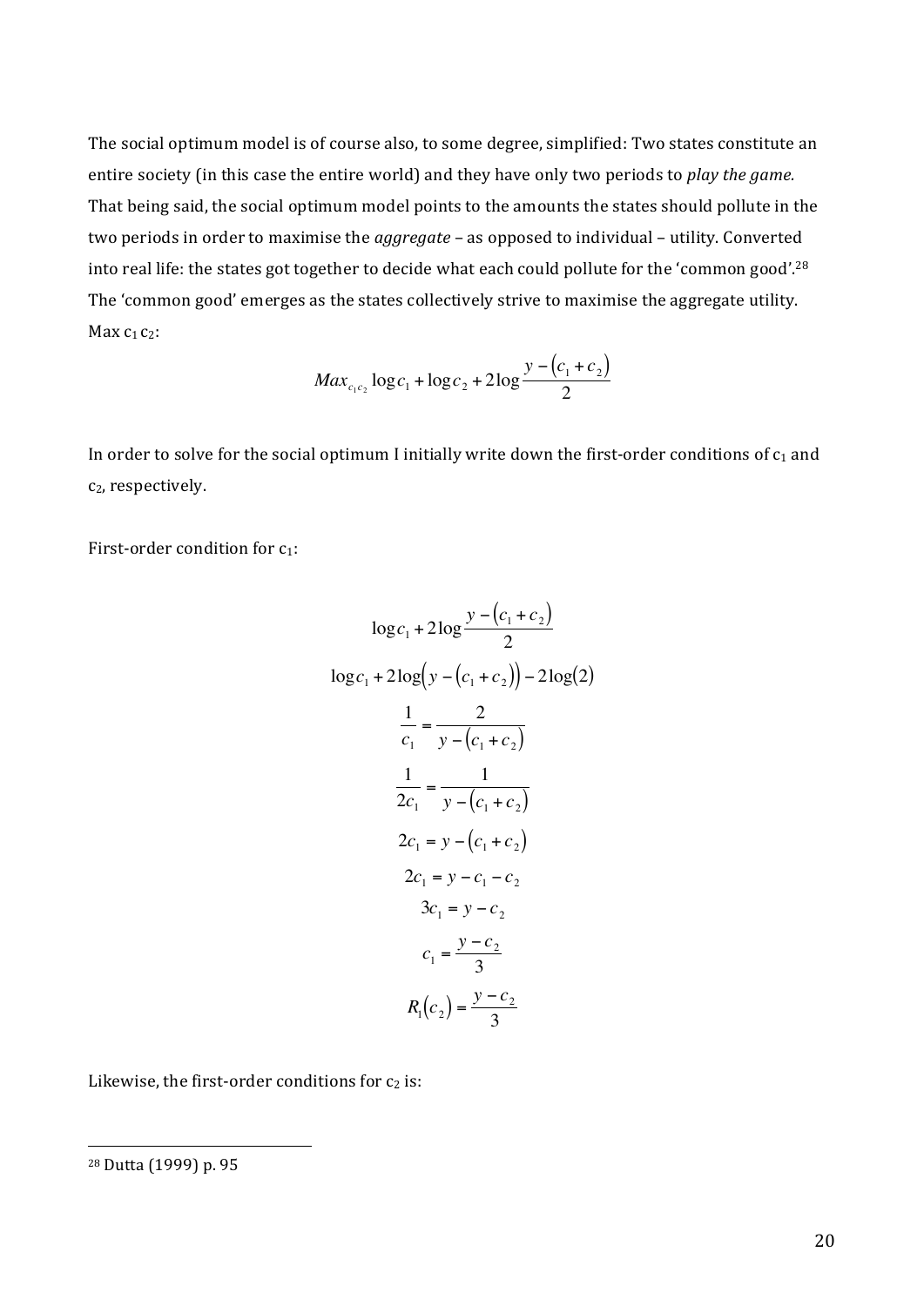The social optimum model is of course also, to some degree, simplified: Two states constitute an entire society (in this case the entire world) and they have only two periods to *play the game.* That being said, the social optimum model points to the amounts the states should pollute in the two periods in order to maximise the *aggregate* – as opposed to individual – utility. Converted into real life: the states got together to decide what each could pollute for the 'common good'.[28] The 'common good' emerges as the states collectively strive to maximise the aggregate utility. Max $c_1 c_2$:

$$Max_{c_1 c_2} \log c_1 + \log c_2 + 2\log\frac{y-(c_1+c_2)}{2}$$

In order to solve for the social optimum I initially write down the first-order conditions of $c_1$ and $c_2$, respectively.

First-order condition for $c_1$:

$$\log c_1 + 2\log\frac{y-(c_1+c_2)}{2}$$

$$\log c_1 + 2\log\left(y-(c_1+c_2)\right) - 2\log(2)$$

$$\frac{1}{c_1} = \frac{2}{y-(c_1+c_2)}$$

$$\frac{1}{2c_1} = \frac{1}{y-(c_1+c_2)}$$

$$2c_1 = y-(c_1+c_2)$$

$$2c_1 = y - c_1 - c_2$$

$$3c_1 = y - c_2$$

$$c_1 = \frac{y-c_2}{3}$$

$$R_1(c_2) = \frac{y-c_2}{3}$$

Likewise, the first-order conditions for $c_2$ is:

---

[28] Dutta (1999) p. 95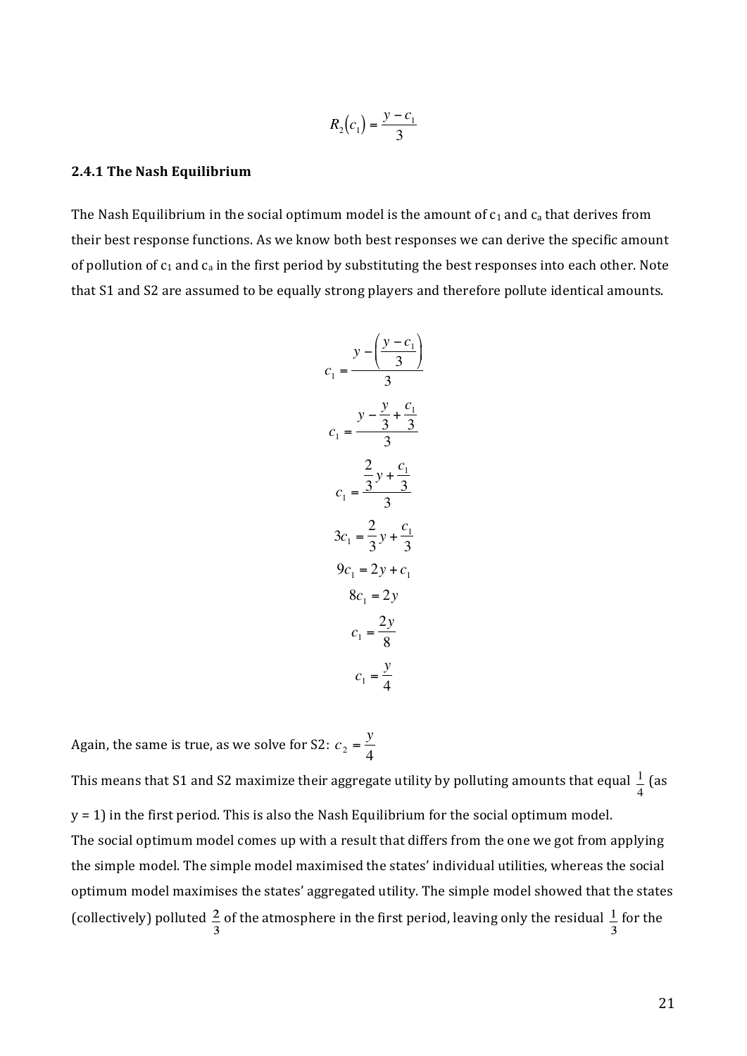$$R_2(c_1) = \frac{y - c_1}{3}$$

### 2.4.1 The Nash Equilibrium

The Nash Equilibrium in the social optimum model is the amount of $c_1$ and $c_a$ that derives from their best response functions. As we know both best responses we can derive the specific amount of pollution of $c_1$ and $c_a$ in the first period by substituting the best responses into each other. Note that S1 and S2 are assumed to be equally strong players and therefore pollute identical amounts.

$$c_1 = \frac{y - \left(\dfrac{y - c_1}{3}\right)}{3}$$

$$c_1 = \frac{y - \dfrac{y}{3} + \dfrac{c_1}{3}}{3}$$

$$c_1 = \frac{\dfrac{2}{3}y + \dfrac{c_1}{3}}{3}$$

$$3c_1 = \frac{2}{3}y + \frac{c_1}{3}$$

$$9c_1 = 2y + c_1$$

$$8c_1 = 2y$$

$$c_1 = \frac{2y}{8}$$

$$c_1 = \frac{y}{4}$$

Again, the same is true, as we solve for S2: $c_2 = \frac{y}{4}$

This means that S1 and S2 maximize their aggregate utility by polluting amounts that equal $\frac{1}{4}$ (as y = 1) in the first period. This is also the Nash Equilibrium for the social optimum model.

The social optimum model comes up with a result that differs from the one we got from applying the simple model. The simple model maximised the states' individual utilities, whereas the social optimum model maximises the states' aggregated utility. The simple model showed that the states (collectively) polluted $\frac{2}{3}$ of the atmosphere in the first period, leaving only the residual $\frac{1}{3}$ for the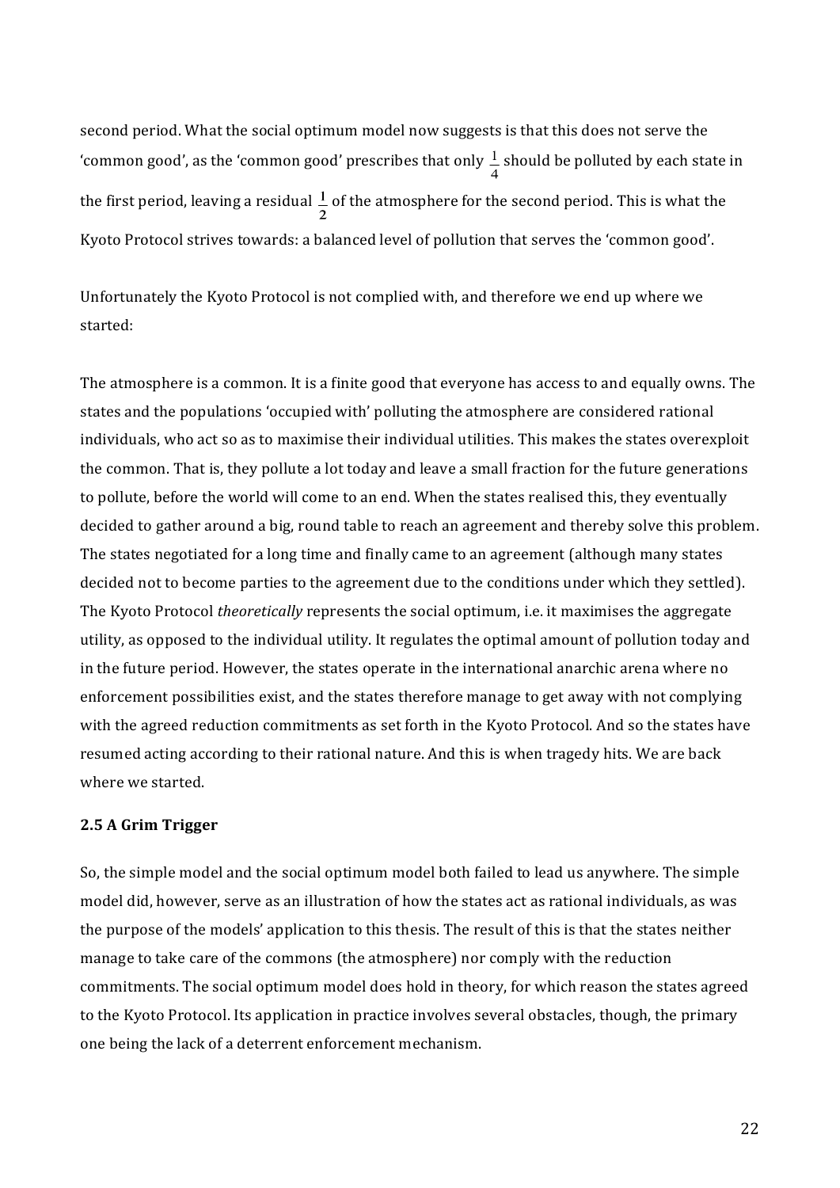second period. What the social optimum model now suggests is that this does not serve the 'common good', as the 'common good' prescribes that only $\frac{1}{4}$ should be polluted by each state in the first period, leaving a residual $\frac{1}{2}$ of the atmosphere for the second period. This is what the Kyoto Protocol strives towards: a balanced level of pollution that serves the 'common good'.

Unfortunately the Kyoto Protocol is not complied with, and therefore we end up where we started:

The atmosphere is a common. It is a finite good that everyone has access to and equally owns. The states and the populations 'occupied with' polluting the atmosphere are considered rational individuals, who act so as to maximise their individual utilities. This makes the states overexploit the common. That is, they pollute a lot today and leave a small fraction for the future generations to pollute, before the world will come to an end. When the states realised this, they eventually decided to gather around a big, round table to reach an agreement and thereby solve this problem. The states negotiated for a long time and finally came to an agreement (although many states decided not to become parties to the agreement due to the conditions under which they settled). The Kyoto Protocol *theoretically* represents the social optimum, i.e. it maximises the aggregate utility, as opposed to the individual utility. It regulates the optimal amount of pollution today and in the future period. However, the states operate in the international anarchic arena where no enforcement possibilities exist, and the states therefore manage to get away with not complying with the agreed reduction commitments as set forth in the Kyoto Protocol. And so the states have resumed acting according to their rational nature. And this is when tragedy hits. We are back where we started.

### 2.5 A Grim Trigger

So, the simple model and the social optimum model both failed to lead us anywhere. The simple model did, however, serve as an illustration of how the states act as rational individuals, as was the purpose of the models' application to this thesis. The result of this is that the states neither manage to take care of the commons (the atmosphere) nor comply with the reduction commitments. The social optimum model does hold in theory, for which reason the states agreed to the Kyoto Protocol. Its application in practice involves several obstacles, though, the primary one being the lack of a deterrent enforcement mechanism.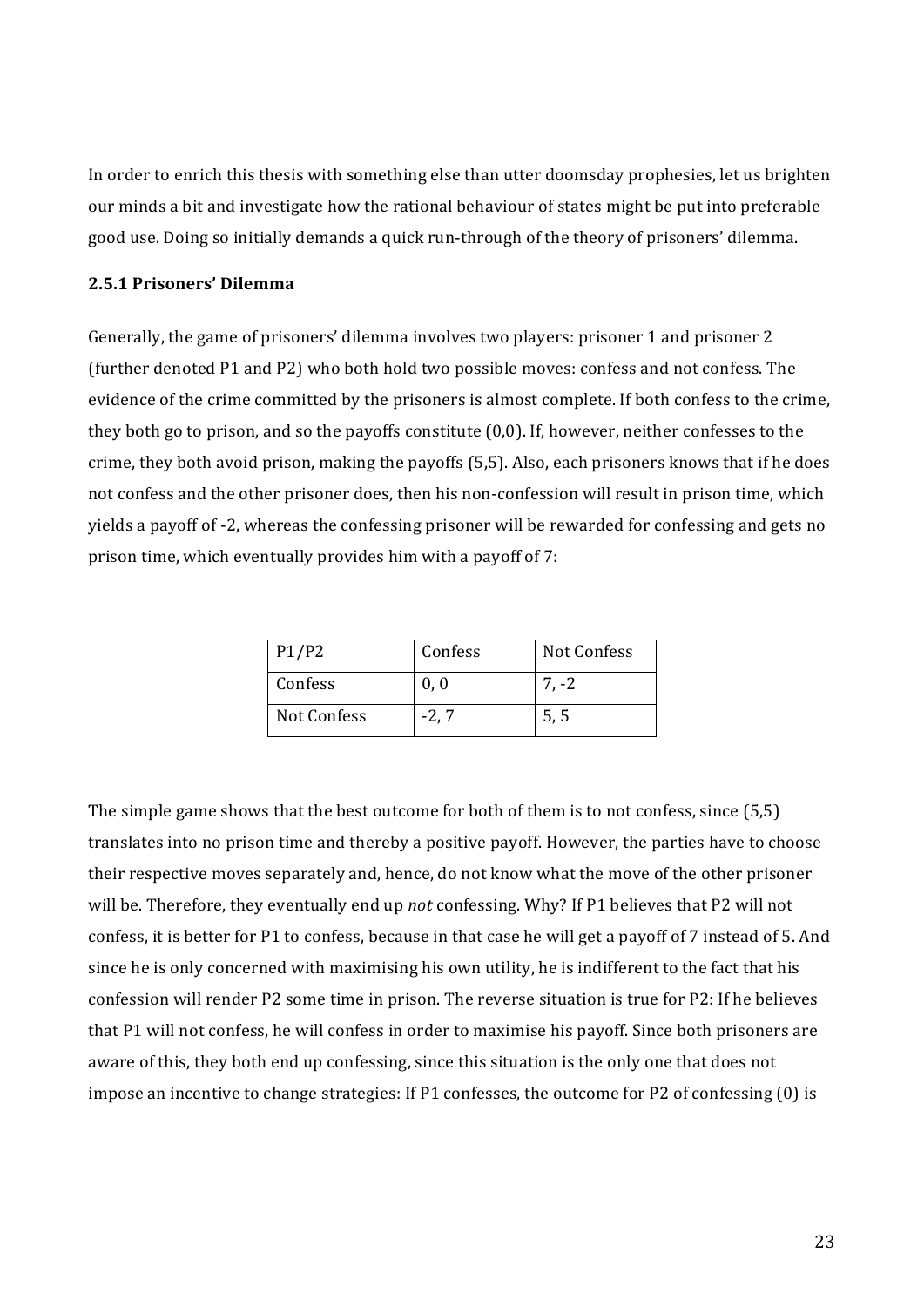In order to enrich this thesis with something else than utter doomsday prophesies, let us brighten our minds a bit and investigate how the rational behaviour of states might be put into preferable good use. Doing so initially demands a quick run-through of the theory of prisoners' dilemma.

### 2.5.1 Prisoners' Dilemma

Generally, the game of prisoners' dilemma involves two players: prisoner 1 and prisoner 2 (further denoted P1 and P2) who both hold two possible moves: confess and not confess. The evidence of the crime committed by the prisoners is almost complete. If both confess to the crime, they both go to prison, and so the payoffs constitute (0,0). If, however, neither confesses to the crime, they both avoid prison, making the payoffs (5,5). Also, each prisoners knows that if he does not confess and the other prisoner does, then his non-confession will result in prison time, which yields a payoff of -2, whereas the confessing prisoner will be rewarded for confessing and gets no prison time, which eventually provides him with a payoff of 7:

| P1/P2 | Confess | Not Confess |
|---|---|---|
| Confess | 0, 0 | 7, -2 |
| Not Confess | -2, 7 | 5, 5 |

The simple game shows that the best outcome for both of them is to not confess, since (5,5) translates into no prison time and thereby a positive payoff. However, the parties have to choose their respective moves separately and, hence, do not know what the move of the other prisoner will be. Therefore, they eventually end up *not* confessing. Why? If P1 believes that P2 will not confess, it is better for P1 to confess, because in that case he will get a payoff of 7 instead of 5. And since he is only concerned with maximising his own utility, he is indifferent to the fact that his confession will render P2 some time in prison. The reverse situation is true for P2: If he believes that P1 will not confess, he will confess in order to maximise his payoff. Since both prisoners are aware of this, they both end up confessing, since this situation is the only one that does not impose an incentive to change strategies: If P1 confesses, the outcome for P2 of confessing (0) is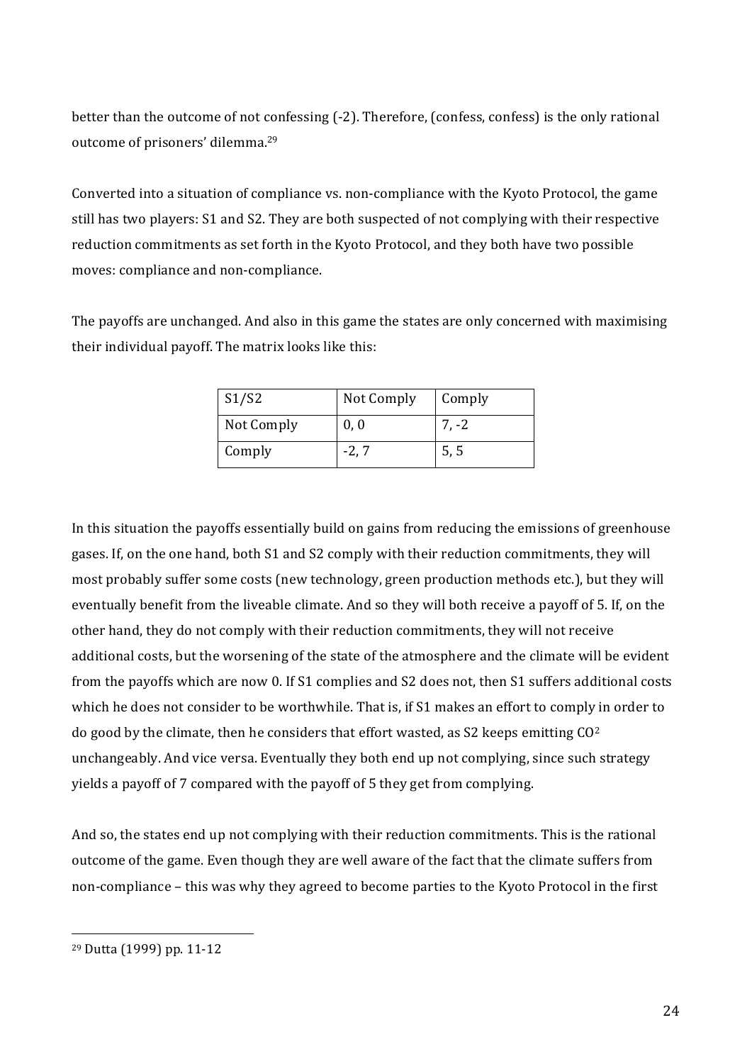better than the outcome of not confessing (-2). Therefore, (confess, confess) is the only rational outcome of prisoners' dilemma.[29]

Converted into a situation of compliance vs. non-compliance with the Kyoto Protocol, the game still has two players: S1 and S2. They are both suspected of not complying with their respective reduction commitments as set forth in the Kyoto Protocol, and they both have two possible moves: compliance and non-compliance.

The payoffs are unchanged. And also in this game the states are only concerned with maximising their individual payoff. The matrix looks like this:

| S1/S2 | Not Comply | Comply |
|---|---|---|
| Not Comply | 0, 0 | 7, -2 |
| Comply | -2, 7 | 5, 5 |

In this situation the payoffs essentially build on gains from reducing the emissions of greenhouse gases. If, on the one hand, both S1 and S2 comply with their reduction commitments, they will most probably suffer some costs (new technology, green production methods etc.), but they will eventually benefit from the liveable climate. And so they will both receive a payoff of 5. If, on the other hand, they do not comply with their reduction commitments, they will not receive additional costs, but the worsening of the state of the atmosphere and the climate will be evident from the payoffs which are now 0. If S1 complies and S2 does not, then S1 suffers additional costs which he does not consider to be worthwhile. That is, if S1 makes an effort to comply in order to do good by the climate, then he considers that effort wasted, as S2 keeps emitting $CO^2$ unchangeably. And vice versa. Eventually they both end up not complying, since such strategy yields a payoff of 7 compared with the payoff of 5 they get from complying.

And so, the states end up not complying with their reduction commitments. This is the rational outcome of the game. Even though they are well aware of the fact that the climate suffers from non-compliance – this was why they agreed to become parties to the Kyoto Protocol in the first

[29] Dutta (1999) pp. 11-12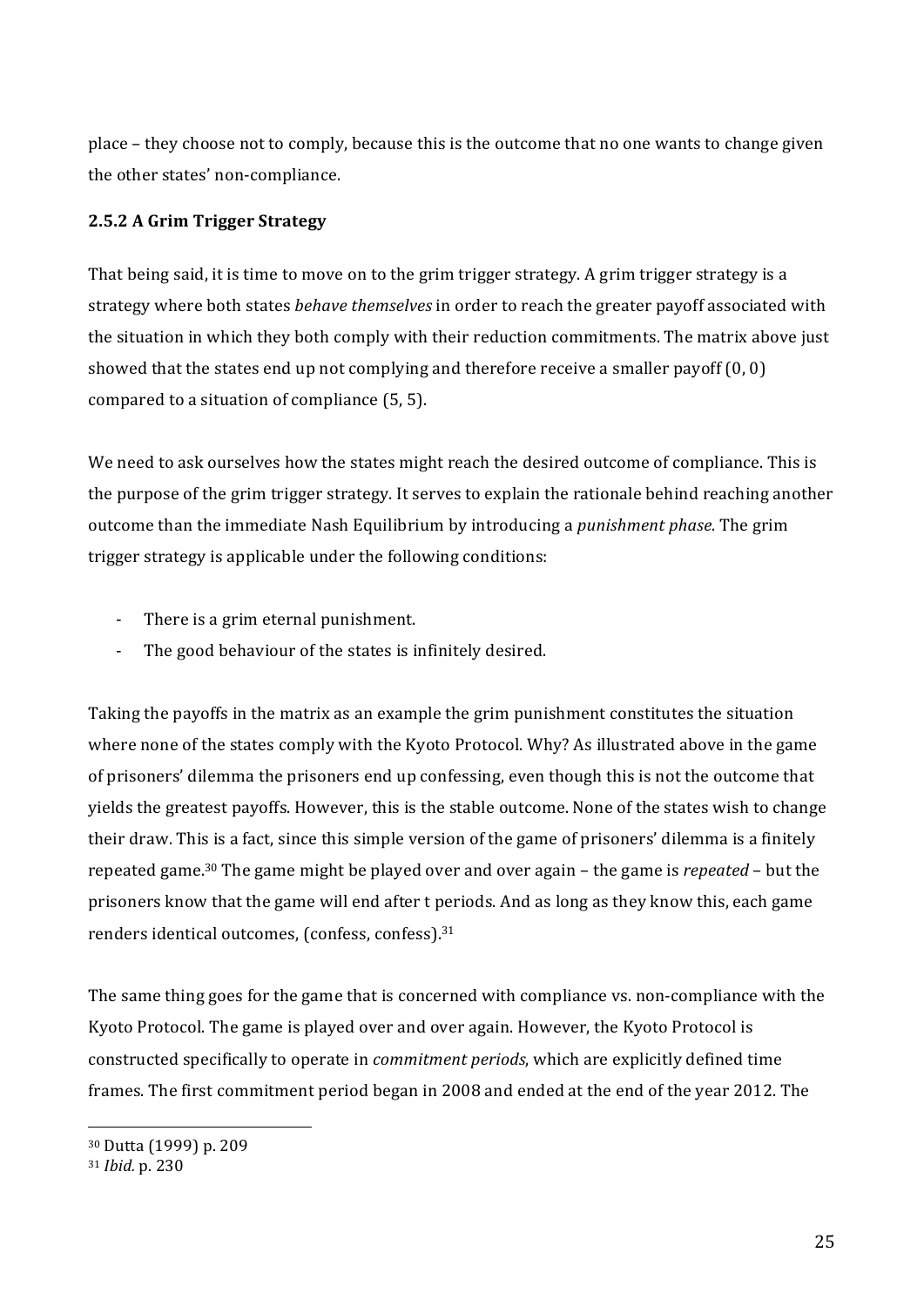place – they choose not to comply, because this is the outcome that no one wants to change given the other states' non-compliance.

### 2.5.2 A Grim Trigger Strategy

That being said, it is time to move on to the grim trigger strategy. A grim trigger strategy is a strategy where both states *behave themselves* in order to reach the greater payoff associated with the situation in which they both comply with their reduction commitments. The matrix above just showed that the states end up not complying and therefore receive a smaller payoff (0, 0) compared to a situation of compliance (5, 5).

We need to ask ourselves how the states might reach the desired outcome of compliance. This is the purpose of the grim trigger strategy. It serves to explain the rationale behind reaching another outcome than the immediate Nash Equilibrium by introducing a *punishment phase*. The grim trigger strategy is applicable under the following conditions:

- There is a grim eternal punishment.
- The good behaviour of the states is infinitely desired.

Taking the payoffs in the matrix as an example the grim punishment constitutes the situation where none of the states comply with the Kyoto Protocol. Why? As illustrated above in the game of prisoners' dilemma the prisoners end up confessing, even though this is not the outcome that yields the greatest payoffs. However, this is the stable outcome. None of the states wish to change their draw. This is a fact, since this simple version of the game of prisoners' dilemma is a finitely repeated game.[30] The game might be played over and over again – the game is *repeated* – but the prisoners know that the game will end after t periods. And as long as they know this, each game renders identical outcomes, (confess, confess).[31]

The same thing goes for the game that is concerned with compliance vs. non-compliance with the Kyoto Protocol. The game is played over and over again. However, the Kyoto Protocol is constructed specifically to operate in *commitment periods*, which are explicitly defined time frames. The first commitment period began in 2008 and ended at the end of the year 2012. The

---

[30] Dutta (1999) p. 209

[31] *Ibid.* p. 230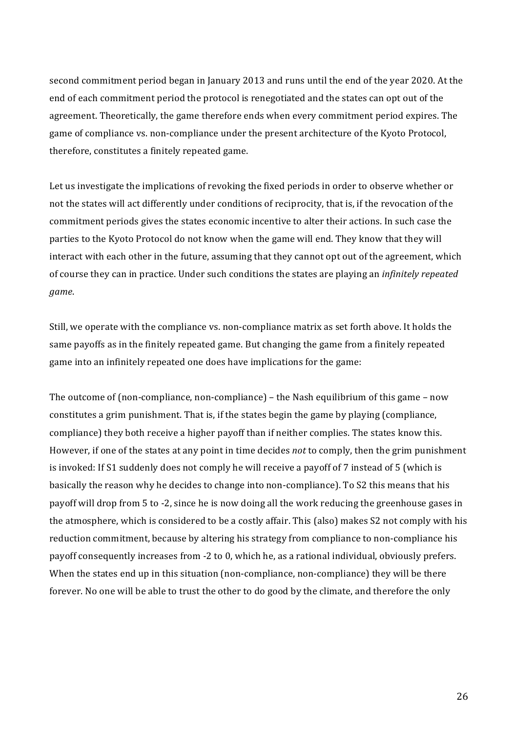second commitment period began in January 2013 and runs until the end of the year 2020. At the end of each commitment period the protocol is renegotiated and the states can opt out of the agreement. Theoretically, the game therefore ends when every commitment period expires. The game of compliance vs. non-compliance under the present architecture of the Kyoto Protocol, therefore, constitutes a finitely repeated game.

Let us investigate the implications of revoking the fixed periods in order to observe whether or not the states will act differently under conditions of reciprocity, that is, if the revocation of the commitment periods gives the states economic incentive to alter their actions. In such case the parties to the Kyoto Protocol do not know when the game will end. They know that they will interact with each other in the future, assuming that they cannot opt out of the agreement, which of course they can in practice. Under such conditions the states are playing an *infinitely repeated game*.

Still, we operate with the compliance vs. non-compliance matrix as set forth above. It holds the same payoffs as in the finitely repeated game. But changing the game from a finitely repeated game into an infinitely repeated one does have implications for the game:

The outcome of (non-compliance, non-compliance) – the Nash equilibrium of this game – now constitutes a grim punishment. That is, if the states begin the game by playing (compliance, compliance) they both receive a higher payoff than if neither complies. The states know this. However, if one of the states at any point in time decides *not* to comply, then the grim punishment is invoked: If S1 suddenly does not comply he will receive a payoff of 7 instead of 5 (which is basically the reason why he decides to change into non-compliance). To S2 this means that his payoff will drop from 5 to -2, since he is now doing all the work reducing the greenhouse gases in the atmosphere, which is considered to be a costly affair. This (also) makes S2 not comply with his reduction commitment, because by altering his strategy from compliance to non-compliance his payoff consequently increases from -2 to 0, which he, as a rational individual, obviously prefers. When the states end up in this situation (non-compliance, non-compliance) they will be there forever. No one will be able to trust the other to do good by the climate, and therefore the only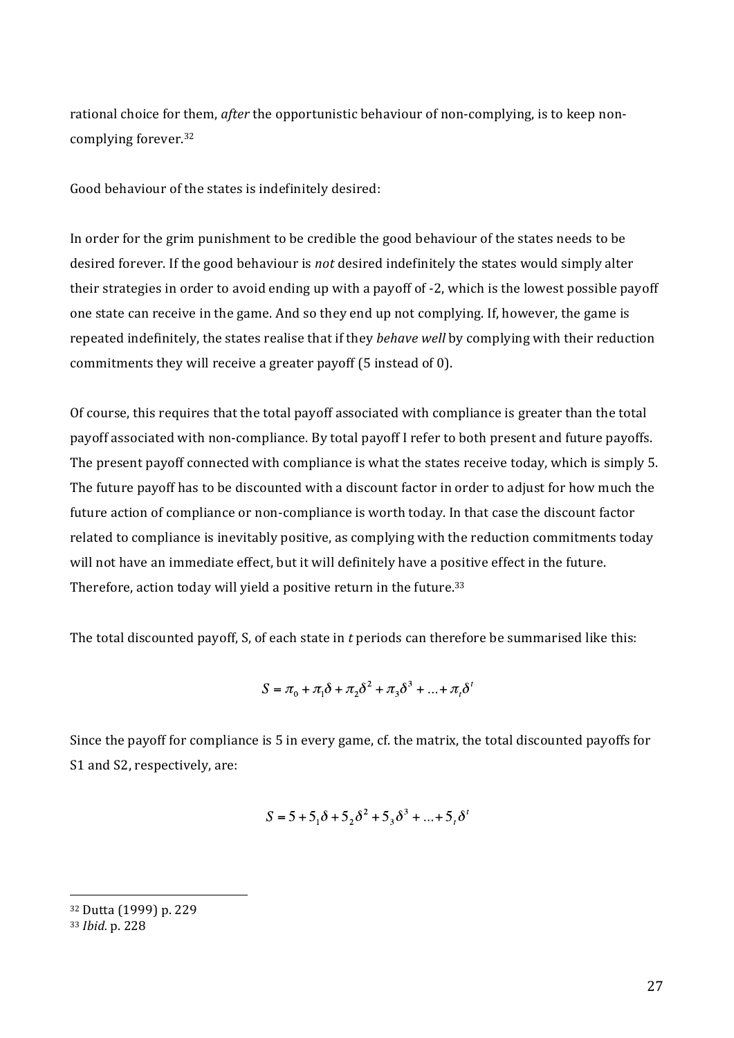rational choice for them, *after* the opportunistic behaviour of non-complying, is to keep non-complying forever.[32]

Good behaviour of the states is indefinitely desired:

In order for the grim punishment to be credible the good behaviour of the states needs to be desired forever. If the good behaviour is *not* desired indefinitely the states would simply alter their strategies in order to avoid ending up with a payoff of -2, which is the lowest possible payoff one state can receive in the game. And so they end up not complying. If, however, the game is repeated indefinitely, the states realise that if they *behave well* by complying with their reduction commitments they will receive a greater payoff (5 instead of 0).

Of course, this requires that the total payoff associated with compliance is greater than the total payoff associated with non-compliance. By total payoff I refer to both present and future payoffs. The present payoff connected with compliance is what the states receive today, which is simply 5. The future payoff has to be discounted with a discount factor in order to adjust for how much the future action of compliance or non-compliance is worth today. In that case the discount factor related to compliance is inevitably positive, as complying with the reduction commitments today will not have an immediate effect, but it will definitely have a positive effect in the future. Therefore, action today will yield a positive return in the future.[33]

The total discounted payoff, S, of each state in *t* periods can therefore be summarised like this:

$$S = \pi_0 + \pi_1\delta + \pi_2\delta^2 + \pi_3\delta^3 + \ldots + \pi_t\delta^t$$

Since the payoff for compliance is 5 in every game, cf. the matrix, the total discounted payoffs for S1 and S2, respectively, are:

$$S = 5 + 5_1\delta + 5_2\delta^2 + 5_3\delta^3 + \ldots + 5_t\delta^t$$

---

[32] Dutta (1999) p. 229

[33] *Ibid.* p. 228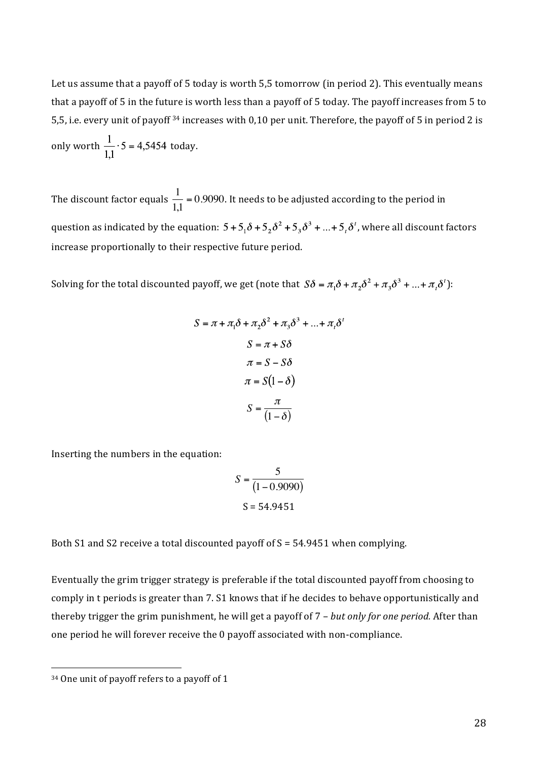Let us assume that a payoff of 5 today is worth 5,5 tomorrow (in period 2). This eventually means that a payoff of 5 in the future is worth less than a payoff of 5 today. The payoff increases from 5 to 5,5, i.e. every unit of payoff [34] increases with 0,10 per unit. Therefore, the payoff of 5 in period 2 is only worth $\frac{1}{1{,}1} \cdot 5 = 4{,}5454$ today.

The discount factor equals $\frac{1}{1{,}1} = 0.9090$. It needs to be adjusted according to the period in question as indicated by the equation: $5 + 5_1\delta + 5_2\delta^2 + 5_3\delta^3 + \ldots + 5_t\delta^t$, where all discount factors increase proportionally to their respective future period.

Solving for the total discounted payoff, we get (note that $S\delta = \pi_1\delta + \pi_2\delta^2 + \pi_3\delta^3 + \ldots + \pi_t\delta^t$):

$$S = \pi + \pi_1\delta + \pi_2\delta^2 + \pi_3\delta^3 + \ldots + \pi_t\delta^t$$

$$S = \pi + S\delta$$

$$\pi = S - S\delta$$

$$\pi = S(1 - \delta)$$

$$S = \frac{\pi}{(1 - \delta)}$$

Inserting the numbers in the equation:

$$S = \frac{5}{(1 - 0.9090)}$$

$$S = 54.9451$$

Both S1 and S2 receive a total discounted payoff of S = 54.9451 when complying.

Eventually the grim trigger strategy is preferable if the total discounted payoff from choosing to comply in t periods is greater than 7. S1 knows that if he decides to behave opportunistically and thereby trigger the grim punishment, he will get a payoff of 7 – *but only for one period.* After than one period he will forever receive the 0 payoff associated with non-compliance.

[34] One unit of payoff refers to a payoff of 1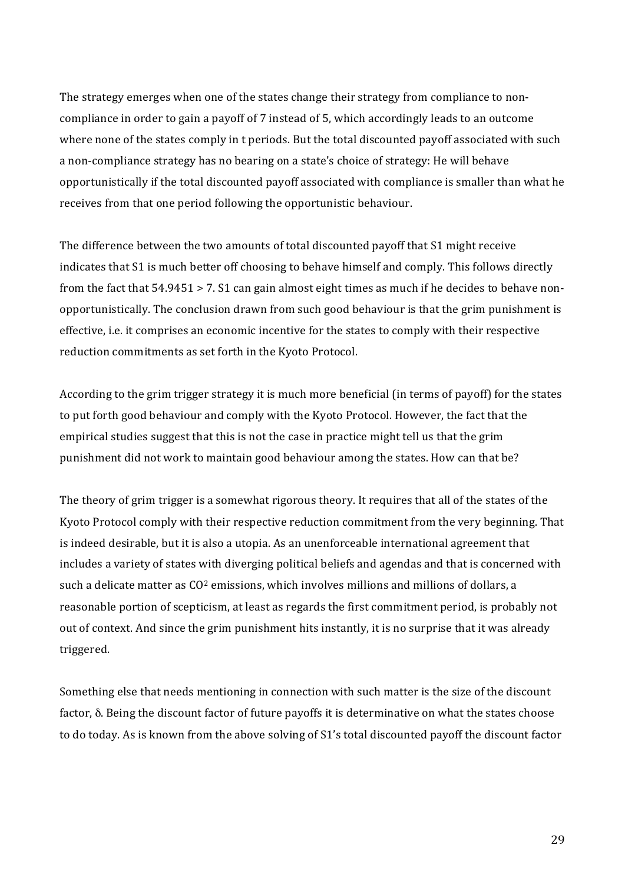The strategy emerges when one of the states change their strategy from compliance to non-compliance in order to gain a payoff of 7 instead of 5, which accordingly leads to an outcome where none of the states comply in t periods. But the total discounted payoff associated with such a non-compliance strategy has no bearing on a state's choice of strategy: He will behave opportunistically if the total discounted payoff associated with compliance is smaller than what he receives from that one period following the opportunistic behaviour.

The difference between the two amounts of total discounted payoff that S1 might receive indicates that S1 is much better off choosing to behave himself and comply. This follows directly from the fact that $54.9451 > 7$. S1 can gain almost eight times as much if he decides to behave non-opportunistically. The conclusion drawn from such good behaviour is that the grim punishment is effective, i.e. it comprises an economic incentive for the states to comply with their respective reduction commitments as set forth in the Kyoto Protocol.

According to the grim trigger strategy it is much more beneficial (in terms of payoff) for the states to put forth good behaviour and comply with the Kyoto Protocol. However, the fact that the empirical studies suggest that this is not the case in practice might tell us that the grim punishment did not work to maintain good behaviour among the states. How can that be?

The theory of grim trigger is a somewhat rigorous theory. It requires that all of the states of the Kyoto Protocol comply with their respective reduction commitment from the very beginning. That is indeed desirable, but it is also a utopia. As an unenforceable international agreement that includes a variety of states with diverging political beliefs and agendas and that is concerned with such a delicate matter as $CO^2$ emissions, which involves millions and millions of dollars, a reasonable portion of scepticism, at least as regards the first commitment period, is probably not out of context. And since the grim punishment hits instantly, it is no surprise that it was already triggered.

Something else that needs mentioning in connection with such matter is the size of the discount factor, $\delta$. Being the discount factor of future payoffs it is determinative on what the states choose to do today. As is known from the above solving of S1's total discounted payoff the discount factor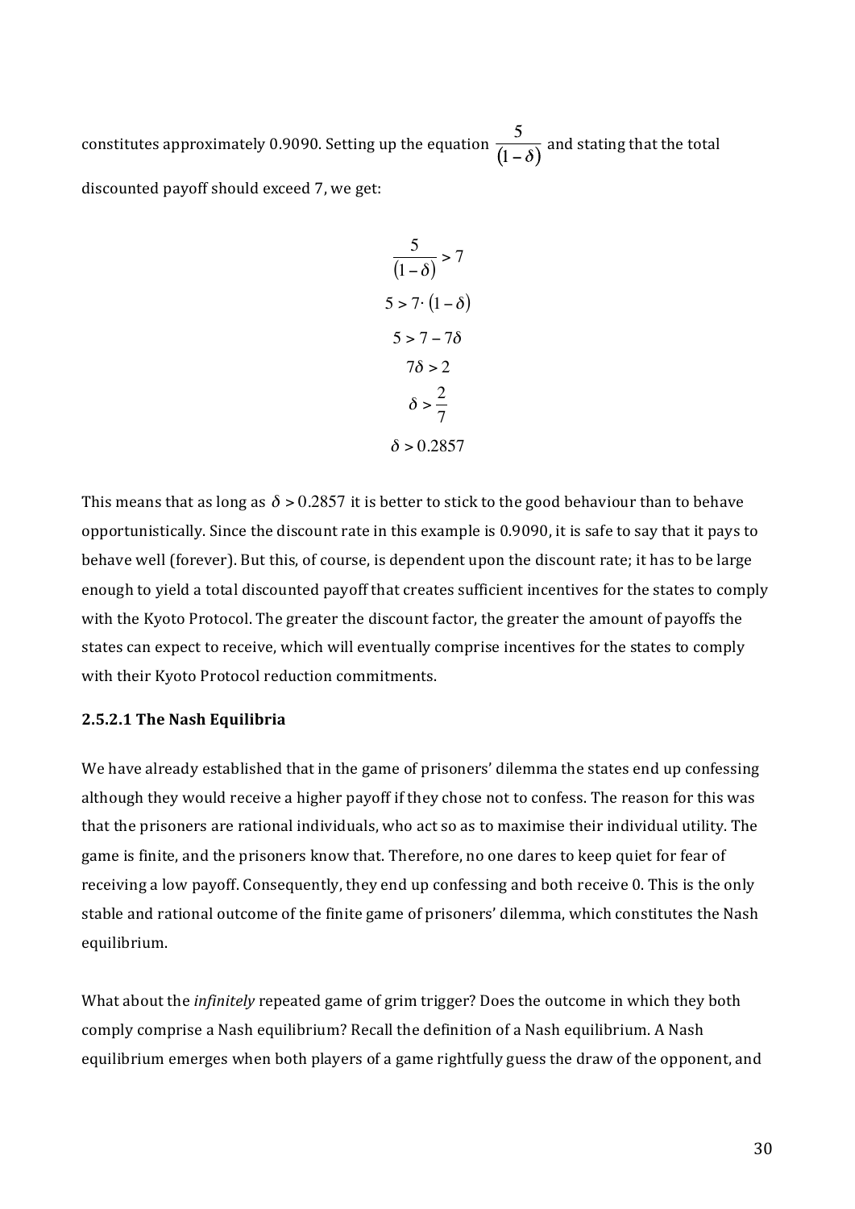constitutes approximately 0.9090. Setting up the equation $\frac{5}{(1-\delta)}$ and stating that the total discounted payoff should exceed 7, we get:

$$\frac{5}{(1-\delta)} > 7$$

$$5 > 7 \cdot (1-\delta)$$

$$5 > 7 - 7\delta$$

$$7\delta > 2$$

$$\delta > \frac{2}{7}$$

$$\delta > 0.2857$$

This means that as long as $\delta > 0.2857$ it is better to stick to the good behaviour than to behave opportunistically. Since the discount rate in this example is 0.9090, it is safe to say that it pays to behave well (forever). But this, of course, is dependent upon the discount rate; it has to be large enough to yield a total discounted payoff that creates sufficient incentives for the states to comply with the Kyoto Protocol. The greater the discount factor, the greater the amount of payoffs the states can expect to receive, which will eventually comprise incentives for the states to comply with their Kyoto Protocol reduction commitments.

#### 2.5.2.1 The Nash Equilibria

We have already established that in the game of prisoners' dilemma the states end up confessing although they would receive a higher payoff if they chose not to confess. The reason for this was that the prisoners are rational individuals, who act so as to maximise their individual utility. The game is finite, and the prisoners know that. Therefore, no one dares to keep quiet for fear of receiving a low payoff. Consequently, they end up confessing and both receive 0. This is the only stable and rational outcome of the finite game of prisoners' dilemma, which constitutes the Nash equilibrium.

What about the *infinitely* repeated game of grim trigger? Does the outcome in which they both comply comprise a Nash equilibrium? Recall the definition of a Nash equilibrium. A Nash equilibrium emerges when both players of a game rightfully guess the draw of the opponent, and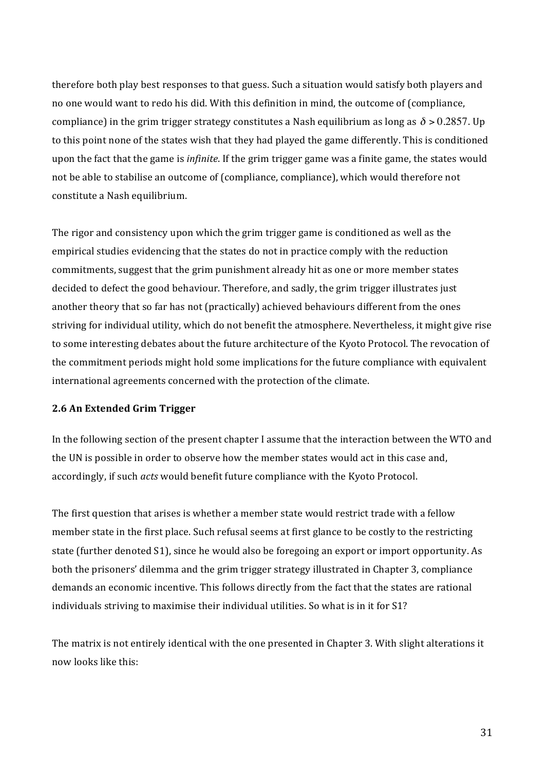therefore both play best responses to that guess. Such a situation would satisfy both players and no one would want to redo his did. With this definition in mind, the outcome of (compliance, compliance) in the grim trigger strategy constitutes a Nash equilibrium as long as $\delta > 0.2857$. Up to this point none of the states wish that they had played the game differently. This is conditioned upon the fact that the game is *infinite*. If the grim trigger game was a finite game, the states would not be able to stabilise an outcome of (compliance, compliance), which would therefore not constitute a Nash equilibrium.

The rigor and consistency upon which the grim trigger game is conditioned as well as the empirical studies evidencing that the states do not in practice comply with the reduction commitments, suggest that the grim punishment already hit as one or more member states decided to defect the good behaviour. Therefore, and sadly, the grim trigger illustrates just another theory that so far has not (practically) achieved behaviours different from the ones striving for individual utility, which do not benefit the atmosphere. Nevertheless, it might give rise to some interesting debates about the future architecture of the Kyoto Protocol. The revocation of the commitment periods might hold some implications for the future compliance with equivalent international agreements concerned with the protection of the climate.

### 2.6 An Extended Grim Trigger

In the following section of the present chapter I assume that the interaction between the WTO and the UN is possible in order to observe how the member states would act in this case and, accordingly, if such *acts* would benefit future compliance with the Kyoto Protocol.

The first question that arises is whether a member state would restrict trade with a fellow member state in the first place. Such refusal seems at first glance to be costly to the restricting state (further denoted S1), since he would also be foregoing an export or import opportunity. As both the prisoners' dilemma and the grim trigger strategy illustrated in Chapter 3, compliance demands an economic incentive. This follows directly from the fact that the states are rational individuals striving to maximise their individual utilities. So what is in it for S1?

The matrix is not entirely identical with the one presented in Chapter 3. With slight alterations it now looks like this: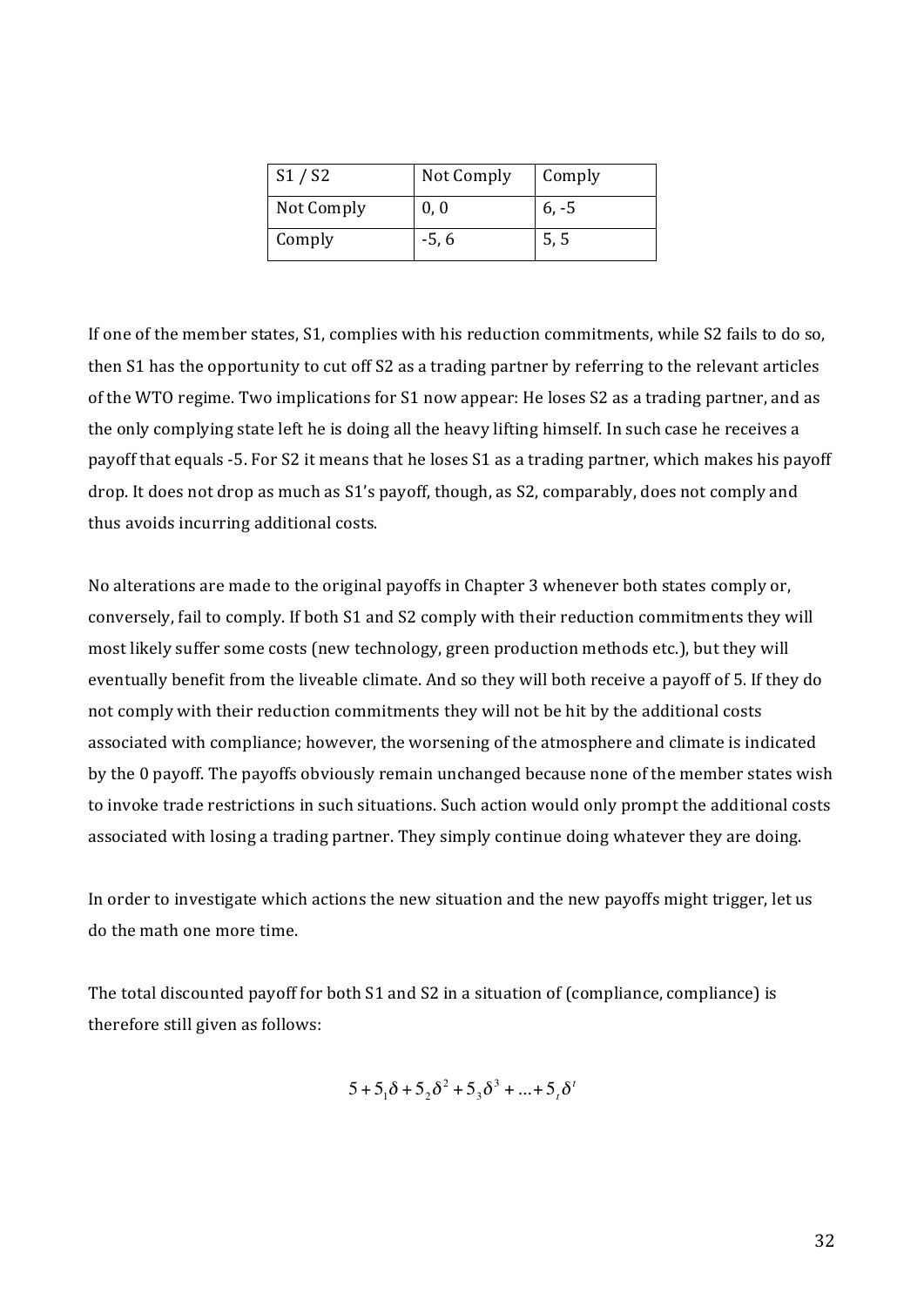| S1 / S2 | Not Comply | Comply |
|---|---|---|
| Not Comply | 0, 0 | 6, -5 |
| Comply | -5, 6 | 5, 5 |

If one of the member states, S1, complies with his reduction commitments, while S2 fails to do so, then S1 has the opportunity to cut off S2 as a trading partner by referring to the relevant articles of the WTO regime. Two implications for S1 now appear: He loses S2 as a trading partner, and as the only complying state left he is doing all the heavy lifting himself. In such case he receives a payoff that equals -5. For S2 it means that he loses S1 as a trading partner, which makes his payoff drop. It does not drop as much as S1's payoff, though, as S2, comparably, does not comply and thus avoids incurring additional costs.

No alterations are made to the original payoffs in Chapter 3 whenever both states comply or, conversely, fail to comply. If both S1 and S2 comply with their reduction commitments they will most likely suffer some costs (new technology, green production methods etc.), but they will eventually benefit from the liveable climate. And so they will both receive a payoff of 5. If they do not comply with their reduction commitments they will not be hit by the additional costs associated with compliance; however, the worsening of the atmosphere and climate is indicated by the 0 payoff. The payoffs obviously remain unchanged because none of the member states wish to invoke trade restrictions in such situations. Such action would only prompt the additional costs associated with losing a trading partner. They simply continue doing whatever they are doing.

In order to investigate which actions the new situation and the new payoffs might trigger, let us do the math one more time.

The total discounted payoff for both S1 and S2 in a situation of (compliance, compliance) is therefore still given as follows:

$$5 + 5_1\delta + 5_2\delta^2 + 5_3\delta^3 + \ldots + 5_t\delta^t$$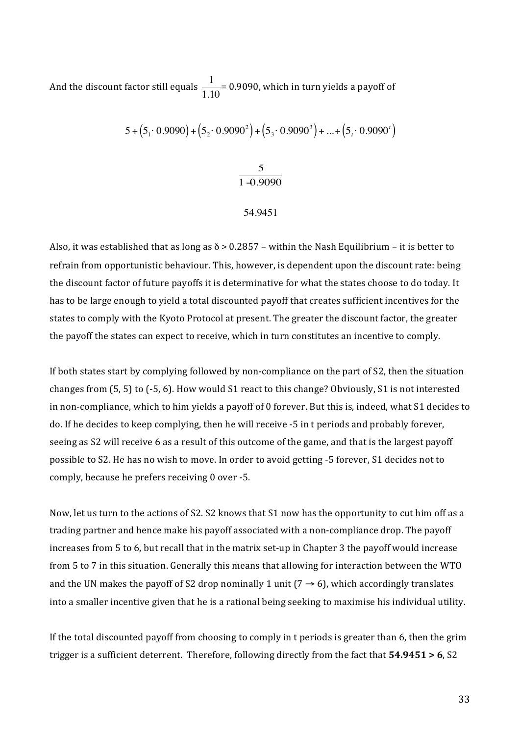And the discount factor still equals $\frac{1}{1.10}$ = 0.9090, which in turn yields a payoff of

$$5 + (5_1 \cdot 0.9090) + (5_2 \cdot 0.9090^2) + (5_3 \cdot 0.9090^3) + \ldots + (5_t \cdot 0.9090^t)$$

$$\frac{5}{1 - 0.9090}$$

$$54.9451$$

Also, it was established that as long as δ > 0.2857 – within the Nash Equilibrium – it is better to refrain from opportunistic behaviour. This, however, is dependent upon the discount rate: being the discount factor of future payoffs it is determinative for what the states choose to do today. It has to be large enough to yield a total discounted payoff that creates sufficient incentives for the states to comply with the Kyoto Protocol at present. The greater the discount factor, the greater the payoff the states can expect to receive, which in turn constitutes an incentive to comply.

If both states start by complying followed by non-compliance on the part of S2, then the situation changes from (5, 5) to (-5, 6). How would S1 react to this change? Obviously, S1 is not interested in non-compliance, which to him yields a payoff of 0 forever. But this is, indeed, what S1 decides to do. If he decides to keep complying, then he will receive -5 in t periods and probably forever, seeing as S2 will receive 6 as a result of this outcome of the game, and that is the largest payoff possible to S2. He has no wish to move. In order to avoid getting -5 forever, S1 decides not to comply, because he prefers receiving 0 over -5.

Now, let us turn to the actions of S2. S2 knows that S1 now has the opportunity to cut him off as a trading partner and hence make his payoff associated with a non-compliance drop. The payoff increases from 5 to 6, but recall that in the matrix set-up in Chapter 3 the payoff would increase from 5 to 7 in this situation. Generally this means that allowing for interaction between the WTO and the UN makes the payoff of S2 drop nominally 1 unit (7 → 6), which accordingly translates into a smaller incentive given that he is a rational being seeking to maximise his individual utility.

If the total discounted payoff from choosing to comply in t periods is greater than 6, then the grim trigger is a sufficient deterrent. Therefore, following directly from the fact that **54.9451 > 6**, S2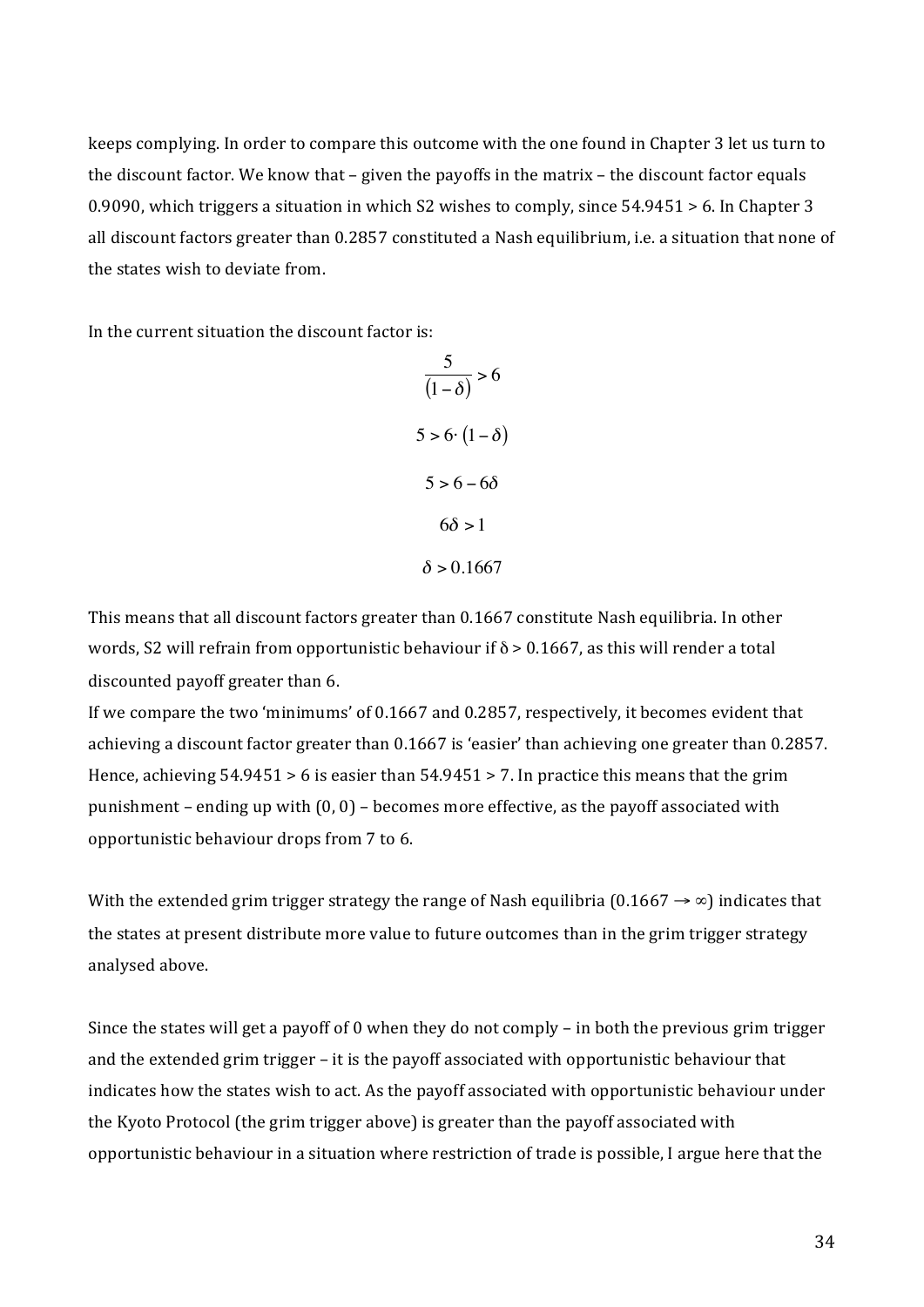keeps complying. In order to compare this outcome with the one found in Chapter 3 let us turn to the discount factor. We know that – given the payoffs in the matrix – the discount factor equals 0.9090, which triggers a situation in which S2 wishes to comply, since 54.9451 > 6. In Chapter 3 all discount factors greater than 0.2857 constituted a Nash equilibrium, i.e. a situation that none of the states wish to deviate from.

In the current situation the discount factor is:

$$\frac{5}{(1-\delta)} > 6$$

$$5 > 6 \cdot (1-\delta)$$

$$5 > 6 - 6\delta$$

$$6\delta > 1$$

$$\delta > 0.1667$$

This means that all discount factors greater than 0.1667 constitute Nash equilibria. In other words, S2 will refrain from opportunistic behaviour if $\delta > 0.1667$, as this will render a total discounted payoff greater than 6.

If we compare the two 'minimums' of 0.1667 and 0.2857, respectively, it becomes evident that achieving a discount factor greater than 0.1667 is 'easier' than achieving one greater than 0.2857. Hence, achieving 54.9451 > 6 is easier than 54.9451 > 7. In practice this means that the grim punishment – ending up with (0, 0) – becomes more effective, as the payoff associated with opportunistic behaviour drops from 7 to 6.

With the extended grim trigger strategy the range of Nash equilibria ($0.1667 \to \infty$) indicates that the states at present distribute more value to future outcomes than in the grim trigger strategy analysed above.

Since the states will get a payoff of 0 when they do not comply – in both the previous grim trigger and the extended grim trigger – it is the payoff associated with opportunistic behaviour that indicates how the states wish to act. As the payoff associated with opportunistic behaviour under the Kyoto Protocol (the grim trigger above) is greater than the payoff associated with opportunistic behaviour in a situation where restriction of trade is possible, I argue here that the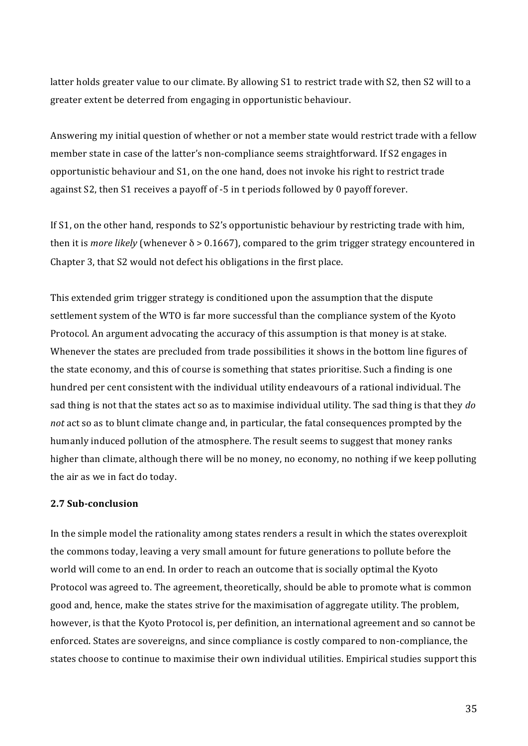latter holds greater value to our climate. By allowing S1 to restrict trade with S2, then S2 will to a greater extent be deterred from engaging in opportunistic behaviour.

Answering my initial question of whether or not a member state would restrict trade with a fellow member state in case of the latter's non-compliance seems straightforward. If S2 engages in opportunistic behaviour and S1, on the one hand, does not invoke his right to restrict trade against S2, then S1 receives a payoff of -5 in t periods followed by 0 payoff forever.

If S1, on the other hand, responds to S2's opportunistic behaviour by restricting trade with him, then it is *more likely* (whenever $\delta > 0.1667$), compared to the grim trigger strategy encountered in Chapter 3, that S2 would not defect his obligations in the first place.

This extended grim trigger strategy is conditioned upon the assumption that the dispute settlement system of the WTO is far more successful than the compliance system of the Kyoto Protocol. An argument advocating the accuracy of this assumption is that money is at stake. Whenever the states are precluded from trade possibilities it shows in the bottom line figures of the state economy, and this of course is something that states prioritise. Such a finding is one hundred per cent consistent with the individual utility endeavours of a rational individual. The sad thing is not that the states act so as to maximise individual utility. The sad thing is that they *do not* act so as to blunt climate change and, in particular, the fatal consequences prompted by the humanly induced pollution of the atmosphere. The result seems to suggest that money ranks higher than climate, although there will be no money, no economy, no nothing if we keep polluting the air as we in fact do today.

### 2.7 Sub-conclusion

In the simple model the rationality among states renders a result in which the states overexploit the commons today, leaving a very small amount for future generations to pollute before the world will come to an end. In order to reach an outcome that is socially optimal the Kyoto Protocol was agreed to. The agreement, theoretically, should be able to promote what is common good and, hence, make the states strive for the maximisation of aggregate utility. The problem, however, is that the Kyoto Protocol is, per definition, an international agreement and so cannot be enforced. States are sovereigns, and since compliance is costly compared to non-compliance, the states choose to continue to maximise their own individual utilities. Empirical studies support this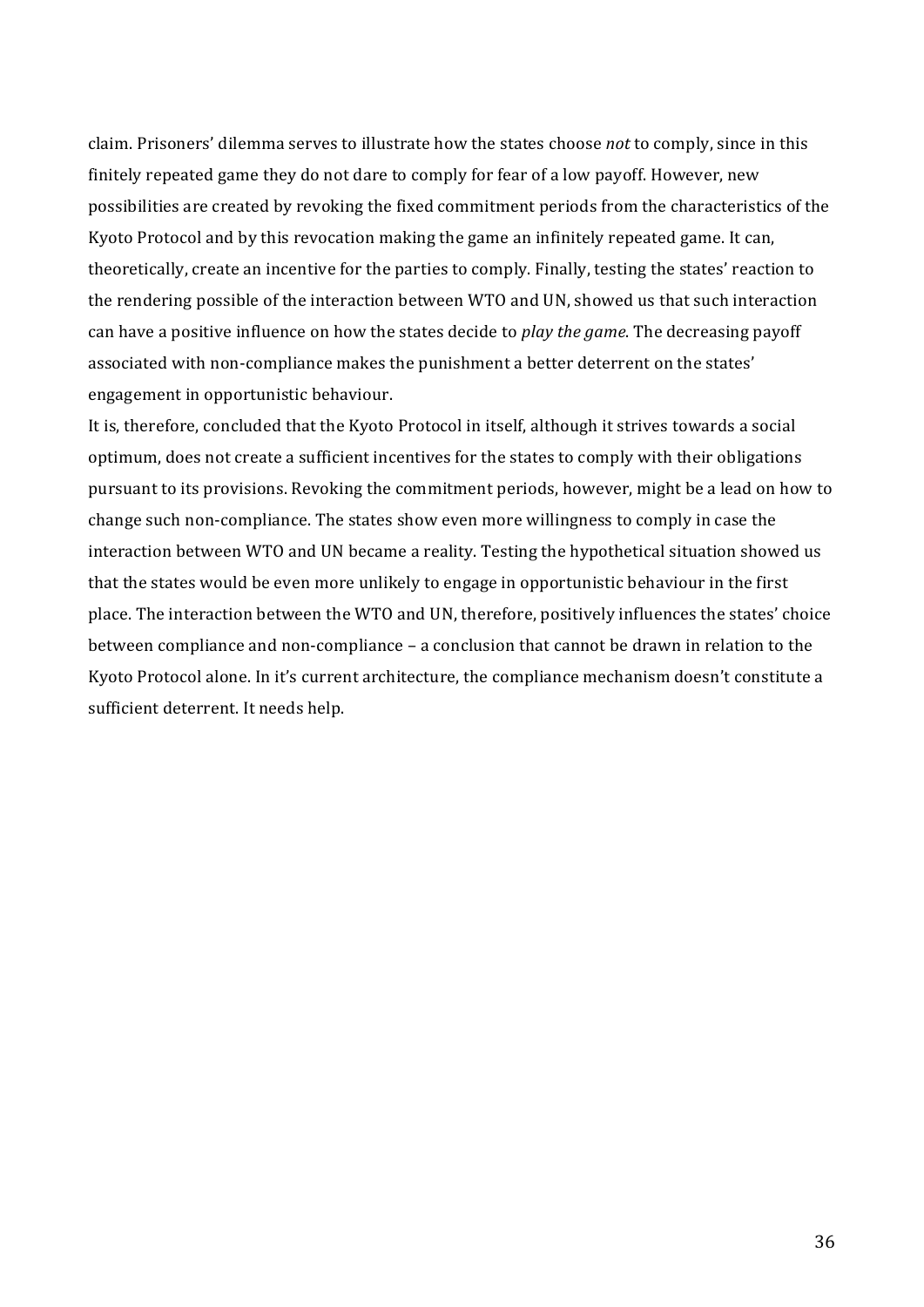claim. Prisoners' dilemma serves to illustrate how the states choose *not* to comply, since in this finitely repeated game they do not dare to comply for fear of a low payoff. However, new possibilities are created by revoking the fixed commitment periods from the characteristics of the Kyoto Protocol and by this revocation making the game an infinitely repeated game. It can, theoretically, create an incentive for the parties to comply. Finally, testing the states' reaction to the rendering possible of the interaction between WTO and UN, showed us that such interaction can have a positive influence on how the states decide to *play the game*. The decreasing payoff associated with non-compliance makes the punishment a better deterrent on the states' engagement in opportunistic behaviour.

It is, therefore, concluded that the Kyoto Protocol in itself, although it strives towards a social optimum, does not create a sufficient incentives for the states to comply with their obligations pursuant to its provisions. Revoking the commitment periods, however, might be a lead on how to change such non-compliance. The states show even more willingness to comply in case the interaction between WTO and UN became a reality. Testing the hypothetical situation showed us that the states would be even more unlikely to engage in opportunistic behaviour in the first place. The interaction between the WTO and UN, therefore, positively influences the states' choice between compliance and non-compliance – a conclusion that cannot be drawn in relation to the Kyoto Protocol alone. In it's current architecture, the compliance mechanism doesn't constitute a sufficient deterrent. It needs help.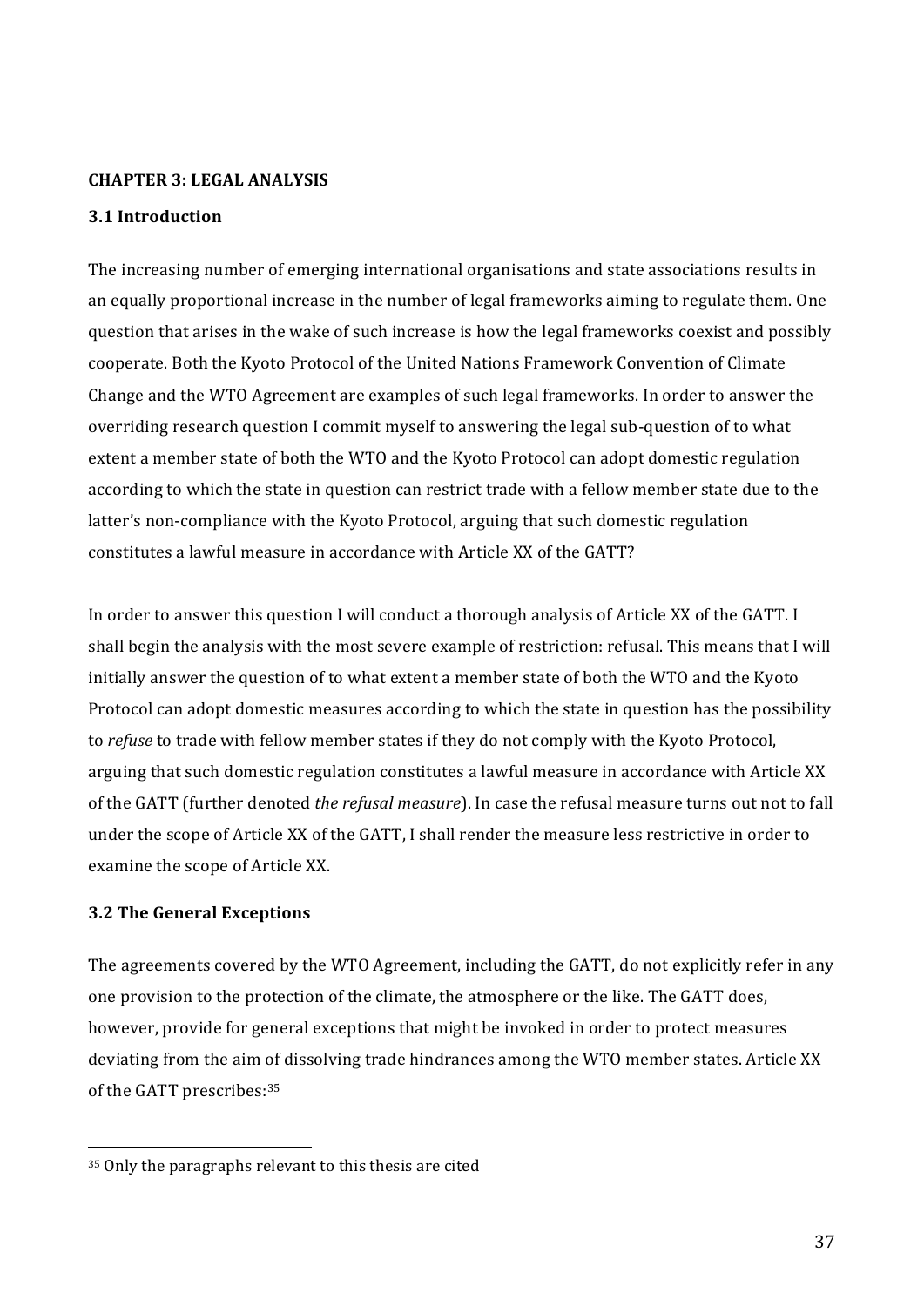## CHAPTER 3: LEGAL ANALYSIS

### 3.1 Introduction

The increasing number of emerging international organisations and state associations results in an equally proportional increase in the number of legal frameworks aiming to regulate them. One question that arises in the wake of such increase is how the legal frameworks coexist and possibly cooperate. Both the Kyoto Protocol of the United Nations Framework Convention of Climate Change and the WTO Agreement are examples of such legal frameworks. In order to answer the overriding research question I commit myself to answering the legal sub-question of to what extent a member state of both the WTO and the Kyoto Protocol can adopt domestic regulation according to which the state in question can restrict trade with a fellow member state due to the latter's non-compliance with the Kyoto Protocol, arguing that such domestic regulation constitutes a lawful measure in accordance with Article XX of the GATT?

In order to answer this question I will conduct a thorough analysis of Article XX of the GATT. I shall begin the analysis with the most severe example of restriction: refusal. This means that I will initially answer the question of to what extent a member state of both the WTO and the Kyoto Protocol can adopt domestic measures according to which the state in question has the possibility to *refuse* to trade with fellow member states if they do not comply with the Kyoto Protocol, arguing that such domestic regulation constitutes a lawful measure in accordance with Article XX of the GATT (further denoted *the refusal measure*). In case the refusal measure turns out not to fall under the scope of Article XX of the GATT, I shall render the measure less restrictive in order to examine the scope of Article XX.

### 3.2 The General Exceptions

The agreements covered by the WTO Agreement, including the GATT, do not explicitly refer in any one provision to the protection of the climate, the atmosphere or the like. The GATT does, however, provide for general exceptions that might be invoked in order to protect measures deviating from the aim of dissolving trade hindrances among the WTO member states. Article XX of the GATT prescribes:[35]

---

[35] Only the paragraphs relevant to this thesis are cited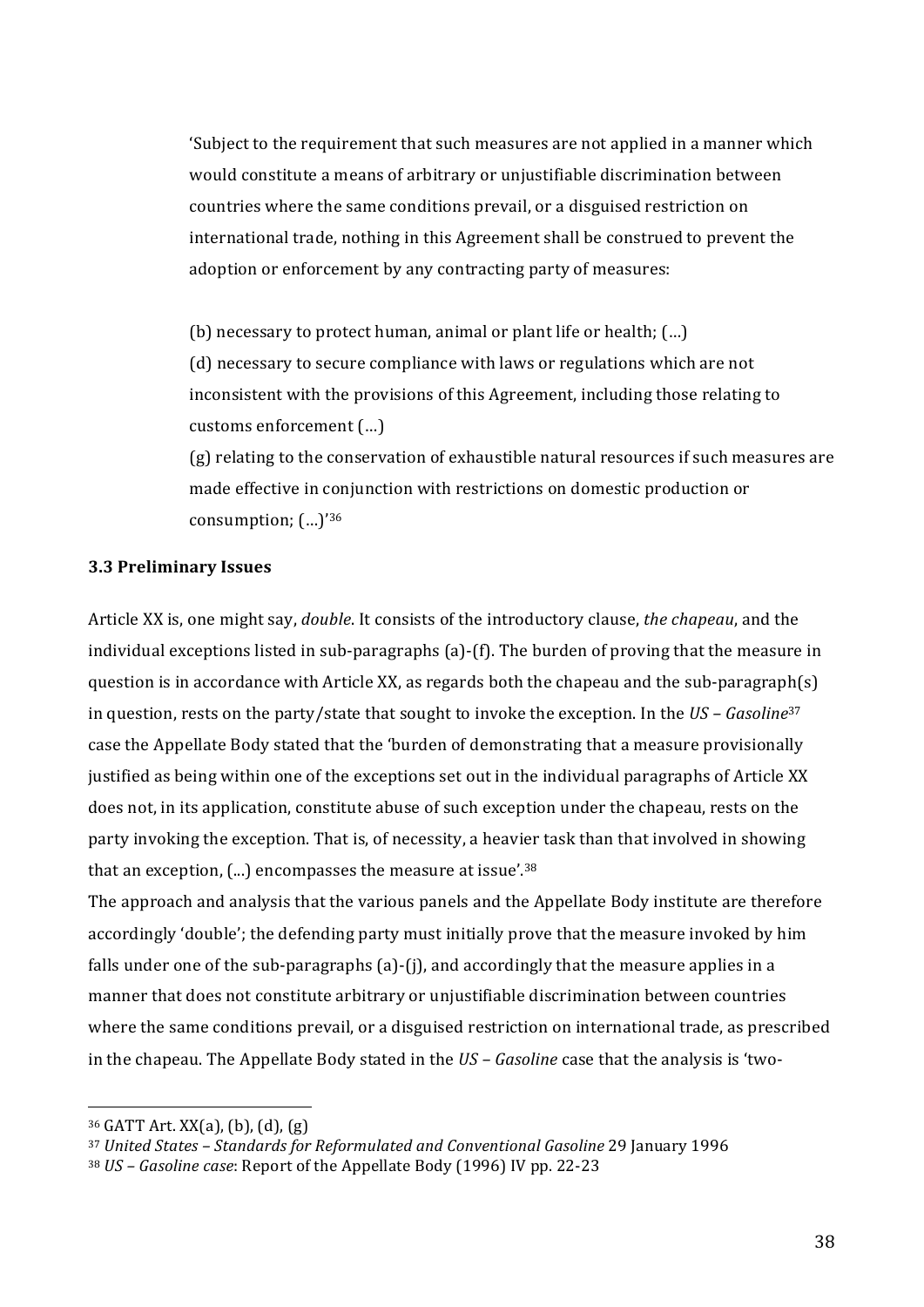> 'Subject to the requirement that such measures are not applied in a manner which would constitute a means of arbitrary or unjustifiable discrimination between countries where the same conditions prevail, or a disguised restriction on international trade, nothing in this Agreement shall be construed to prevent the adoption or enforcement by any contracting party of measures:
>
> (b) necessary to protect human, animal or plant life or health; (…)
> (d) necessary to secure compliance with laws or regulations which are not inconsistent with the provisions of this Agreement, including those relating to customs enforcement (…)
> (g) relating to the conservation of exhaustible natural resources if such measures are made effective in conjunction with restrictions on domestic production or consumption; (…)'[36]

### 3.3 Preliminary Issues

Article XX is, one might say, *double*. It consists of the introductory clause, *the chapeau*, and the individual exceptions listed in sub-paragraphs (a)-(f). The burden of proving that the measure in question is in accordance with Article XX, as regards both the chapeau and the sub-paragraph(s) in question, rests on the party/state that sought to invoke the exception. In the *US – Gasoline*[37] case the Appellate Body stated that the 'burden of demonstrating that a measure provisionally justified as being within one of the exceptions set out in the individual paragraphs of Article XX does not, in its application, constitute abuse of such exception under the chapeau, rests on the party invoking the exception. That is, of necessity, a heavier task than that involved in showing that an exception, (...) encompasses the measure at issue'.[38]
The approach and analysis that the various panels and the Appellate Body institute are therefore accordingly 'double'; the defending party must initially prove that the measure invoked by him falls under one of the sub-paragraphs (a)-(j), and accordingly that the measure applies in a manner that does not constitute arbitrary or unjustifiable discrimination between countries where the same conditions prevail, or a disguised restriction on international trade, as prescribed in the chapeau. The Appellate Body stated in the *US – Gasoline* case that the analysis is 'two-

---

[36] GATT Art. XX(a), (b), (d), (g)
[37] *United States – Standards for Reformulated and Conventional Gasoline* 29 January 1996
[38] *US – Gasoline case*: Report of the Appellate Body (1996) IV pp. 22-23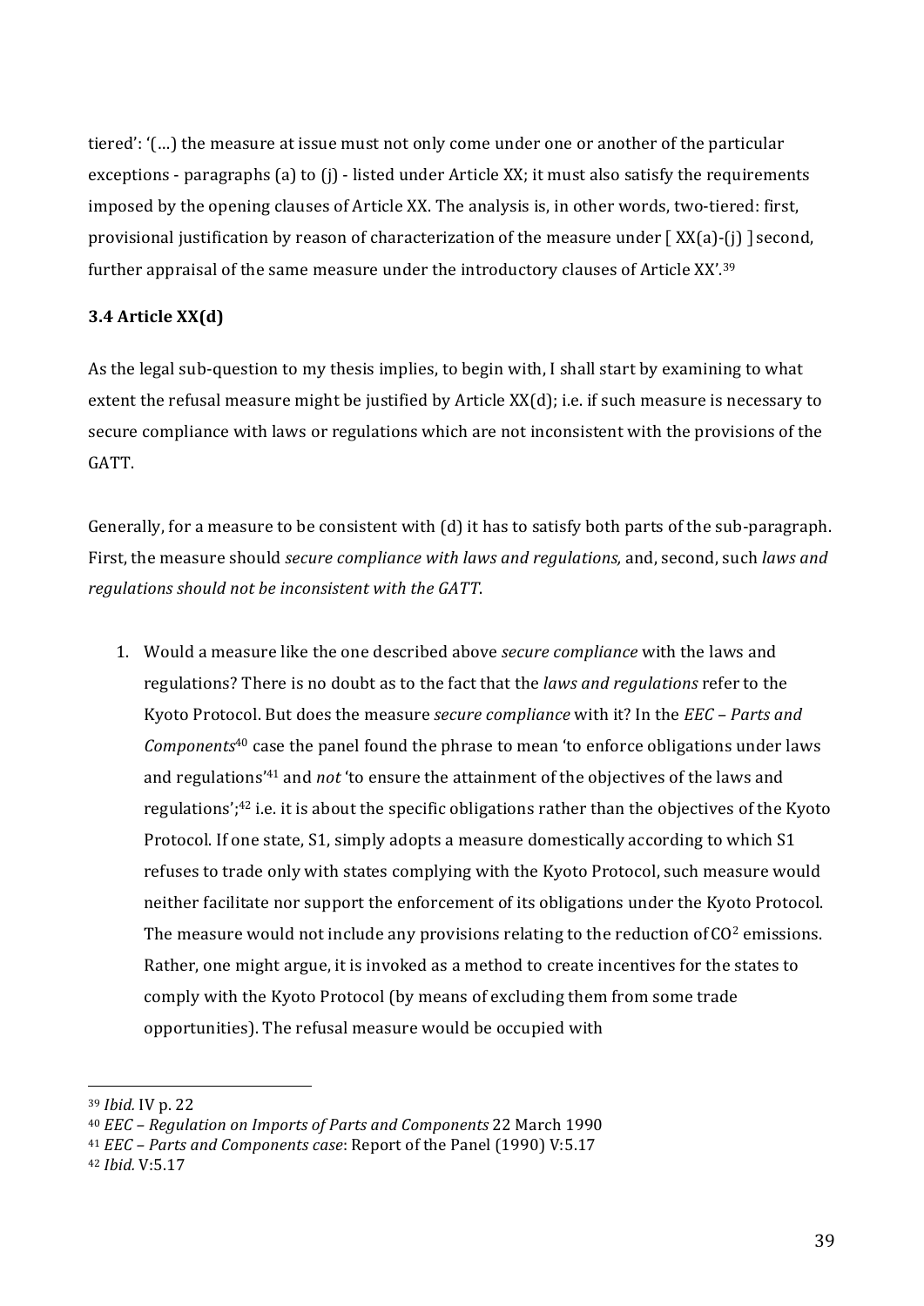tiered': '(…) the measure at issue must not only come under one or another of the particular exceptions - paragraphs (a) to (j) - listed under Article XX; it must also satisfy the requirements imposed by the opening clauses of Article XX. The analysis is, in other words, two-tiered: first, provisional justification by reason of characterization of the measure under [ XX(a)-(j) ] second, further appraisal of the same measure under the introductory clauses of Article XX'.[39]

### 3.4 Article XX(d)

As the legal sub-question to my thesis implies, to begin with, I shall start by examining to what extent the refusal measure might be justified by Article XX(d); i.e. if such measure is necessary to secure compliance with laws or regulations which are not inconsistent with the provisions of the GATT.

Generally, for a measure to be consistent with (d) it has to satisfy both parts of the sub-paragraph. First, the measure should *secure compliance with laws and regulations,* and, second, such *laws and regulations should not be inconsistent with the GATT*.

1. Would a measure like the one described above *secure compliance* with the laws and regulations? There is no doubt as to the fact that the *laws and regulations* refer to the Kyoto Protocol. But does the measure *secure compliance* with it? In the *EEC – Parts and Components*[40] case the panel found the phrase to mean 'to enforce obligations under laws and regulations'[41] and *not* 'to ensure the attainment of the objectives of the laws and regulations';[42] i.e. it is about the specific obligations rather than the objectives of the Kyoto Protocol. If one state, S1, simply adopts a measure domestically according to which S1 refuses to trade only with states complying with the Kyoto Protocol, such measure would neither facilitate nor support the enforcement of its obligations under the Kyoto Protocol. The measure would not include any provisions relating to the reduction of $CO^2$ emissions. Rather, one might argue, it is invoked as a method to create incentives for the states to comply with the Kyoto Protocol (by means of excluding them from some trade opportunities). The refusal measure would be occupied with

---

[39] *Ibid.* IV p. 22

[40] *EEC – Regulation on Imports of Parts and Components* 22 March 1990

[41] *EEC – Parts and Components case*: Report of the Panel (1990) V:5.17

[42] *Ibid.* V:5.17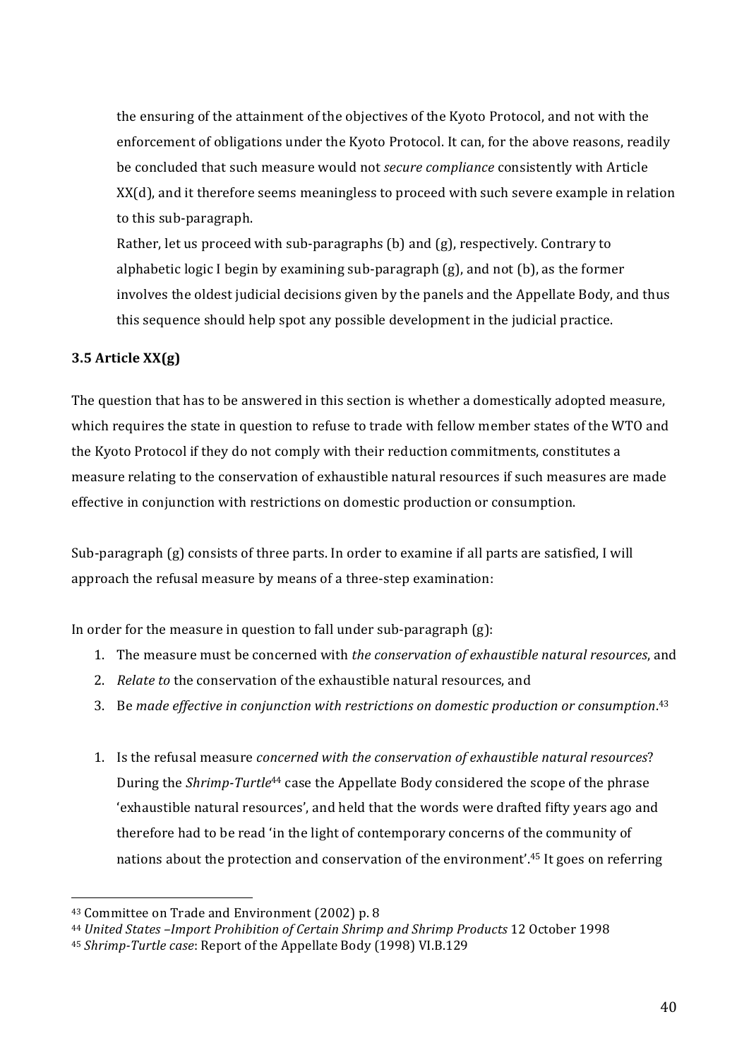the ensuring of the attainment of the objectives of the Kyoto Protocol, and not with the enforcement of obligations under the Kyoto Protocol. It can, for the above reasons, readily be concluded that such measure would not *secure compliance* consistently with Article XX(d), and it therefore seems meaningless to proceed with such severe example in relation to this sub-paragraph.

Rather, let us proceed with sub-paragraphs (b) and (g), respectively. Contrary to alphabetic logic I begin by examining sub-paragraph (g), and not (b), as the former involves the oldest judicial decisions given by the panels and the Appellate Body, and thus this sequence should help spot any possible development in the judicial practice.

### 3.5 Article XX(g)

The question that has to be answered in this section is whether a domestically adopted measure, which requires the state in question to refuse to trade with fellow member states of the WTO and the Kyoto Protocol if they do not comply with their reduction commitments, constitutes a measure relating to the conservation of exhaustible natural resources if such measures are made effective in conjunction with restrictions on domestic production or consumption.

Sub-paragraph (g) consists of three parts. In order to examine if all parts are satisfied, I will approach the refusal measure by means of a three-step examination:

In order for the measure in question to fall under sub-paragraph (g):

1. The measure must be concerned with *the conservation of exhaustible natural resources*, and
2. *Relate to* the conservation of the exhaustible natural resources, and
3. Be *made effective in conjunction with restrictions on domestic production or consumption*.[43]

1. Is the refusal measure *concerned with the conservation of exhaustible natural resources*? During the *Shrimp-Turtle*[44] case the Appellate Body considered the scope of the phrase 'exhaustible natural resources', and held that the words were drafted fifty years ago and therefore had to be read 'in the light of contemporary concerns of the community of nations about the protection and conservation of the environment'.[45] It goes on referring

---

[43] Committee on Trade and Environment (2002) p. 8

[44] *United States –Import Prohibition of Certain Shrimp and Shrimp Products* 12 October 1998

[45] *Shrimp-Turtle case*: Report of the Appellate Body (1998) VI.B.129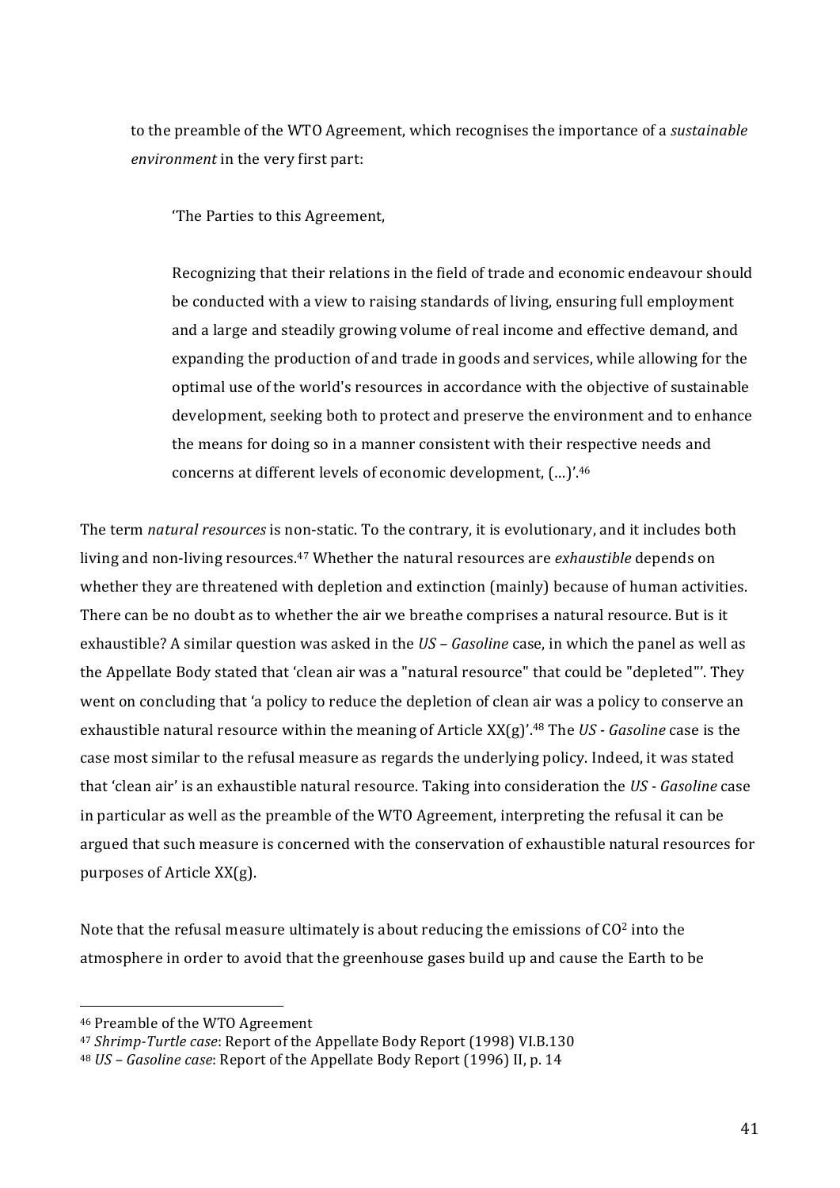to the preamble of the WTO Agreement, which recognises the importance of a *sustainable environment* in the very first part:

> 'The Parties to this Agreement,
>
> Recognizing that their relations in the field of trade and economic endeavour should be conducted with a view to raising standards of living, ensuring full employment and a large and steadily growing volume of real income and effective demand, and expanding the production of and trade in goods and services, while allowing for the optimal use of the world's resources in accordance with the objective of sustainable development, seeking both to protect and preserve the environment and to enhance the means for doing so in a manner consistent with their respective needs and concerns at different levels of economic development, (…)'.[46]

The term *natural resources* is non-static. To the contrary, it is evolutionary, and it includes both living and non-living resources.[47] Whether the natural resources are *exhaustible* depends on whether they are threatened with depletion and extinction (mainly) because of human activities. There can be no doubt as to whether the air we breathe comprises a natural resource. But is it exhaustible? A similar question was asked in the *US – Gasoline* case, in which the panel as well as the Appellate Body stated that 'clean air was a "natural resource" that could be "depleted"'. They went on concluding that 'a policy to reduce the depletion of clean air was a policy to conserve an exhaustible natural resource within the meaning of Article XX(g)'.[48] The *US - Gasoline* case is the case most similar to the refusal measure as regards the underlying policy. Indeed, it was stated that 'clean air' is an exhaustible natural resource. Taking into consideration the *US - Gasoline* case in particular as well as the preamble of the WTO Agreement, interpreting the refusal it can be argued that such measure is concerned with the conservation of exhaustible natural resources for purposes of Article XX(g).

Note that the refusal measure ultimately is about reducing the emissions of $CO^2$ into the atmosphere in order to avoid that the greenhouse gases build up and cause the Earth to be

---

[46] Preamble of the WTO Agreement

[47] *Shrimp-Turtle case*: Report of the Appellate Body Report (1998) VI.B.130

[48] *US – Gasoline case*: Report of the Appellate Body Report (1996) II, p. 14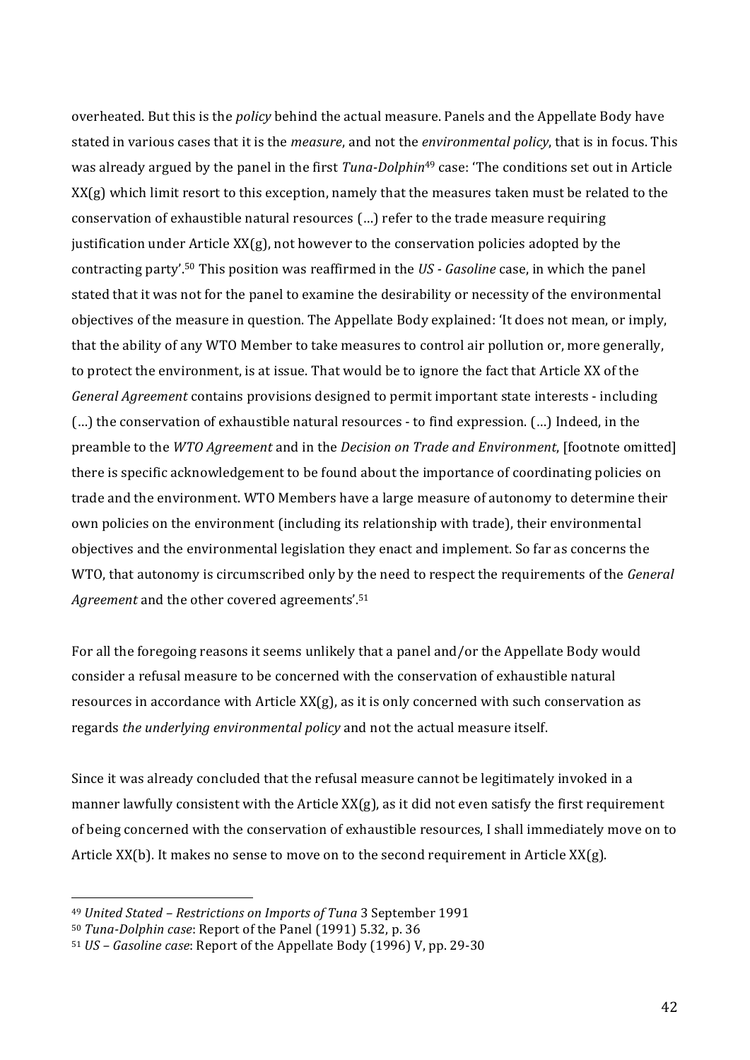overheated. But this is the *policy* behind the actual measure. Panels and the Appellate Body have stated in various cases that it is the *measure*, and not the *environmental policy*, that is in focus. This was already argued by the panel in the first *Tuna-Dolphin*[49] case: 'The conditions set out in Article XX(g) which limit resort to this exception, namely that the measures taken must be related to the conservation of exhaustible natural resources (…) refer to the trade measure requiring justification under Article XX(g), not however to the conservation policies adopted by the contracting party'.[50] This position was reaffirmed in the *US - Gasoline* case, in which the panel stated that it was not for the panel to examine the desirability or necessity of the environmental objectives of the measure in question. The Appellate Body explained: 'It does not mean, or imply, that the ability of any WTO Member to take measures to control air pollution or, more generally, to protect the environment, is at issue. That would be to ignore the fact that Article XX of the *General Agreement* contains provisions designed to permit important state interests - including (…) the conservation of exhaustible natural resources - to find expression. (…) Indeed, in the preamble to the *WTO Agreement* and in the *Decision on Trade and Environment*, [footnote omitted] there is specific acknowledgement to be found about the importance of coordinating policies on trade and the environment. WTO Members have a large measure of autonomy to determine their own policies on the environment (including its relationship with trade), their environmental objectives and the environmental legislation they enact and implement. So far as concerns the WTO, that autonomy is circumscribed only by the need to respect the requirements of the *General Agreement* and the other covered agreements'.[51]

For all the foregoing reasons it seems unlikely that a panel and/or the Appellate Body would consider a refusal measure to be concerned with the conservation of exhaustible natural resources in accordance with Article XX(g), as it is only concerned with such conservation as regards *the underlying environmental policy* and not the actual measure itself.

Since it was already concluded that the refusal measure cannot be legitimately invoked in a manner lawfully consistent with the Article XX(g), as it did not even satisfy the first requirement of being concerned with the conservation of exhaustible resources, I shall immediately move on to Article XX(b). It makes no sense to move on to the second requirement in Article XX(g).

---

[49] *United Stated – Restrictions on Imports of Tuna* 3 September 1991

[50] *Tuna-Dolphin case*: Report of the Panel (1991) 5.32, p. 36

[51] *US – Gasoline case*: Report of the Appellate Body (1996) V, pp. 29-30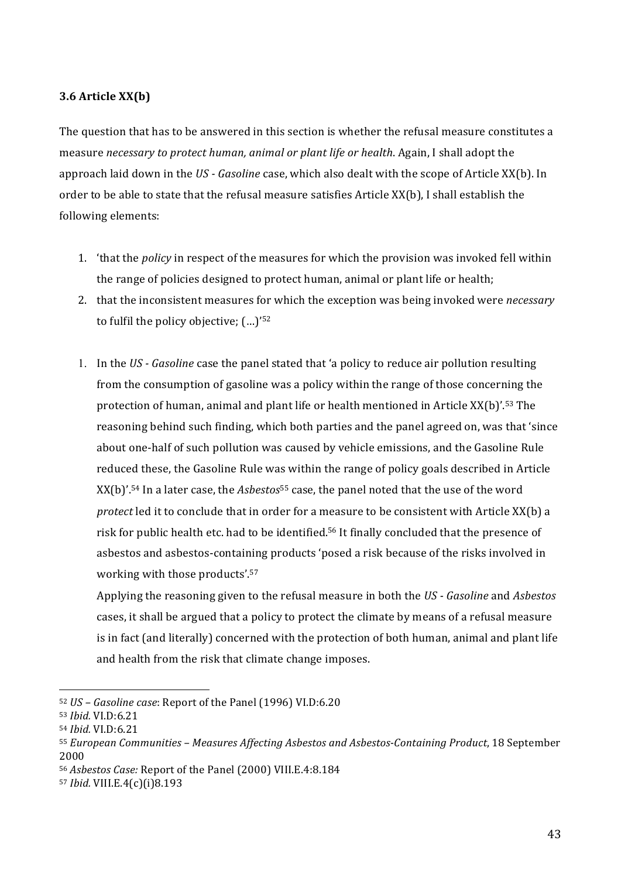### 3.6 Article XX(b)

The question that has to be answered in this section is whether the refusal measure constitutes a measure *necessary to protect human, animal or plant life or health*. Again, I shall adopt the approach laid down in the *US - Gasoline* case, which also dealt with the scope of Article XX(b). In order to be able to state that the refusal measure satisfies Article XX(b), I shall establish the following elements:

1. 'that the *policy* in respect of the measures for which the provision was invoked fell within the range of policies designed to protect human, animal or plant life or health;
2. that the inconsistent measures for which the exception was being invoked were *necessary* to fulfil the policy objective; (…)'[52]

1. In the *US - Gasoline* case the panel stated that 'a policy to reduce air pollution resulting from the consumption of gasoline was a policy within the range of those concerning the protection of human, animal and plant life or health mentioned in Article XX(b)'.[53] The reasoning behind such finding, which both parties and the panel agreed on, was that 'since about one-half of such pollution was caused by vehicle emissions, and the Gasoline Rule reduced these, the Gasoline Rule was within the range of policy goals described in Article XX(b)'.[54] In a later case, the *Asbestos*[55] case, the panel noted that the use of the word *protect* led it to conclude that in order for a measure to be consistent with Article XX(b) a risk for public health etc. had to be identified.[56] It finally concluded that the presence of asbestos and asbestos-containing products 'posed a risk because of the risks involved in working with those products'.[57]

   Applying the reasoning given to the refusal measure in both the *US - Gasoline* and *Asbestos* cases, it shall be argued that a policy to protect the climate by means of a refusal measure is in fact (and literally) concerned with the protection of both human, animal and plant life and health from the risk that climate change imposes.

---

[52] *US – Gasoline case*: Report of the Panel (1996) VI.D:6.20
[53] *Ibid.* VI.D:6.21
[54] *Ibid.* VI.D:6.21
[55] *European Communities – Measures Affecting Asbestos and Asbestos-Containing Product*, 18 September 2000
[56] *Asbestos Case:* Report of the Panel (2000) VIII.E.4:8.184
[57] *Ibid.* VIII.E.4(c)(i)8.193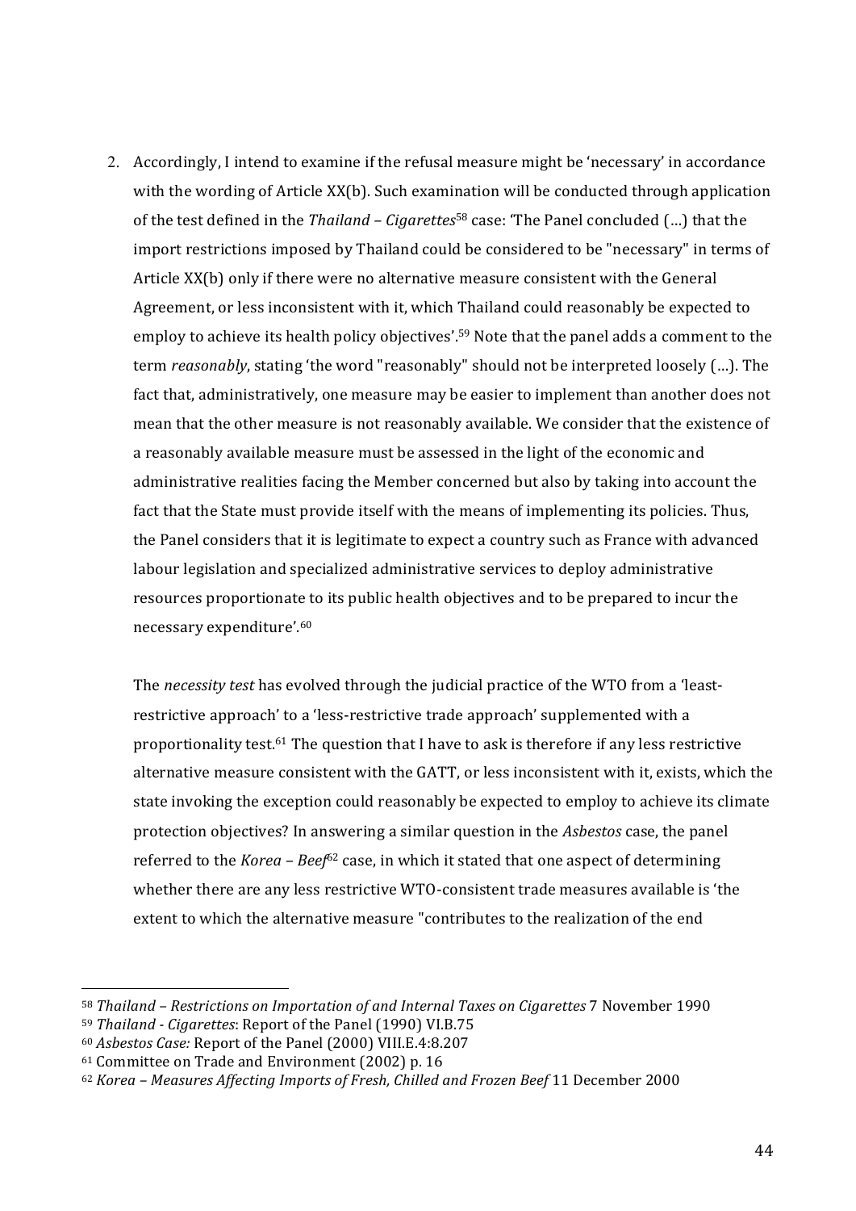2. Accordingly, I intend to examine if the refusal measure might be 'necessary' in accordance with the wording of Article XX(b). Such examination will be conducted through application of the test defined in the *Thailand – Cigarettes*[58] case: 'The Panel concluded (…) that the import restrictions imposed by Thailand could be considered to be "necessary" in terms of Article XX(b) only if there were no alternative measure consistent with the General Agreement, or less inconsistent with it, which Thailand could reasonably be expected to employ to achieve its health policy objectives'.[59] Note that the panel adds a comment to the term *reasonably*, stating 'the word "reasonably" should not be interpreted loosely (…). The fact that, administratively, one measure may be easier to implement than another does not mean that the other measure is not reasonably available. We consider that the existence of a reasonably available measure must be assessed in the light of the economic and administrative realities facing the Member concerned but also by taking into account the fact that the State must provide itself with the means of implementing its policies. Thus, the Panel considers that it is legitimate to expect a country such as France with advanced labour legislation and specialized administrative services to deploy administrative resources proportionate to its public health objectives and to be prepared to incur the necessary expenditure'.[60]

   The *necessity test* has evolved through the judicial practice of the WTO from a 'least-restrictive approach' to a 'less-restrictive trade approach' supplemented with a proportionality test.[61] The question that I have to ask is therefore if any less restrictive alternative measure consistent with the GATT, or less inconsistent with it, exists, which the state invoking the exception could reasonably be expected to employ to achieve its climate protection objectives? In answering a similar question in the *Asbestos* case, the panel referred to the *Korea – Beef*[62] case, in which it stated that one aspect of determining whether there are any less restrictive WTO-consistent trade measures available is 'the extent to which the alternative measure "contributes to the realization of the end

---

[58] *Thailand – Restrictions on Importation of and Internal Taxes on Cigarettes* 7 November 1990

[59] *Thailand - Cigarettes*: Report of the Panel (1990) VI.B.75

[60] *Asbestos Case:* Report of the Panel (2000) VIII.E.4:8.207

[61] Committee on Trade and Environment (2002) p. 16

[62] *Korea – Measures Affecting Imports of Fresh, Chilled and Frozen Beef* 11 December 2000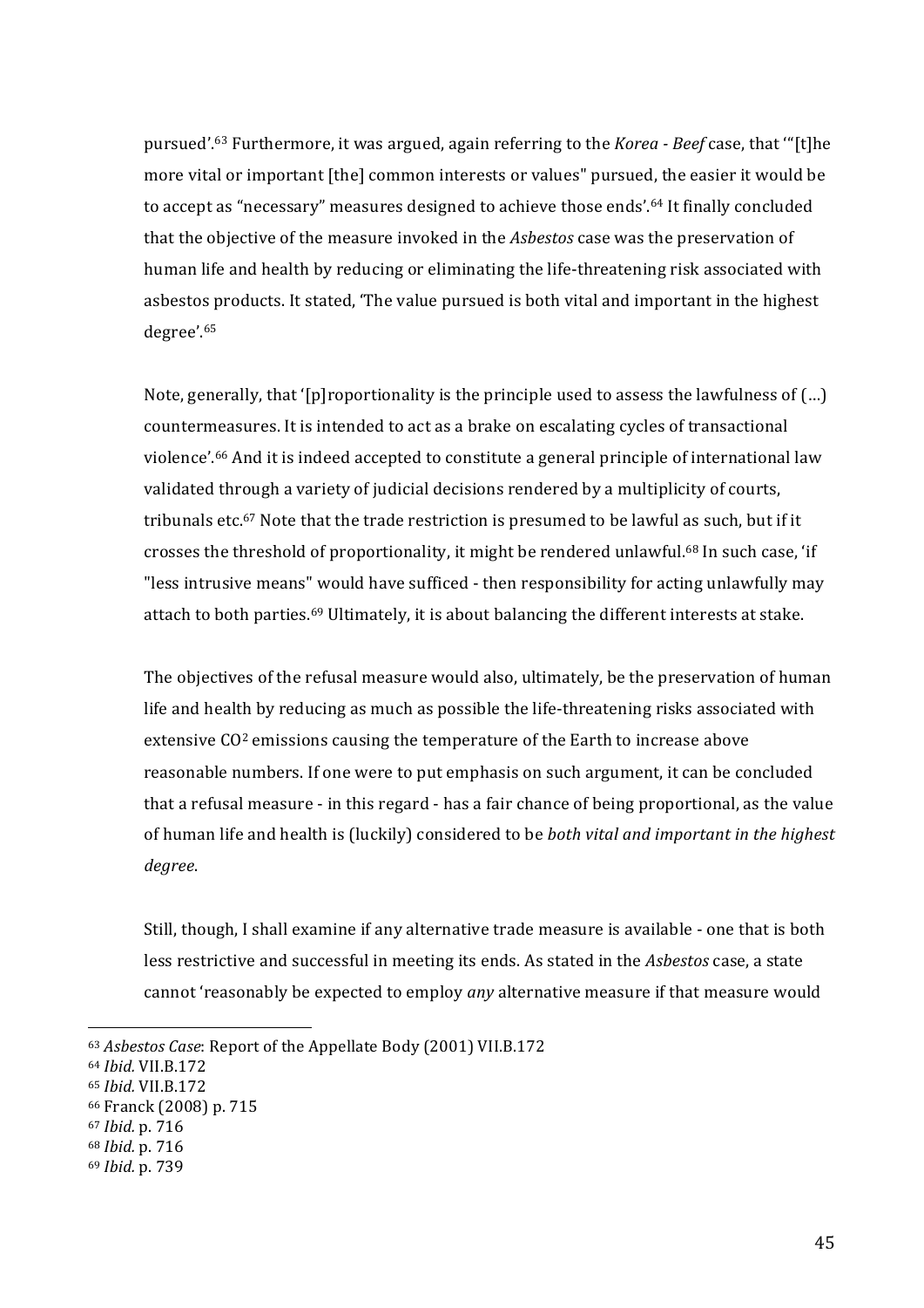pursued'.[63] Furthermore, it was argued, again referring to the *Korea - Beef* case, that '"[t]he more vital or important [the] common interests or values" pursued, the easier it would be to accept as "necessary" measures designed to achieve those ends'.[64] It finally concluded that the objective of the measure invoked in the *Asbestos* case was the preservation of human life and health by reducing or eliminating the life-threatening risk associated with asbestos products. It stated, 'The value pursued is both vital and important in the highest degree'.[65]

Note, generally, that '[p]roportionality is the principle used to assess the lawfulness of (...) countermeasures. It is intended to act as a brake on escalating cycles of transactional violence'.[66] And it is indeed accepted to constitute a general principle of international law validated through a variety of judicial decisions rendered by a multiplicity of courts, tribunals etc.[67] Note that the trade restriction is presumed to be lawful as such, but if it crosses the threshold of proportionality, it might be rendered unlawful.[68] In such case, 'if "less intrusive means" would have sufficed - then responsibility for acting unlawfully may attach to both parties.[69] Ultimately, it is about balancing the different interests at stake.

The objectives of the refusal measure would also, ultimately, be the preservation of human life and health by reducing as much as possible the life-threatening risks associated with extensive $CO^2$ emissions causing the temperature of the Earth to increase above reasonable numbers. If one were to put emphasis on such argument, it can be concluded that a refusal measure - in this regard - has a fair chance of being proportional, as the value of human life and health is (luckily) considered to be *both vital and important in the highest degree*.

Still, though, I shall examine if any alternative trade measure is available - one that is both less restrictive and successful in meeting its ends. As stated in the *Asbestos* case, a state cannot 'reasonably be expected to employ *any* alternative measure if that measure would

---

[63] *Asbestos Case*: Report of the Appellate Body (2001) VII.B.172

[64] *Ibid.* VII.B.172

[65] *Ibid.* VII.B.172

[66] Franck (2008) p. 715

[67] *Ibid.* p. 716

[68] *Ibid.* p. 716

[69] *Ibid.* p. 739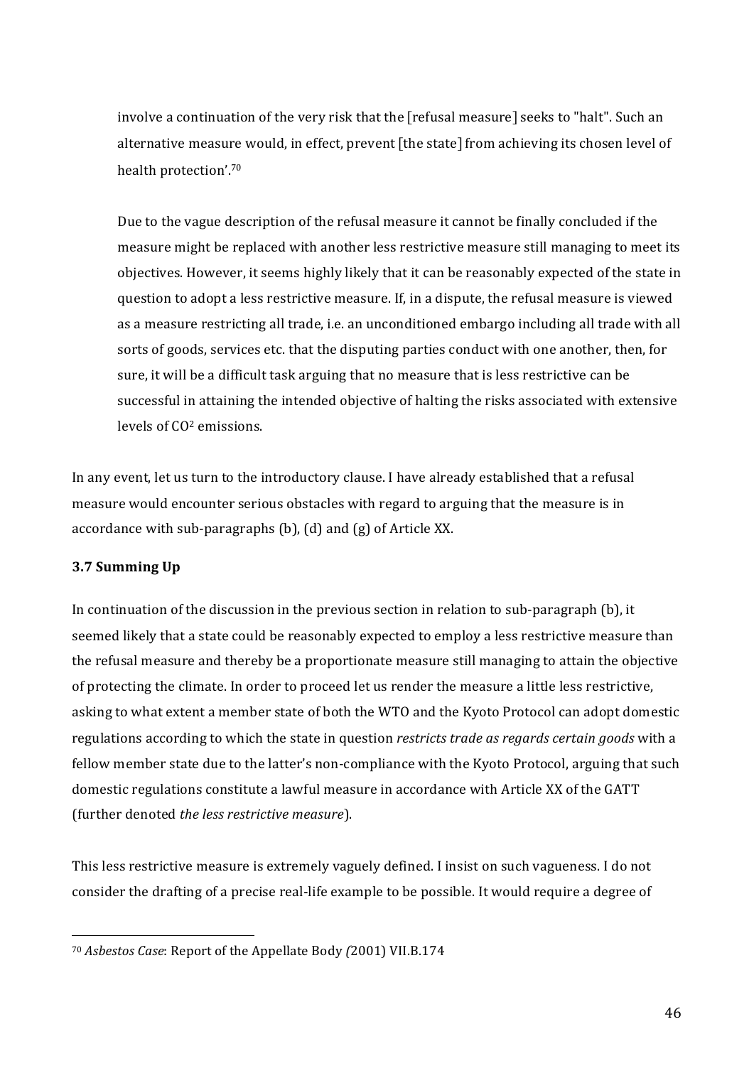involve a continuation of the very risk that the [refusal measure] seeks to "halt". Such an alternative measure would, in effect, prevent [the state] from achieving its chosen level of health protection'.[70]

Due to the vague description of the refusal measure it cannot be finally concluded if the measure might be replaced with another less restrictive measure still managing to meet its objectives. However, it seems highly likely that it can be reasonably expected of the state in question to adopt a less restrictive measure. If, in a dispute, the refusal measure is viewed as a measure restricting all trade, i.e. an unconditioned embargo including all trade with all sorts of goods, services etc. that the disputing parties conduct with one another, then, for sure, it will be a difficult task arguing that no measure that is less restrictive can be successful in attaining the intended objective of halting the risks associated with extensive levels of $CO^2$ emissions.

In any event, let us turn to the introductory clause. I have already established that a refusal measure would encounter serious obstacles with regard to arguing that the measure is in accordance with sub-paragraphs (b), (d) and (g) of Article XX.

### 3.7 Summing Up

In continuation of the discussion in the previous section in relation to sub-paragraph (b), it seemed likely that a state could be reasonably expected to employ a less restrictive measure than the refusal measure and thereby be a proportionate measure still managing to attain the objective of protecting the climate. In order to proceed let us render the measure a little less restrictive, asking to what extent a member state of both the WTO and the Kyoto Protocol can adopt domestic regulations according to which the state in question *restricts trade as regards certain goods* with a fellow member state due to the latter's non-compliance with the Kyoto Protocol, arguing that such domestic regulations constitute a lawful measure in accordance with Article XX of the GATT (further denoted *the less restrictive measure*).

This less restrictive measure is extremely vaguely defined. I insist on such vagueness. I do not consider the drafting of a precise real-life example to be possible. It would require a degree of

---

[70] *Asbestos Case*: Report of the Appellate Body *(*2001) VII.B.174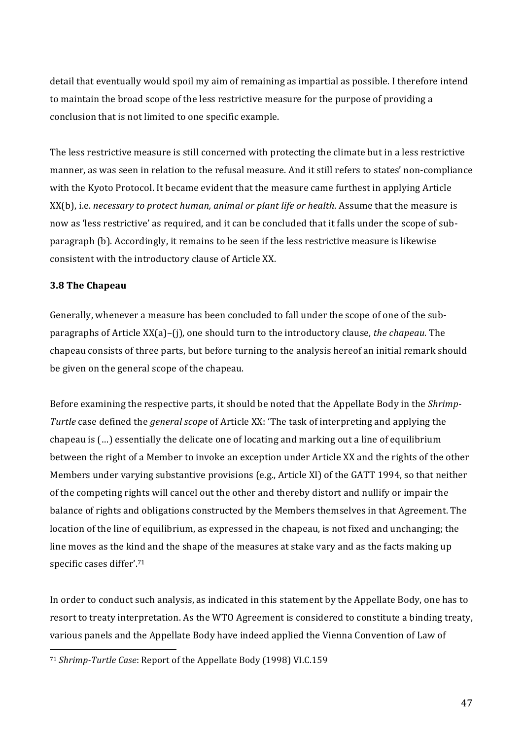detail that eventually would spoil my aim of remaining as impartial as possible. I therefore intend to maintain the broad scope of the less restrictive measure for the purpose of providing a conclusion that is not limited to one specific example.

The less restrictive measure is still concerned with protecting the climate but in a less restrictive manner, as was seen in relation to the refusal measure. And it still refers to states' non-compliance with the Kyoto Protocol. It became evident that the measure came furthest in applying Article XX(b), i.e. *necessary to protect human, animal or plant life or health*. Assume that the measure is now as 'less restrictive' as required, and it can be concluded that it falls under the scope of sub-paragraph (b). Accordingly, it remains to be seen if the less restrictive measure is likewise consistent with the introductory clause of Article XX.

### 3.8 The Chapeau

Generally, whenever a measure has been concluded to fall under the scope of one of the sub-paragraphs of Article XX(a)–(j), one should turn to the introductory clause, *the chapeau.* The chapeau consists of three parts, but before turning to the analysis hereof an initial remark should be given on the general scope of the chapeau.

Before examining the respective parts, it should be noted that the Appellate Body in the *Shrimp-Turtle* case defined the *general scope* of Article XX: 'The task of interpreting and applying the chapeau is (…) essentially the delicate one of locating and marking out a line of equilibrium between the right of a Member to invoke an exception under Article XX and the rights of the other Members under varying substantive provisions (e.g., Article XI) of the GATT 1994, so that neither of the competing rights will cancel out the other and thereby distort and nullify or impair the balance of rights and obligations constructed by the Members themselves in that Agreement. The location of the line of equilibrium, as expressed in the chapeau, is not fixed and unchanging; the line moves as the kind and the shape of the measures at stake vary and as the facts making up specific cases differ'.[71]

In order to conduct such analysis, as indicated in this statement by the Appellate Body, one has to resort to treaty interpretation. As the WTO Agreement is considered to constitute a binding treaty, various panels and the Appellate Body have indeed applied the Vienna Convention of Law of

---

[71] *Shrimp-Turtle Case*: Report of the Appellate Body (1998) VI.C.159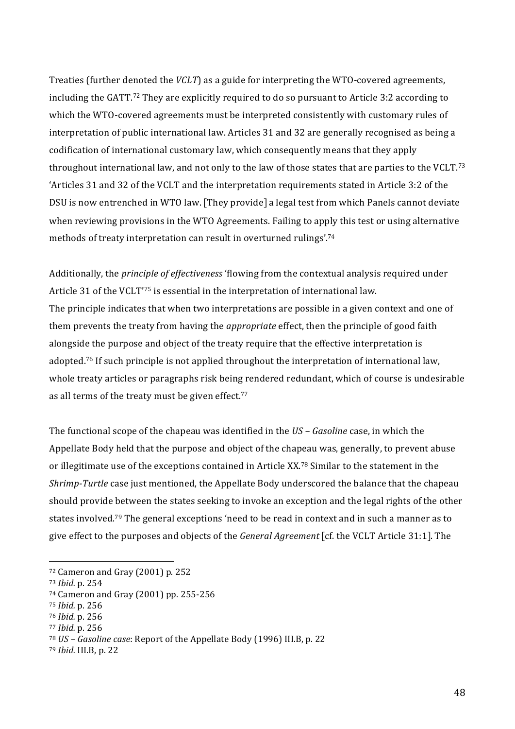Treaties (further denoted the *VCLT*) as a guide for interpreting the WTO-covered agreements, including the GATT.[72] They are explicitly required to do so pursuant to Article 3:2 according to which the WTO-covered agreements must be interpreted consistently with customary rules of interpretation of public international law. Articles 31 and 32 are generally recognised as being a codification of international customary law, which consequently means that they apply throughout international law, and not only to the law of those states that are parties to the VCLT.[73] 'Articles 31 and 32 of the VCLT and the interpretation requirements stated in Article 3:2 of the DSU is now entrenched in WTO law. [They provide] a legal test from which Panels cannot deviate when reviewing provisions in the WTO Agreements. Failing to apply this test or using alternative methods of treaty interpretation can result in overturned rulings'.[74]

Additionally, the *principle of effectiveness* 'flowing from the contextual analysis required under Article 31 of the VCLT'[75] is essential in the interpretation of international law.
The principle indicates that when two interpretations are possible in a given context and one of them prevents the treaty from having the *appropriate* effect, then the principle of good faith alongside the purpose and object of the treaty require that the effective interpretation is adopted.[76] If such principle is not applied throughout the interpretation of international law, whole treaty articles or paragraphs risk being rendered redundant, which of course is undesirable as all terms of the treaty must be given effect.[77]

The functional scope of the chapeau was identified in the *US – Gasoline* case, in which the Appellate Body held that the purpose and object of the chapeau was, generally, to prevent abuse or illegitimate use of the exceptions contained in Article XX.[78] Similar to the statement in the *Shrimp-Turtle* case just mentioned, the Appellate Body underscored the balance that the chapeau should provide between the states seeking to invoke an exception and the legal rights of the other states involved.[79] The general exceptions 'need to be read in context and in such a manner as to give effect to the purposes and objects of the *General Agreement* [cf. the VCLT Article 31:1]. The

---

[72] Cameron and Gray (2001) p. 252
[73] *Ibid.* p. 254
[74] Cameron and Gray (2001) pp. 255-256
[75] *Ibid.* p. 256
[76] *Ibid.* p. 256
[77] *Ibid.* p. 256
[78] *US – Gasoline case*: Report of the Appellate Body (1996) III.B, p. 22
[79] *Ibid.* III.B, p. 22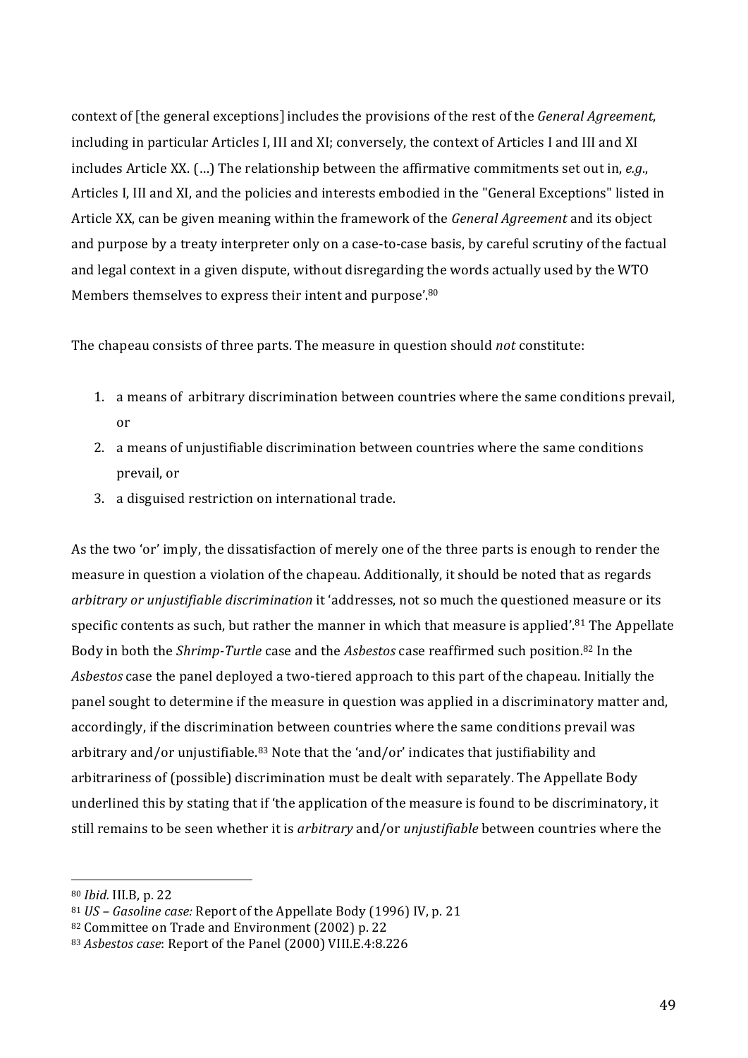context of [the general exceptions] includes the provisions of the rest of the *General Agreement*, including in particular Articles I, III and XI; conversely, the context of Articles I and III and XI includes Article XX. (…) The relationship between the affirmative commitments set out in, *e.g.*, Articles I, III and XI, and the policies and interests embodied in the "General Exceptions" listed in Article XX, can be given meaning within the framework of the *General Agreement* and its object and purpose by a treaty interpreter only on a case-to-case basis, by careful scrutiny of the factual and legal context in a given dispute, without disregarding the words actually used by the WTO Members themselves to express their intent and purpose'.[80]

The chapeau consists of three parts. The measure in question should *not* constitute:

1. a means of arbitrary discrimination between countries where the same conditions prevail, or
2. a means of unjustifiable discrimination between countries where the same conditions prevail, or
3. a disguised restriction on international trade.

As the two 'or' imply, the dissatisfaction of merely one of the three parts is enough to render the measure in question a violation of the chapeau. Additionally, it should be noted that as regards *arbitrary or unjustifiable discrimination* it 'addresses, not so much the questioned measure or its specific contents as such, but rather the manner in which that measure is applied'.[81] The Appellate Body in both the *Shrimp-Turtle* case and the *Asbestos* case reaffirmed such position.[82] In the *Asbestos* case the panel deployed a two-tiered approach to this part of the chapeau. Initially the panel sought to determine if the measure in question was applied in a discriminatory matter and, accordingly, if the discrimination between countries where the same conditions prevail was arbitrary and/or unjustifiable.[83] Note that the 'and/or' indicates that justifiability and arbitrariness of (possible) discrimination must be dealt with separately. The Appellate Body underlined this by stating that if 'the application of the measure is found to be discriminatory, it still remains to be seen whether it is *arbitrary* and/or *unjustifiable* between countries where the

---

[80] *Ibid.* III.B, p. 22

[81] *US – Gasoline case:* Report of the Appellate Body (1996) IV, p. 21

[82] Committee on Trade and Environment (2002) p. 22

[83] *Asbestos case*: Report of the Panel (2000) VIII.E.4:8.226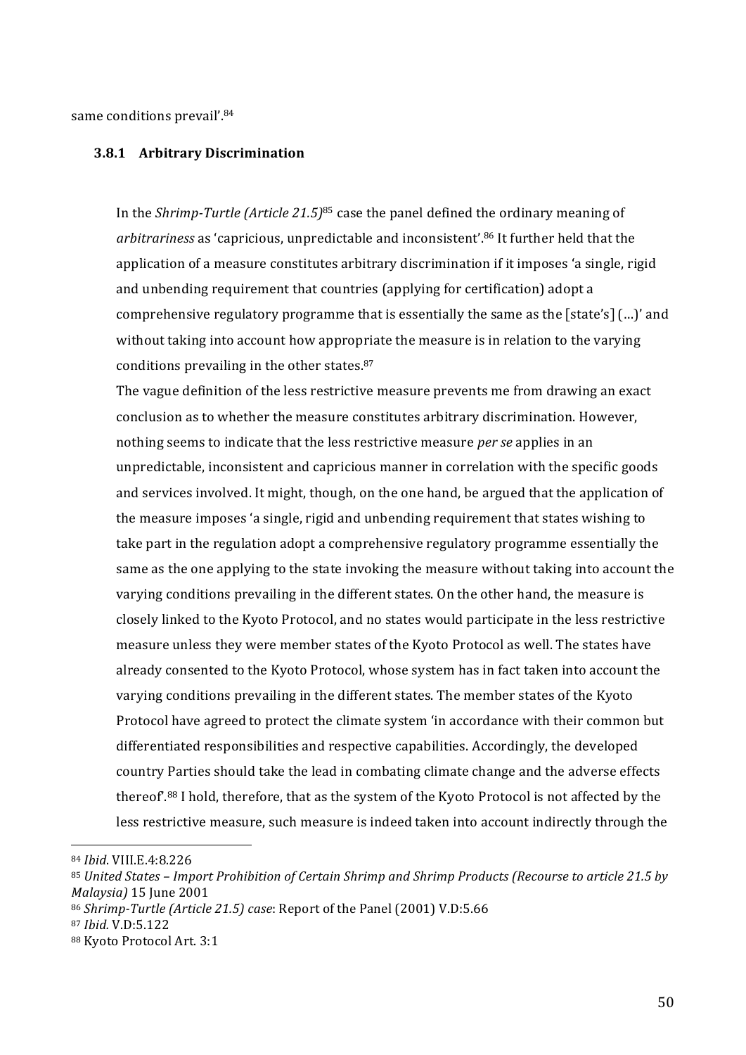same conditions prevail'.[84]

### 3.8.1 Arbitrary Discrimination

In the *Shrimp-Turtle (Article 21.5)*[85] case the panel defined the ordinary meaning of *arbitrariness* as 'capricious, unpredictable and inconsistent'.[86] It further held that the application of a measure constitutes arbitrary discrimination if it imposes 'a single, rigid and unbending requirement that countries (applying for certification) adopt a comprehensive regulatory programme that is essentially the same as the [state's] (…)' and without taking into account how appropriate the measure is in relation to the varying conditions prevailing in the other states.[87]

The vague definition of the less restrictive measure prevents me from drawing an exact conclusion as to whether the measure constitutes arbitrary discrimination. However, nothing seems to indicate that the less restrictive measure *per se* applies in an unpredictable, inconsistent and capricious manner in correlation with the specific goods and services involved. It might, though, on the one hand, be argued that the application of the measure imposes 'a single, rigid and unbending requirement that states wishing to take part in the regulation adopt a comprehensive regulatory programme essentially the same as the one applying to the state invoking the measure without taking into account the varying conditions prevailing in the different states. On the other hand, the measure is closely linked to the Kyoto Protocol, and no states would participate in the less restrictive measure unless they were member states of the Kyoto Protocol as well. The states have already consented to the Kyoto Protocol, whose system has in fact taken into account the varying conditions prevailing in the different states. The member states of the Kyoto Protocol have agreed to protect the climate system 'in accordance with their common but differentiated responsibilities and respective capabilities. Accordingly, the developed country Parties should take the lead in combating climate change and the adverse effects thereof'.[88] I hold, therefore, that as the system of the Kyoto Protocol is not affected by the less restrictive measure, such measure is indeed taken into account indirectly through the

---

[84] *Ibid*. VIII.E.4:8.226

[85] *United States – Import Prohibition of Certain Shrimp and Shrimp Products (Recourse to article 21.5 by Malaysia)* 15 June 2001

[86] *Shrimp-Turtle (Article 21.5) case*: Report of the Panel (2001) V.D:5.66

[87] *Ibid.* V.D:5.122

[88] Kyoto Protocol Art. 3:1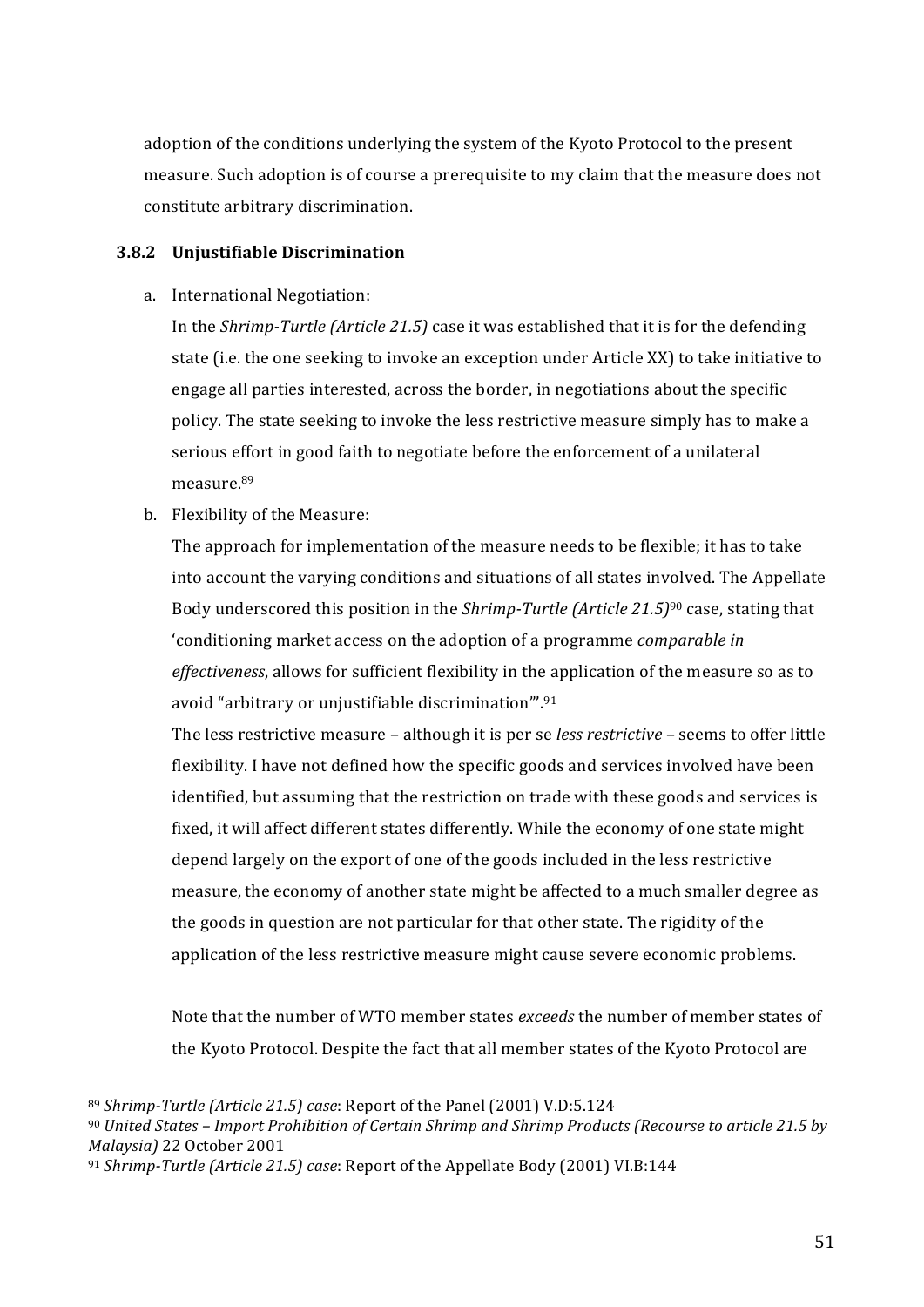adoption of the conditions underlying the system of the Kyoto Protocol to the present measure. Such adoption is of course a prerequisite to my claim that the measure does not constitute arbitrary discrimination.

### 3.8.2 Unjustifiable Discrimination

a. International Negotiation:

   In the *Shrimp-Turtle (Article 21.5)* case it was established that it is for the defending state (i.e. the one seeking to invoke an exception under Article XX) to take initiative to engage all parties interested, across the border, in negotiations about the specific policy. The state seeking to invoke the less restrictive measure simply has to make a serious effort in good faith to negotiate before the enforcement of a unilateral measure.[89]

b. Flexibility of the Measure:

   The approach for implementation of the measure needs to be flexible; it has to take into account the varying conditions and situations of all states involved. The Appellate Body underscored this position in the *Shrimp-Turtle (Article 21.5)*[90] case, stating that 'conditioning market access on the adoption of a programme *comparable in effectiveness*, allows for sufficient flexibility in the application of the measure so as to avoid "arbitrary or unjustifiable discrimination"'.[91]

   The less restrictive measure – although it is per se *less restrictive* – seems to offer little flexibility. I have not defined how the specific goods and services involved have been identified, but assuming that the restriction on trade with these goods and services is fixed, it will affect different states differently. While the economy of one state might depend largely on the export of one of the goods included in the less restrictive measure, the economy of another state might be affected to a much smaller degree as the goods in question are not particular for that other state. The rigidity of the application of the less restrictive measure might cause severe economic problems.

   Note that the number of WTO member states *exceeds* the number of member states of the Kyoto Protocol. Despite the fact that all member states of the Kyoto Protocol are

---

[89] *Shrimp-Turtle (Article 21.5) case*: Report of the Panel (2001) V.D:5.124

[90] *United States – Import Prohibition of Certain Shrimp and Shrimp Products (Recourse to article 21.5 by Malaysia)* 22 October 2001

[91] *Shrimp-Turtle (Article 21.5) case*: Report of the Appellate Body (2001) VI.B:144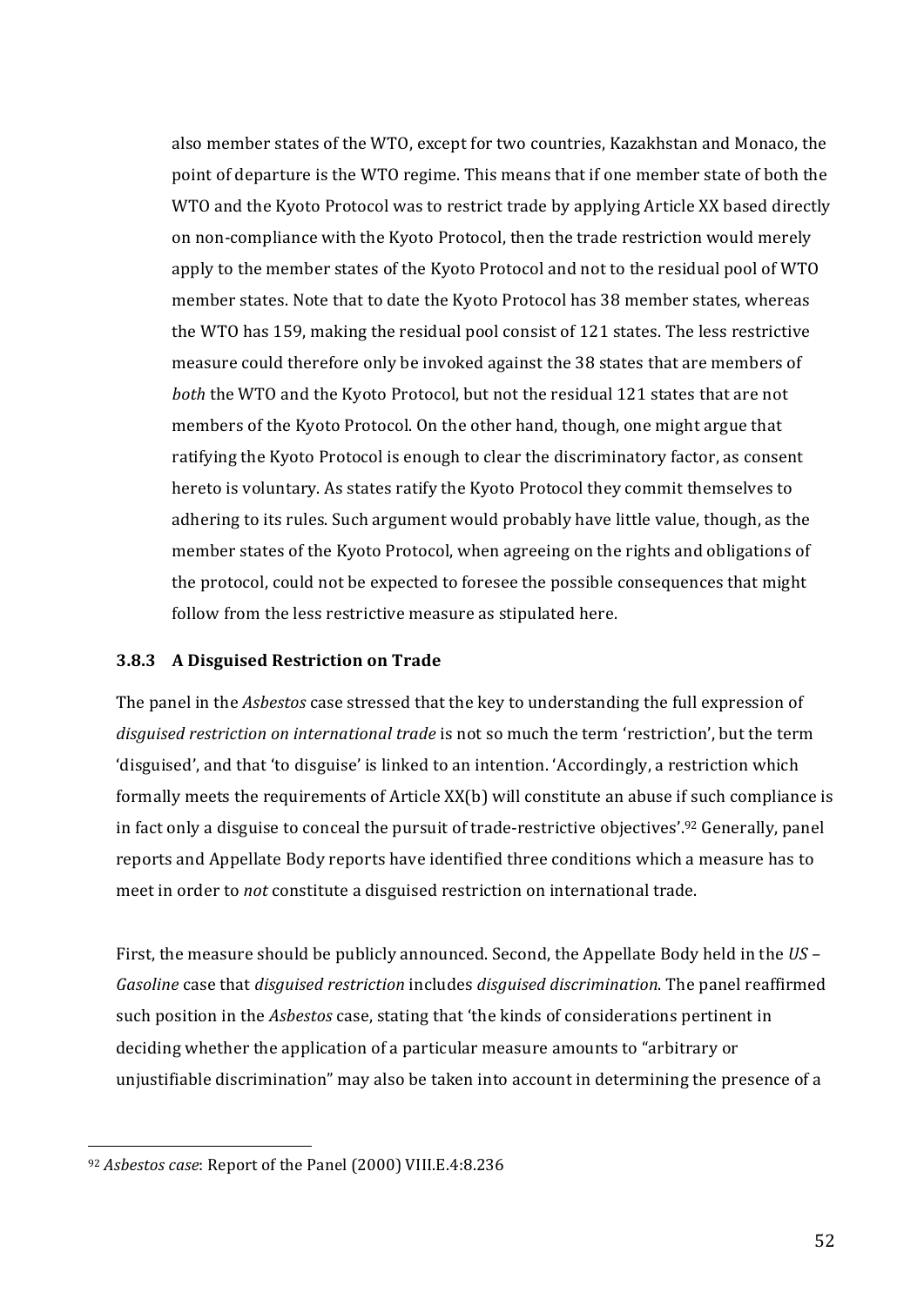also member states of the WTO, except for two countries, Kazakhstan and Monaco, the point of departure is the WTO regime. This means that if one member state of both the WTO and the Kyoto Protocol was to restrict trade by applying Article XX based directly on non-compliance with the Kyoto Protocol, then the trade restriction would merely apply to the member states of the Kyoto Protocol and not to the residual pool of WTO member states. Note that to date the Kyoto Protocol has 38 member states, whereas the WTO has 159, making the residual pool consist of 121 states. The less restrictive measure could therefore only be invoked against the 38 states that are members of *both* the WTO and the Kyoto Protocol, but not the residual 121 states that are not members of the Kyoto Protocol. On the other hand, though, one might argue that ratifying the Kyoto Protocol is enough to clear the discriminatory factor, as consent hereto is voluntary. As states ratify the Kyoto Protocol they commit themselves to adhering to its rules. Such argument would probably have little value, though, as the member states of the Kyoto Protocol, when agreeing on the rights and obligations of the protocol, could not be expected to foresee the possible consequences that might follow from the less restrictive measure as stipulated here.

### 3.8.3 A Disguised Restriction on Trade

The panel in the *Asbestos* case stressed that the key to understanding the full expression of *disguised restriction on international trade* is not so much the term 'restriction', but the term 'disguised', and that 'to disguise' is linked to an intention. 'Accordingly, a restriction which formally meets the requirements of Article XX(b) will constitute an abuse if such compliance is in fact only a disguise to conceal the pursuit of trade-restrictive objectives'.[92] Generally, panel reports and Appellate Body reports have identified three conditions which a measure has to meet in order to *not* constitute a disguised restriction on international trade.

First, the measure should be publicly announced. Second, the Appellate Body held in the *US – Gasoline* case that *disguised restriction* includes *disguised discrimination*. The panel reaffirmed such position in the *Asbestos* case, stating that 'the kinds of considerations pertinent in deciding whether the application of a particular measure amounts to "arbitrary or unjustifiable discrimination" may also be taken into account in determining the presence of a

---

[92] *Asbestos case*: Report of the Panel (2000) VIII.E.4:8.236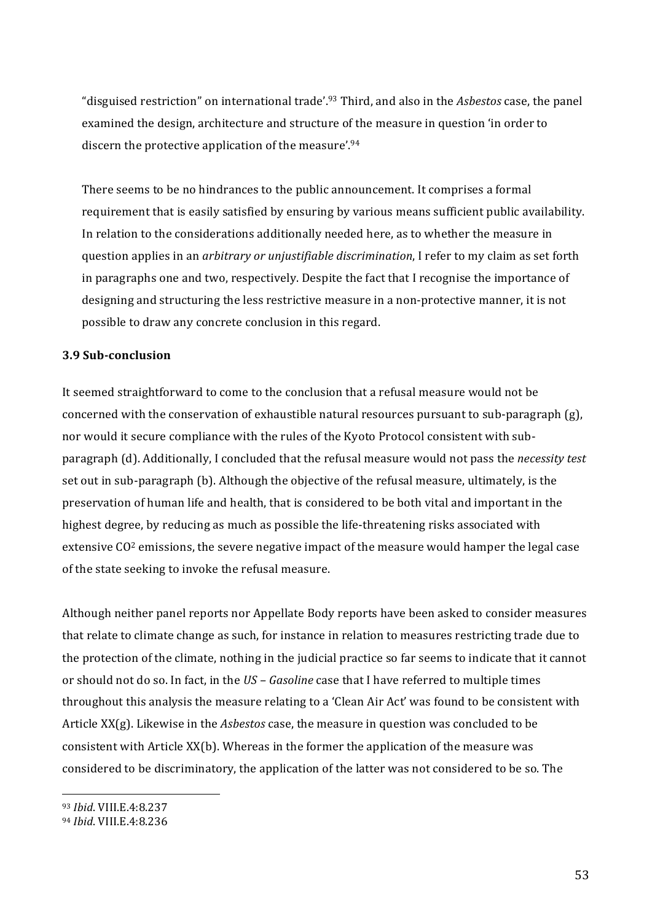"disguised restriction" on international trade'.[93] Third, and also in the *Asbestos* case, the panel examined the design, architecture and structure of the measure in question 'in order to discern the protective application of the measure'.[94]

There seems to be no hindrances to the public announcement. It comprises a formal requirement that is easily satisfied by ensuring by various means sufficient public availability. In relation to the considerations additionally needed here, as to whether the measure in question applies in an *arbitrary or unjustifiable discrimination*, I refer to my claim as set forth in paragraphs one and two, respectively. Despite the fact that I recognise the importance of designing and structuring the less restrictive measure in a non-protective manner, it is not possible to draw any concrete conclusion in this regard.

### 3.9 Sub-conclusion

It seemed straightforward to come to the conclusion that a refusal measure would not be concerned with the conservation of exhaustible natural resources pursuant to sub-paragraph (g), nor would it secure compliance with the rules of the Kyoto Protocol consistent with sub-paragraph (d). Additionally, I concluded that the refusal measure would not pass the *necessity test* set out in sub-paragraph (b). Although the objective of the refusal measure, ultimately, is the preservation of human life and health, that is considered to be both vital and important in the highest degree, by reducing as much as possible the life-threatening risks associated with extensive $CO^2$ emissions, the severe negative impact of the measure would hamper the legal case of the state seeking to invoke the refusal measure.

Although neither panel reports nor Appellate Body reports have been asked to consider measures that relate to climate change as such, for instance in relation to measures restricting trade due to the protection of the climate, nothing in the judicial practice so far seems to indicate that it cannot or should not do so. In fact, in the *US – Gasoline* case that I have referred to multiple times throughout this analysis the measure relating to a 'Clean Air Act' was found to be consistent with Article XX(g). Likewise in the *Asbestos* case, the measure in question was concluded to be consistent with Article XX(b). Whereas in the former the application of the measure was considered to be discriminatory, the application of the latter was not considered to be so. The

[93] *Ibid*. VIII.E.4:8.237

[94] *Ibid*. VIII.E.4:8.236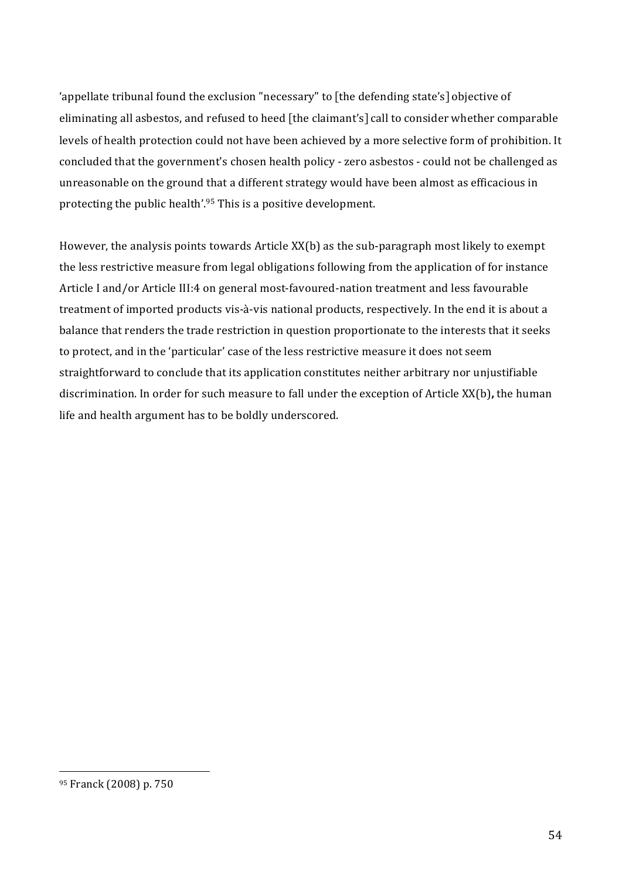'appellate tribunal found the exclusion "necessary" to [the defending state's] objective of eliminating all asbestos, and refused to heed [the claimant's] call to consider whether comparable levels of health protection could not have been achieved by a more selective form of prohibition. It concluded that the government's chosen health policy - zero asbestos - could not be challenged as unreasonable on the ground that a different strategy would have been almost as efficacious in protecting the public health'.[95] This is a positive development.

However, the analysis points towards Article XX(b) as the sub-paragraph most likely to exempt the less restrictive measure from legal obligations following from the application of for instance Article I and/or Article III:4 on general most-favoured-nation treatment and less favourable treatment of imported products vis-à-vis national products, respectively. In the end it is about a balance that renders the trade restriction in question proportionate to the interests that it seeks to protect, and in the 'particular' case of the less restrictive measure it does not seem straightforward to conclude that its application constitutes neither arbitrary nor unjustifiable discrimination. In order for such measure to fall under the exception of Article XX(b)**,** the human life and health argument has to be boldly underscored.

---

[95] Franck (2008) p. 750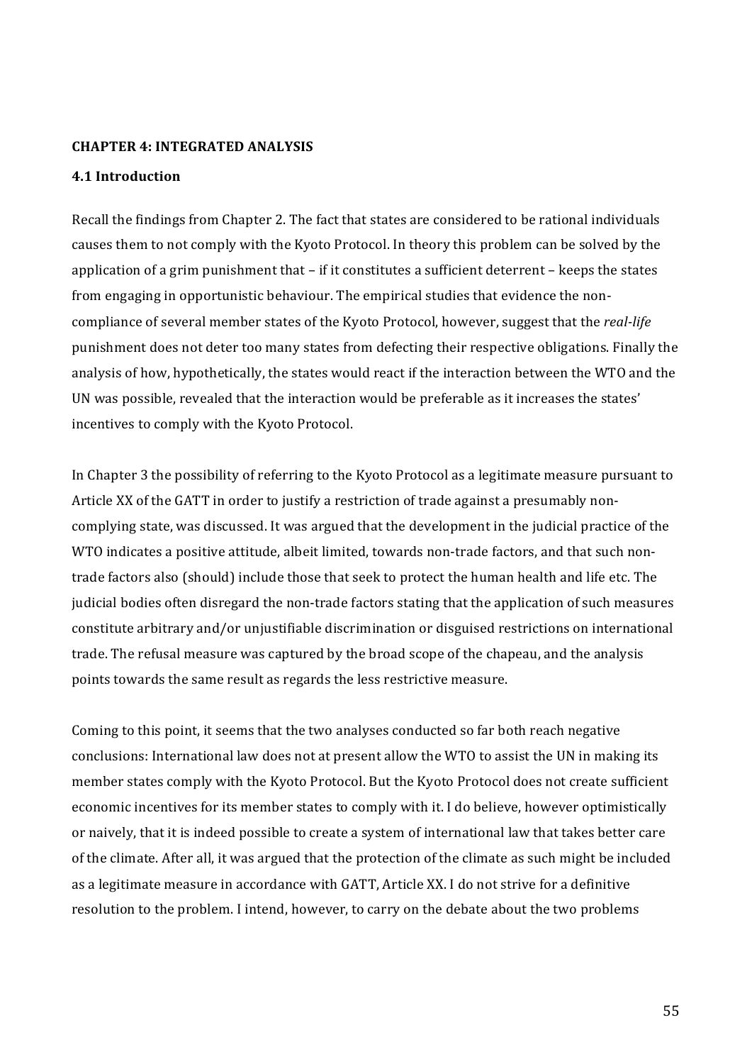## CHAPTER 4: INTEGRATED ANALYSIS

### 4.1 Introduction

Recall the findings from Chapter 2. The fact that states are considered to be rational individuals causes them to not comply with the Kyoto Protocol. In theory this problem can be solved by the application of a grim punishment that – if it constitutes a sufficient deterrent – keeps the states from engaging in opportunistic behaviour. The empirical studies that evidence the non-compliance of several member states of the Kyoto Protocol, however, suggest that the *real-life* punishment does not deter too many states from defecting their respective obligations. Finally the analysis of how, hypothetically, the states would react if the interaction between the WTO and the UN was possible, revealed that the interaction would be preferable as it increases the states' incentives to comply with the Kyoto Protocol.

In Chapter 3 the possibility of referring to the Kyoto Protocol as a legitimate measure pursuant to Article XX of the GATT in order to justify a restriction of trade against a presumably non-complying state, was discussed. It was argued that the development in the judicial practice of the WTO indicates a positive attitude, albeit limited, towards non-trade factors, and that such non-trade factors also (should) include those that seek to protect the human health and life etc. The judicial bodies often disregard the non-trade factors stating that the application of such measures constitute arbitrary and/or unjustifiable discrimination or disguised restrictions on international trade. The refusal measure was captured by the broad scope of the chapeau, and the analysis points towards the same result as regards the less restrictive measure.

Coming to this point, it seems that the two analyses conducted so far both reach negative conclusions: International law does not at present allow the WTO to assist the UN in making its member states comply with the Kyoto Protocol. But the Kyoto Protocol does not create sufficient economic incentives for its member states to comply with it. I do believe, however optimistically or naively, that it is indeed possible to create a system of international law that takes better care of the climate. After all, it was argued that the protection of the climate as such might be included as a legitimate measure in accordance with GATT, Article XX. I do not strive for a definitive resolution to the problem. I intend, however, to carry on the debate about the two problems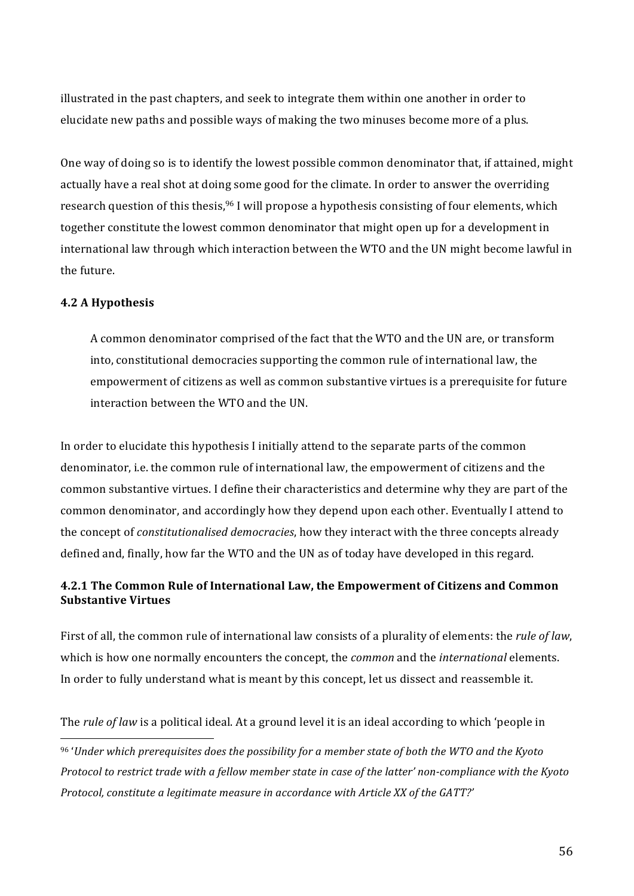illustrated in the past chapters, and seek to integrate them within one another in order to elucidate new paths and possible ways of making the two minuses become more of a plus.

One way of doing so is to identify the lowest possible common denominator that, if attained, might actually have a real shot at doing some good for the climate. In order to answer the overriding research question of this thesis,[96] I will propose a hypothesis consisting of four elements, which together constitute the lowest common denominator that might open up for a development in international law through which interaction between the WTO and the UN might become lawful in the future.

### 4.2 A Hypothesis

> A common denominator comprised of the fact that the WTO and the UN are, or transform into, constitutional democracies supporting the common rule of international law, the empowerment of citizens as well as common substantive virtues is a prerequisite for future interaction between the WTO and the UN.

In order to elucidate this hypothesis I initially attend to the separate parts of the common denominator, i.e. the common rule of international law, the empowerment of citizens and the common substantive virtues. I define their characteristics and determine why they are part of the common denominator, and accordingly how they depend upon each other. Eventually I attend to the concept of *constitutionalised democracies*, how they interact with the three concepts already defined and, finally, how far the WTO and the UN as of today have developed in this regard.

#### 4.2.1 The Common Rule of International Law, the Empowerment of Citizens and Common Substantive Virtues

First of all, the common rule of international law consists of a plurality of elements: the *rule of law*, which is how one normally encounters the concept, the *common* and the *international* elements. In order to fully understand what is meant by this concept, let us dissect and reassemble it.

The *rule of law* is a political ideal. At a ground level it is an ideal according to which 'people in

---

[96] '*Under which prerequisites does the possibility for a member state of both the WTO and the Kyoto Protocol to restrict trade with a fellow member state in case of the latter' non-compliance with the Kyoto Protocol, constitute a legitimate measure in accordance with Article XX of the GATT?*'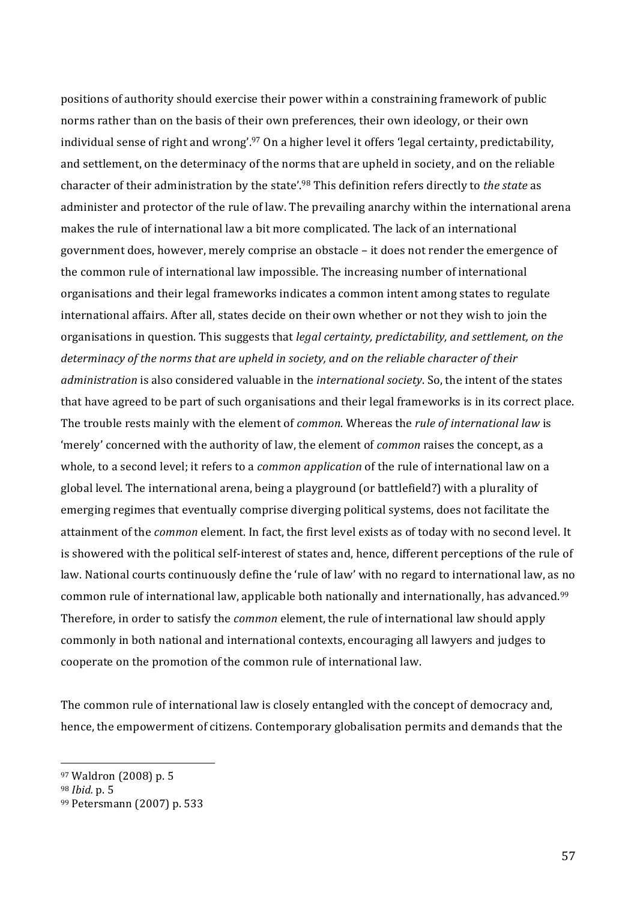positions of authority should exercise their power within a constraining framework of public norms rather than on the basis of their own preferences, their own ideology, or their own individual sense of right and wrong'.[97] On a higher level it offers 'legal certainty, predictability, and settlement, on the determinacy of the norms that are upheld in society, and on the reliable character of their administration by the state'.[98] This definition refers directly to *the state* as administer and protector of the rule of law. The prevailing anarchy within the international arena makes the rule of international law a bit more complicated. The lack of an international government does, however, merely comprise an obstacle – it does not render the emergence of the common rule of international law impossible. The increasing number of international organisations and their legal frameworks indicates a common intent among states to regulate international affairs. After all, states decide on their own whether or not they wish to join the organisations in question. This suggests that *legal certainty, predictability, and settlement, on the determinacy of the norms that are upheld in society, and on the reliable character of their administration* is also considered valuable in the *international society*. So, the intent of the states that have agreed to be part of such organisations and their legal frameworks is in its correct place. The trouble rests mainly with the element of *common.* Whereas the *rule of international law* is 'merely' concerned with the authority of law, the element of *common* raises the concept, as a whole, to a second level; it refers to a *common application* of the rule of international law on a global level. The international arena, being a playground (or battlefield?) with a plurality of emerging regimes that eventually comprise diverging political systems, does not facilitate the attainment of the *common* element. In fact, the first level exists as of today with no second level. It is showered with the political self-interest of states and, hence, different perceptions of the rule of law. National courts continuously define the 'rule of law' with no regard to international law, as no common rule of international law, applicable both nationally and internationally, has advanced.[99] Therefore, in order to satisfy the *common* element, the rule of international law should apply commonly in both national and international contexts, encouraging all lawyers and judges to cooperate on the promotion of the common rule of international law.

The common rule of international law is closely entangled with the concept of democracy and, hence, the empowerment of citizens. Contemporary globalisation permits and demands that the

---

[97] Waldron (2008) p. 5

[98] *Ibid.* p. 5

[99] Petersmann (2007) p. 533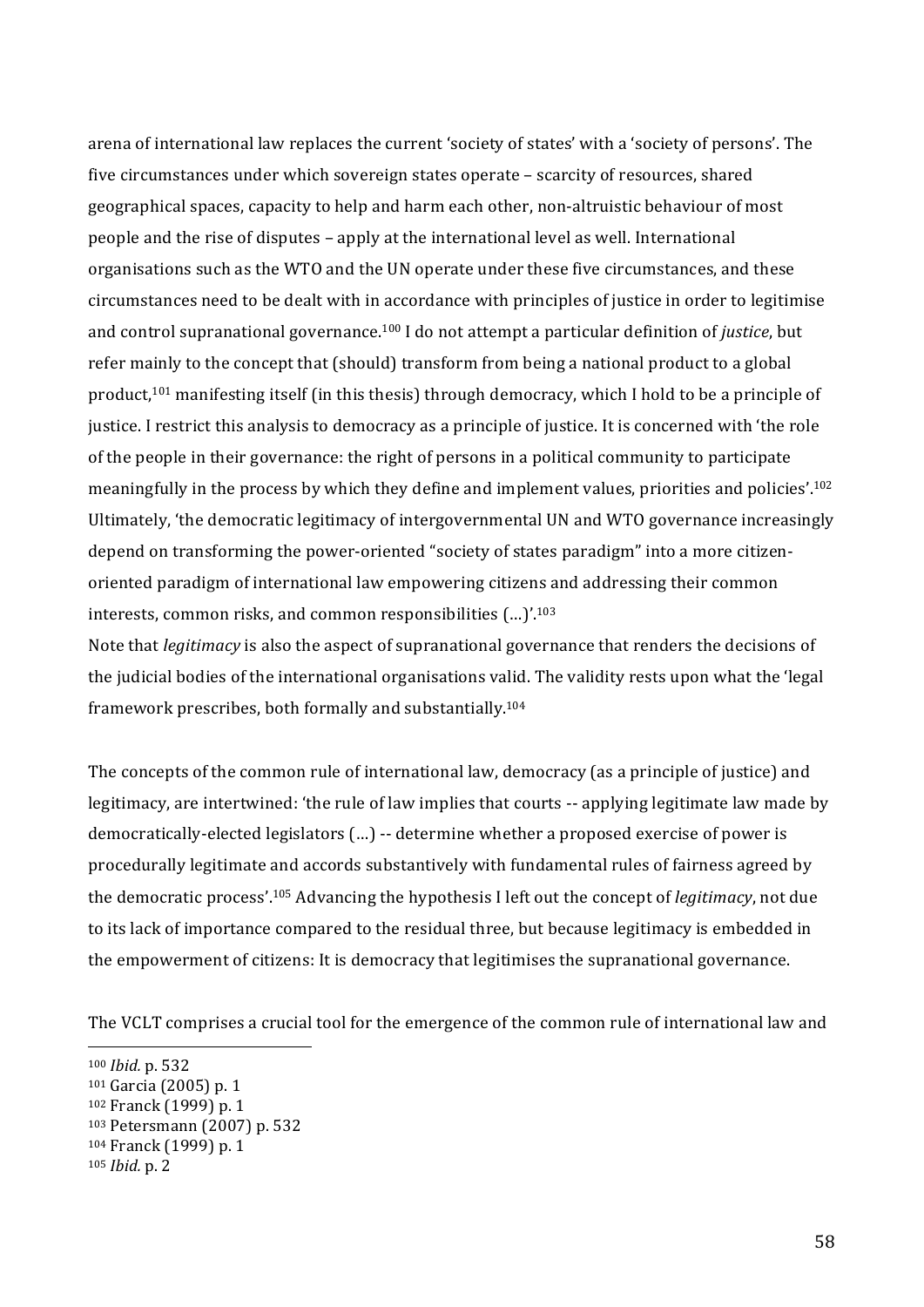arena of international law replaces the current 'society of states' with a 'society of persons'. The five circumstances under which sovereign states operate – scarcity of resources, shared geographical spaces, capacity to help and harm each other, non-altruistic behaviour of most people and the rise of disputes – apply at the international level as well. International organisations such as the WTO and the UN operate under these five circumstances, and these circumstances need to be dealt with in accordance with principles of justice in order to legitimise and control supranational governance.[100] I do not attempt a particular definition of *justice*, but refer mainly to the concept that (should) transform from being a national product to a global product,[101] manifesting itself (in this thesis) through democracy, which I hold to be a principle of justice. I restrict this analysis to democracy as a principle of justice. It is concerned with 'the role of the people in their governance: the right of persons in a political community to participate meaningfully in the process by which they define and implement values, priorities and policies'.[102] Ultimately, 'the democratic legitimacy of intergovernmental UN and WTO governance increasingly depend on transforming the power-oriented "society of states paradigm" into a more citizen-oriented paradigm of international law empowering citizens and addressing their common interests, common risks, and common responsibilities (…)'.[103]
Note that *legitimacy* is also the aspect of supranational governance that renders the decisions of the judicial bodies of the international organisations valid. The validity rests upon what the 'legal framework prescribes, both formally and substantially.[104]

The concepts of the common rule of international law, democracy (as a principle of justice) and legitimacy, are intertwined: 'the rule of law implies that courts -- applying legitimate law made by democratically-elected legislators (…) -- determine whether a proposed exercise of power is procedurally legitimate and accords substantively with fundamental rules of fairness agreed by the democratic process'.[105] Advancing the hypothesis I left out the concept of *legitimacy*, not due to its lack of importance compared to the residual three, but because legitimacy is embedded in the empowerment of citizens: It is democracy that legitimises the supranational governance.

The VCLT comprises a crucial tool for the emergence of the common rule of international law and

[100] *Ibid.* p. 532
[101] Garcia (2005) p. 1
[102] Franck (1999) p. 1
[103] Petersmann (2007) p. 532
[104] Franck (1999) p. 1
[105] *Ibid.* p. 2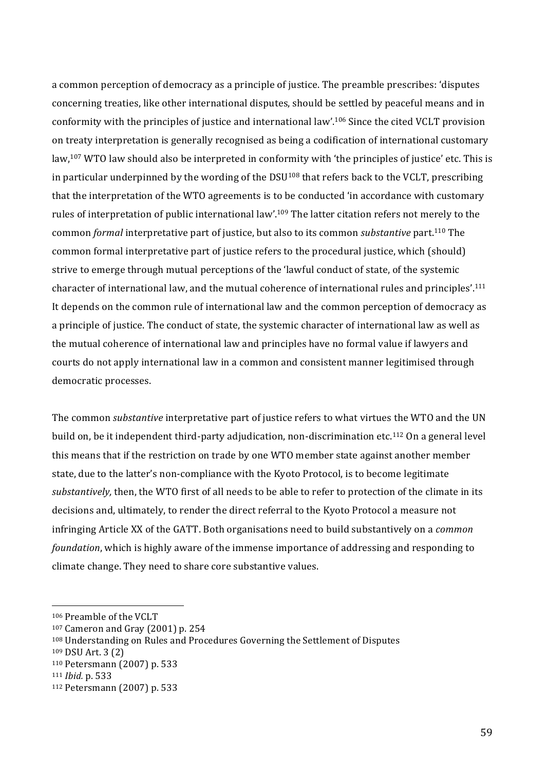a common perception of democracy as a principle of justice. The preamble prescribes: 'disputes concerning treaties, like other international disputes, should be settled by peaceful means and in conformity with the principles of justice and international law'.[106] Since the cited VCLT provision on treaty interpretation is generally recognised as being a codification of international customary law,[107] WTO law should also be interpreted in conformity with 'the principles of justice' etc. This is in particular underpinned by the wording of the DSU[108] that refers back to the VCLT, prescribing that the interpretation of the WTO agreements is to be conducted 'in accordance with customary rules of interpretation of public international law'.[109] The latter citation refers not merely to the common *formal* interpretative part of justice, but also to its common *substantive* part.[110] The common formal interpretative part of justice refers to the procedural justice, which (should) strive to emerge through mutual perceptions of the 'lawful conduct of state, of the systemic character of international law, and the mutual coherence of international rules and principles'.[111] It depends on the common rule of international law and the common perception of democracy as a principle of justice. The conduct of state, the systemic character of international law as well as the mutual coherence of international law and principles have no formal value if lawyers and courts do not apply international law in a common and consistent manner legitimised through democratic processes.

The common *substantive* interpretative part of justice refers to what virtues the WTO and the UN build on, be it independent third-party adjudication, non-discrimination etc.[112] On a general level this means that if the restriction on trade by one WTO member state against another member state, due to the latter's non-compliance with the Kyoto Protocol, is to become legitimate *substantively,* then, the WTO first of all needs to be able to refer to protection of the climate in its decisions and, ultimately, to render the direct referral to the Kyoto Protocol a measure not infringing Article XX of the GATT. Both organisations need to build substantively on a *common foundation*, which is highly aware of the immense importance of addressing and responding to climate change. They need to share core substantive values.

[106] Preamble of the VCLT

[107] Cameron and Gray (2001) p. 254

[108] Understanding on Rules and Procedures Governing the Settlement of Disputes

[109] DSU Art. 3 (2)

[110] Petersmann (2007) p. 533

[111] *Ibid.* p. 533

[112] Petersmann (2007) p. 533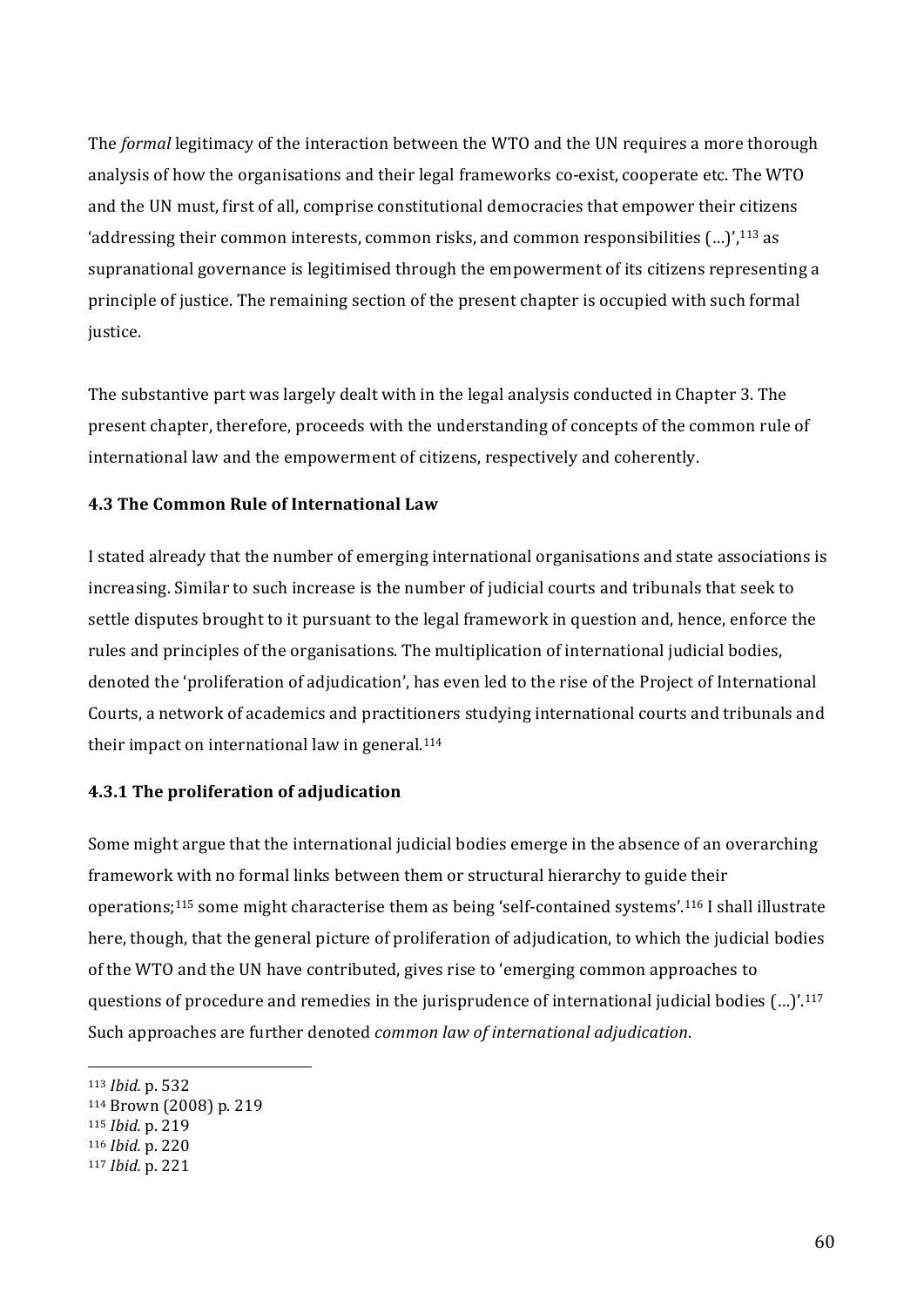The *formal* legitimacy of the interaction between the WTO and the UN requires a more thorough analysis of how the organisations and their legal frameworks co-exist, cooperate etc. The WTO and the UN must, first of all, comprise constitutional democracies that empower their citizens 'addressing their common interests, common risks, and common responsibilities (…)',[113] as supranational governance is legitimised through the empowerment of its citizens representing a principle of justice. The remaining section of the present chapter is occupied with such formal justice.

The substantive part was largely dealt with in the legal analysis conducted in Chapter 3. The present chapter, therefore, proceeds with the understanding of concepts of the common rule of international law and the empowerment of citizens, respectively and coherently.

### 4.3 The Common Rule of International Law

I stated already that the number of emerging international organisations and state associations is increasing. Similar to such increase is the number of judicial courts and tribunals that seek to settle disputes brought to it pursuant to the legal framework in question and, hence, enforce the rules and principles of the organisations. The multiplication of international judicial bodies, denoted the 'proliferation of adjudication', has even led to the rise of the Project of International Courts, a network of academics and practitioners studying international courts and tribunals and their impact on international law in general.[114]

#### 4.3.1 The proliferation of adjudication

Some might argue that the international judicial bodies emerge in the absence of an overarching framework with no formal links between them or structural hierarchy to guide their operations;[115] some might characterise them as being 'self-contained systems'.[116] I shall illustrate here, though, that the general picture of proliferation of adjudication, to which the judicial bodies of the WTO and the UN have contributed, gives rise to 'emerging common approaches to questions of procedure and remedies in the jurisprudence of international judicial bodies (…)'.[117] Such approaches are further denoted *common law of international adjudication*.

---

[113] *Ibid.* p. 532
[114] Brown (2008) p. 219
[115] *Ibid.* p. 219
[116] *Ibid.* p. 220
[117] *Ibid.* p. 221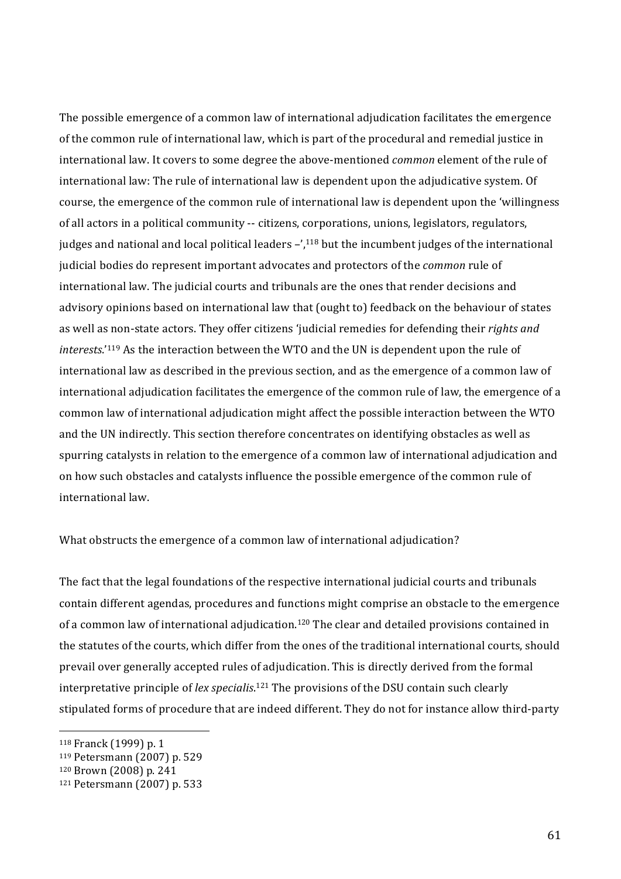The possible emergence of a common law of international adjudication facilitates the emergence of the common rule of international law, which is part of the procedural and remedial justice in international law. It covers to some degree the above-mentioned *common* element of the rule of international law: The rule of international law is dependent upon the adjudicative system. Of course, the emergence of the common rule of international law is dependent upon the 'willingness of all actors in a political community -- citizens, corporations, unions, legislators, regulators, judges and national and local political leaders –',[118] but the incumbent judges of the international judicial bodies do represent important advocates and protectors of the *common* rule of international law. The judicial courts and tribunals are the ones that render decisions and advisory opinions based on international law that (ought to) feedback on the behaviour of states as well as non-state actors. They offer citizens 'judicial remedies for defending their *rights and interests*.'[119] As the interaction between the WTO and the UN is dependent upon the rule of international law as described in the previous section, and as the emergence of a common law of international adjudication facilitates the emergence of the common rule of law, the emergence of a common law of international adjudication might affect the possible interaction between the WTO and the UN indirectly. This section therefore concentrates on identifying obstacles as well as spurring catalysts in relation to the emergence of a common law of international adjudication and on how such obstacles and catalysts influence the possible emergence of the common rule of international law.

What obstructs the emergence of a common law of international adjudication?

The fact that the legal foundations of the respective international judicial courts and tribunals contain different agendas, procedures and functions might comprise an obstacle to the emergence of a common law of international adjudication.[120] The clear and detailed provisions contained in the statutes of the courts, which differ from the ones of the traditional international courts, should prevail over generally accepted rules of adjudication. This is directly derived from the formal interpretative principle of *lex specialis*.[121] The provisions of the DSU contain such clearly stipulated forms of procedure that are indeed different. They do not for instance allow third-party

---

[118] Franck (1999) p. 1

[119] Petersmann (2007) p. 529

[120] Brown (2008) p. 241

[121] Petersmann (2007) p. 533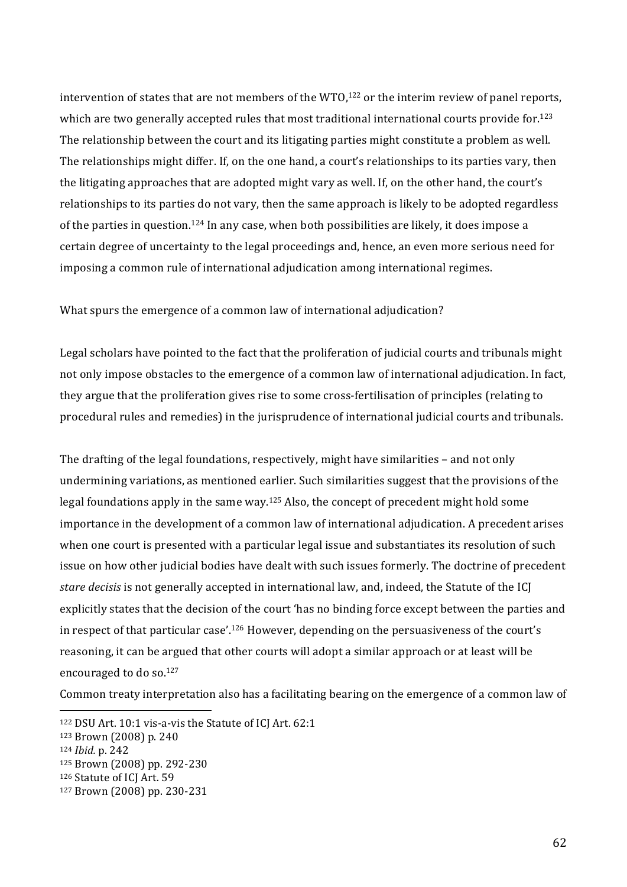intervention of states that are not members of the WTO,[122] or the interim review of panel reports, which are two generally accepted rules that most traditional international courts provide for.[123] The relationship between the court and its litigating parties might constitute a problem as well. The relationships might differ. If, on the one hand, a court's relationships to its parties vary, then the litigating approaches that are adopted might vary as well. If, on the other hand, the court's relationships to its parties do not vary, then the same approach is likely to be adopted regardless of the parties in question.[124] In any case, when both possibilities are likely, it does impose a certain degree of uncertainty to the legal proceedings and, hence, an even more serious need for imposing a common rule of international adjudication among international regimes.

What spurs the emergence of a common law of international adjudication?

Legal scholars have pointed to the fact that the proliferation of judicial courts and tribunals might not only impose obstacles to the emergence of a common law of international adjudication. In fact, they argue that the proliferation gives rise to some cross-fertilisation of principles (relating to procedural rules and remedies) in the jurisprudence of international judicial courts and tribunals.

The drafting of the legal foundations, respectively, might have similarities – and not only undermining variations, as mentioned earlier. Such similarities suggest that the provisions of the legal foundations apply in the same way.[125] Also, the concept of precedent might hold some importance in the development of a common law of international adjudication. A precedent arises when one court is presented with a particular legal issue and substantiates its resolution of such issue on how other judicial bodies have dealt with such issues formerly. The doctrine of precedent *stare decisis* is not generally accepted in international law, and, indeed, the Statute of the ICJ explicitly states that the decision of the court 'has no binding force except between the parties and in respect of that particular case'.[126] However, depending on the persuasiveness of the court's reasoning, it can be argued that other courts will adopt a similar approach or at least will be encouraged to do so.[127]

Common treaty interpretation also has a facilitating bearing on the emergence of a common law of

---

[122] DSU Art. 10:1 vis-a-vis the Statute of ICJ Art. 62:1

[123] Brown (2008) p. 240

[124] *Ibid.* p. 242

[125] Brown (2008) pp. 292-230

[126] Statute of ICJ Art. 59

[127] Brown (2008) pp. 230-231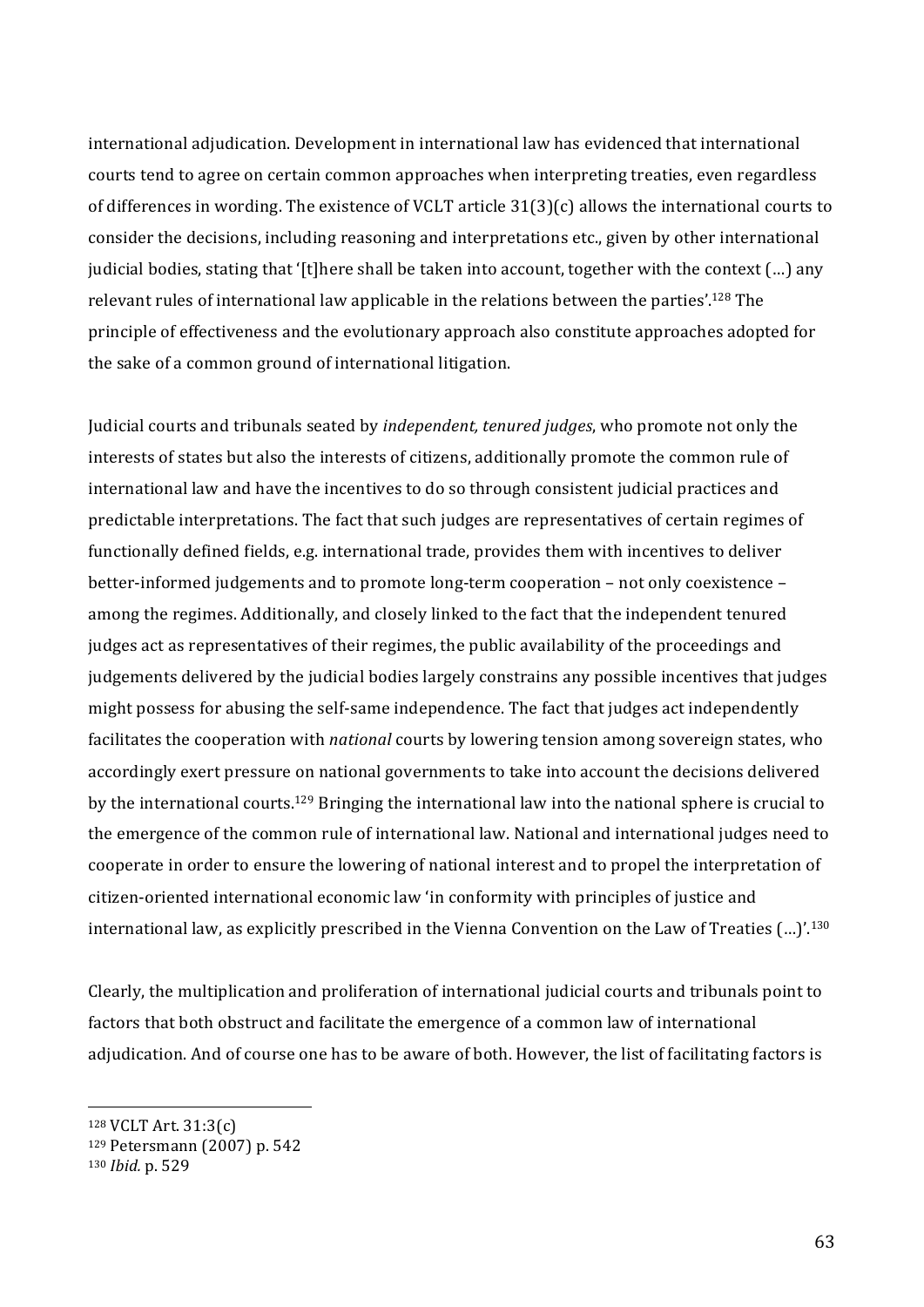international adjudication. Development in international law has evidenced that international courts tend to agree on certain common approaches when interpreting treaties, even regardless of differences in wording. The existence of VCLT article 31(3)(c) allows the international courts to consider the decisions, including reasoning and interpretations etc., given by other international judicial bodies, stating that '[t]here shall be taken into account, together with the context (…) any relevant rules of international law applicable in the relations between the parties'.[128] The principle of effectiveness and the evolutionary approach also constitute approaches adopted for the sake of a common ground of international litigation.

Judicial courts and tribunals seated by *independent, tenured judges*, who promote not only the interests of states but also the interests of citizens, additionally promote the common rule of international law and have the incentives to do so through consistent judicial practices and predictable interpretations. The fact that such judges are representatives of certain regimes of functionally defined fields, e.g. international trade, provides them with incentives to deliver better-informed judgements and to promote long-term cooperation – not only coexistence – among the regimes. Additionally, and closely linked to the fact that the independent tenured judges act as representatives of their regimes, the public availability of the proceedings and judgements delivered by the judicial bodies largely constrains any possible incentives that judges might possess for abusing the self-same independence. The fact that judges act independently facilitates the cooperation with *national* courts by lowering tension among sovereign states, who accordingly exert pressure on national governments to take into account the decisions delivered by the international courts.[129] Bringing the international law into the national sphere is crucial to the emergence of the common rule of international law. National and international judges need to cooperate in order to ensure the lowering of national interest and to propel the interpretation of citizen-oriented international economic law 'in conformity with principles of justice and international law, as explicitly prescribed in the Vienna Convention on the Law of Treaties (…)'.[130]

Clearly, the multiplication and proliferation of international judicial courts and tribunals point to factors that both obstruct and facilitate the emergence of a common law of international adjudication. And of course one has to be aware of both. However, the list of facilitating factors is

---

[128] VCLT Art. 31:3(c)

[129] Petersmann (2007) p. 542

[130] *Ibid.* p. 529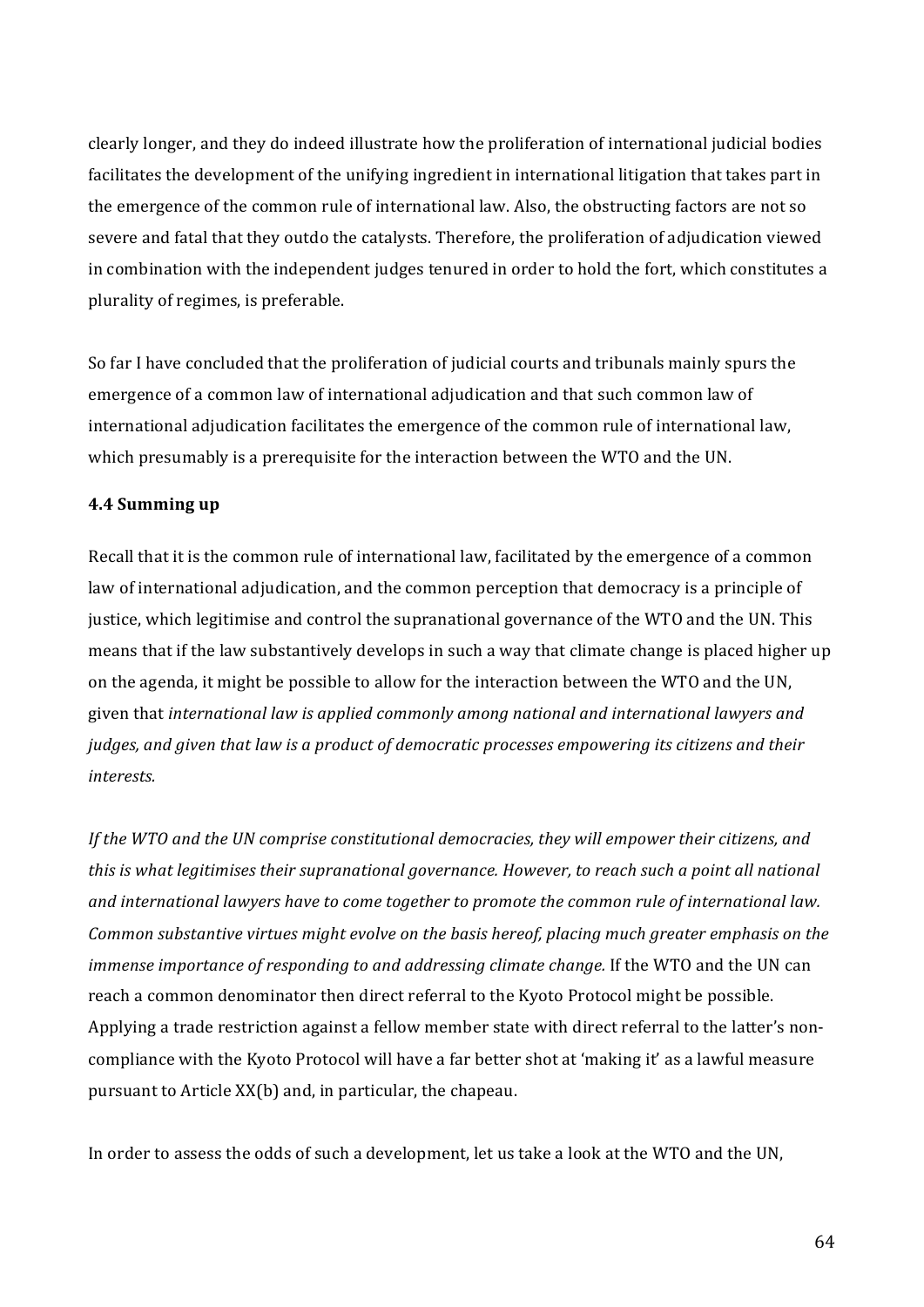clearly longer, and they do indeed illustrate how the proliferation of international judicial bodies facilitates the development of the unifying ingredient in international litigation that takes part in the emergence of the common rule of international law. Also, the obstructing factors are not so severe and fatal that they outdo the catalysts. Therefore, the proliferation of adjudication viewed in combination with the independent judges tenured in order to hold the fort, which constitutes a plurality of regimes, is preferable.

So far I have concluded that the proliferation of judicial courts and tribunals mainly spurs the emergence of a common law of international adjudication and that such common law of international adjudication facilitates the emergence of the common rule of international law, which presumably is a prerequisite for the interaction between the WTO and the UN.

### 4.4 Summing up

Recall that it is the common rule of international law, facilitated by the emergence of a common law of international adjudication, and the common perception that democracy is a principle of justice, which legitimise and control the supranational governance of the WTO and the UN. This means that if the law substantively develops in such a way that climate change is placed higher up on the agenda, it might be possible to allow for the interaction between the WTO and the UN, given that *international law is applied commonly among national and international lawyers and judges, and given that law is a product of democratic processes empowering its citizens and their interests.*

*If the WTO and the UN comprise constitutional democracies, they will empower their citizens, and this is what legitimises their supranational governance. However, to reach such a point all national and international lawyers have to come together to promote the common rule of international law. Common substantive virtues might evolve on the basis hereof, placing much greater emphasis on the immense importance of responding to and addressing climate change.* If the WTO and the UN can reach a common denominator then direct referral to the Kyoto Protocol might be possible. Applying a trade restriction against a fellow member state with direct referral to the latter's non-compliance with the Kyoto Protocol will have a far better shot at 'making it' as a lawful measure pursuant to Article XX(b) and, in particular, the chapeau.

In order to assess the odds of such a development, let us take a look at the WTO and the UN,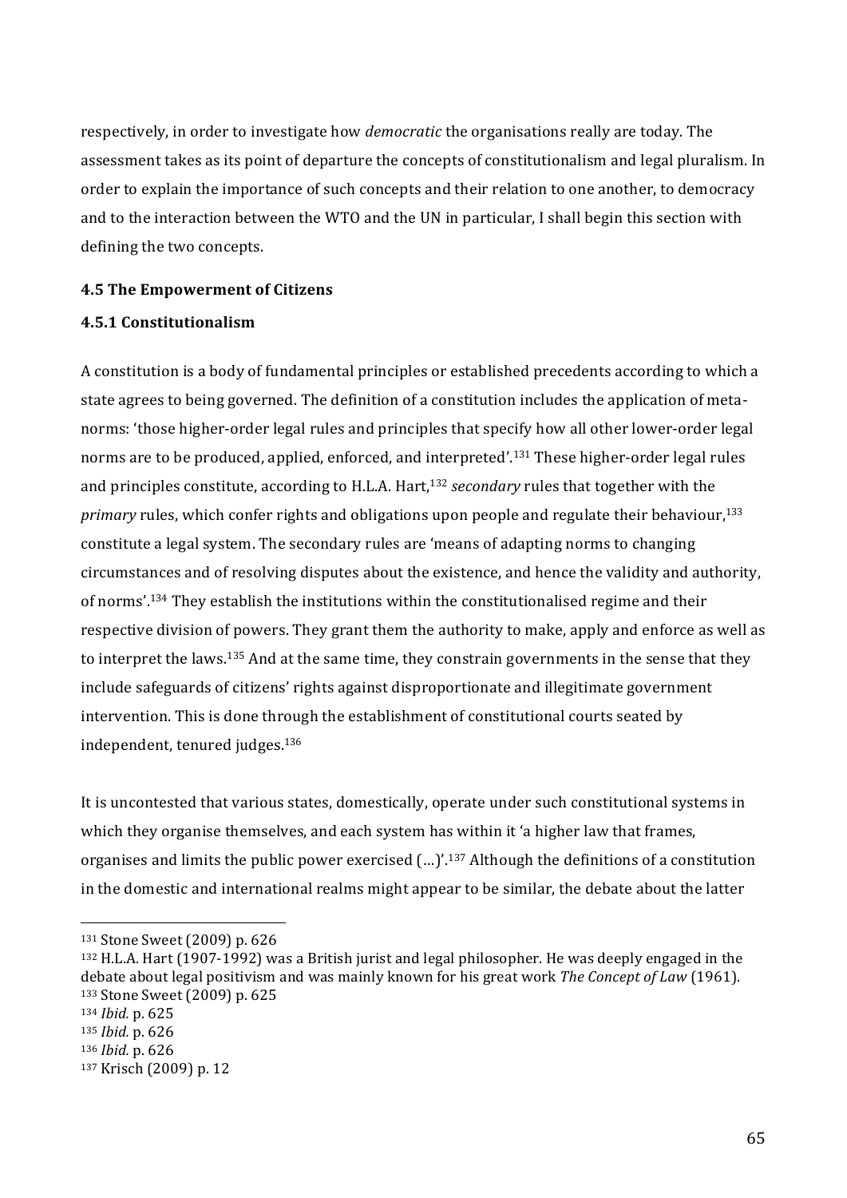respectively, in order to investigate how *democratic* the organisations really are today. The assessment takes as its point of departure the concepts of constitutionalism and legal pluralism. In order to explain the importance of such concepts and their relation to one another, to democracy and to the interaction between the WTO and the UN in particular, I shall begin this section with defining the two concepts.

### 4.5 The Empowerment of Citizens

#### 4.5.1 Constitutionalism

A constitution is a body of fundamental principles or established precedents according to which a state agrees to being governed. The definition of a constitution includes the application of meta-norms: 'those higher-order legal rules and principles that specify how all other lower-order legal norms are to be produced, applied, enforced, and interpreted'.[131] These higher-order legal rules and principles constitute, according to H.L.A. Hart,[132] *secondary* rules that together with the *primary* rules, which confer rights and obligations upon people and regulate their behaviour,[133] constitute a legal system. The secondary rules are 'means of adapting norms to changing circumstances and of resolving disputes about the existence, and hence the validity and authority, of norms'.[134] They establish the institutions within the constitutionalised regime and their respective division of powers. They grant them the authority to make, apply and enforce as well as to interpret the laws.[135] And at the same time, they constrain governments in the sense that they include safeguards of citizens' rights against disproportionate and illegitimate government intervention. This is done through the establishment of constitutional courts seated by independent, tenured judges.[136]

It is uncontested that various states, domestically, operate under such constitutional systems in which they organise themselves, and each system has within it 'a higher law that frames, organises and limits the public power exercised (…)'.[137] Although the definitions of a constitution in the domestic and international realms might appear to be similar, the debate about the latter

---

[131] Stone Sweet (2009) p. 626

[132] H.L.A. Hart (1907-1992) was a British jurist and legal philosopher. He was deeply engaged in the debate about legal positivism and was mainly known for his great work *The Concept of Law* (1961).

[133] Stone Sweet (2009) p. 625

[134] *Ibid.* p. 625

[135] *Ibid.* p. 626

[136] *Ibid.* p. 626

[137] Krisch (2009) p. 12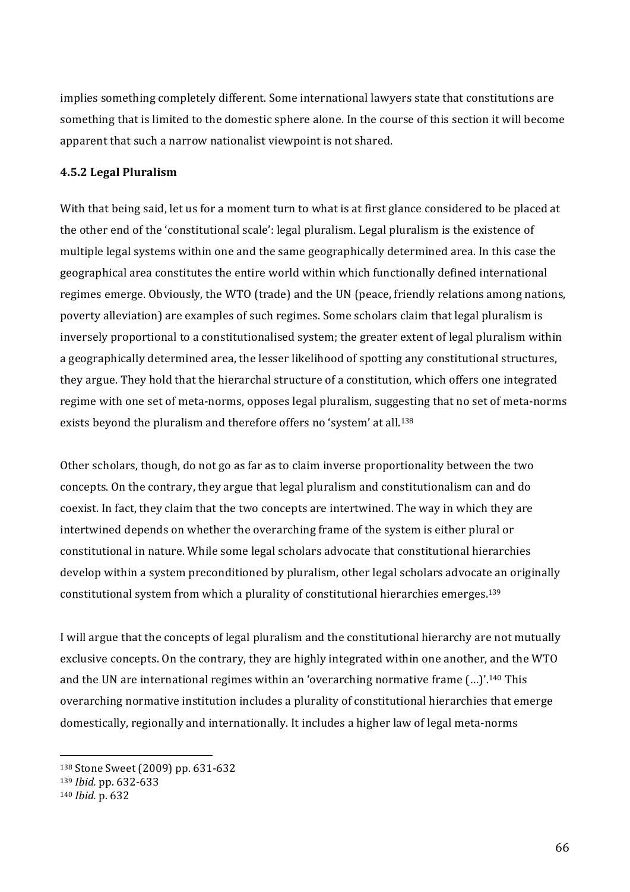implies something completely different. Some international lawyers state that constitutions are something that is limited to the domestic sphere alone. In the course of this section it will become apparent that such a narrow nationalist viewpoint is not shared.

### 4.5.2 Legal Pluralism

With that being said, let us for a moment turn to what is at first glance considered to be placed at the other end of the 'constitutional scale': legal pluralism. Legal pluralism is the existence of multiple legal systems within one and the same geographically determined area. In this case the geographical area constitutes the entire world within which functionally defined international regimes emerge. Obviously, the WTO (trade) and the UN (peace, friendly relations among nations, poverty alleviation) are examples of such regimes. Some scholars claim that legal pluralism is inversely proportional to a constitutionalised system; the greater extent of legal pluralism within a geographically determined area, the lesser likelihood of spotting any constitutional structures, they argue. They hold that the hierarchal structure of a constitution, which offers one integrated regime with one set of meta-norms, opposes legal pluralism, suggesting that no set of meta-norms exists beyond the pluralism and therefore offers no 'system' at all.[138]

Other scholars, though, do not go as far as to claim inverse proportionality between the two concepts. On the contrary, they argue that legal pluralism and constitutionalism can and do coexist. In fact, they claim that the two concepts are intertwined. The way in which they are intertwined depends on whether the overarching frame of the system is either plural or constitutional in nature. While some legal scholars advocate that constitutional hierarchies develop within a system preconditioned by pluralism, other legal scholars advocate an originally constitutional system from which a plurality of constitutional hierarchies emerges.[139]

I will argue that the concepts of legal pluralism and the constitutional hierarchy are not mutually exclusive concepts. On the contrary, they are highly integrated within one another, and the WTO and the UN are international regimes within an 'overarching normative frame (…)'.[140] This overarching normative institution includes a plurality of constitutional hierarchies that emerge domestically, regionally and internationally. It includes a higher law of legal meta-norms

---

[138] Stone Sweet (2009) pp. 631-632

[139] *Ibid.* pp. 632-633

[140] *Ibid.* p. 632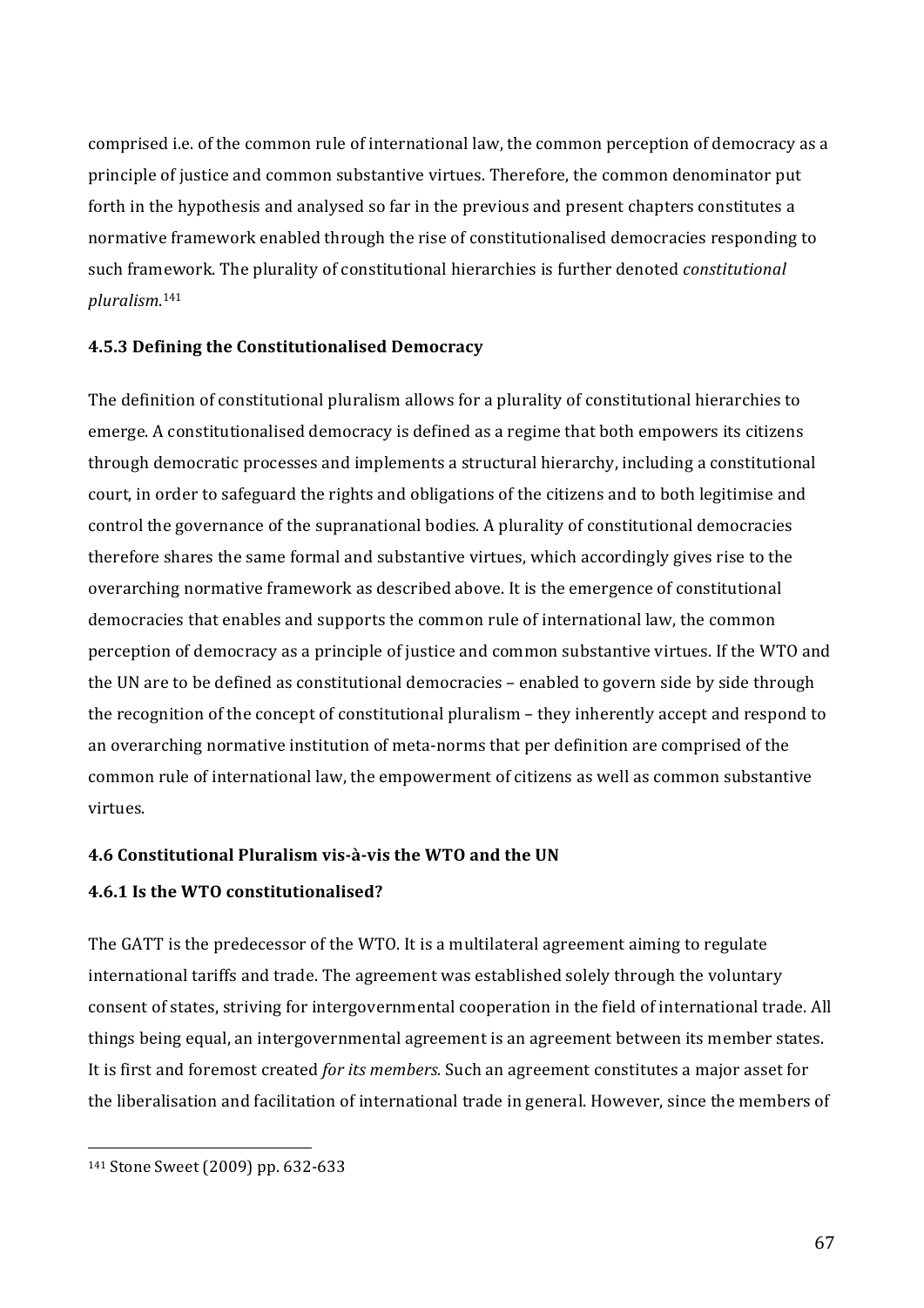comprised i.e. of the common rule of international law, the common perception of democracy as a principle of justice and common substantive virtues. Therefore, the common denominator put forth in the hypothesis and analysed so far in the previous and present chapters constitutes a normative framework enabled through the rise of constitutionalised democracies responding to such framework. The plurality of constitutional hierarchies is further denoted *constitutional pluralism.*[141]

### 4.5.3 Defining the Constitutionalised Democracy

The definition of constitutional pluralism allows for a plurality of constitutional hierarchies to emerge. A constitutionalised democracy is defined as a regime that both empowers its citizens through democratic processes and implements a structural hierarchy, including a constitutional court, in order to safeguard the rights and obligations of the citizens and to both legitimise and control the governance of the supranational bodies. A plurality of constitutional democracies therefore shares the same formal and substantive virtues, which accordingly gives rise to the overarching normative framework as described above. It is the emergence of constitutional democracies that enables and supports the common rule of international law, the common perception of democracy as a principle of justice and common substantive virtues. If the WTO and the UN are to be defined as constitutional democracies – enabled to govern side by side through the recognition of the concept of constitutional pluralism – they inherently accept and respond to an overarching normative institution of meta-norms that per definition are comprised of the common rule of international law, the empowerment of citizens as well as common substantive virtues.

## 4.6 Constitutional Pluralism vis-à-vis the WTO and the UN

### 4.6.1 Is the WTO constitutionalised?

The GATT is the predecessor of the WTO. It is a multilateral agreement aiming to regulate international tariffs and trade. The agreement was established solely through the voluntary consent of states, striving for intergovernmental cooperation in the field of international trade. All things being equal, an intergovernmental agreement is an agreement between its member states. It is first and foremost created *for its members.* Such an agreement constitutes a major asset for the liberalisation and facilitation of international trade in general. However, since the members of

[141] Stone Sweet (2009) pp. 632-633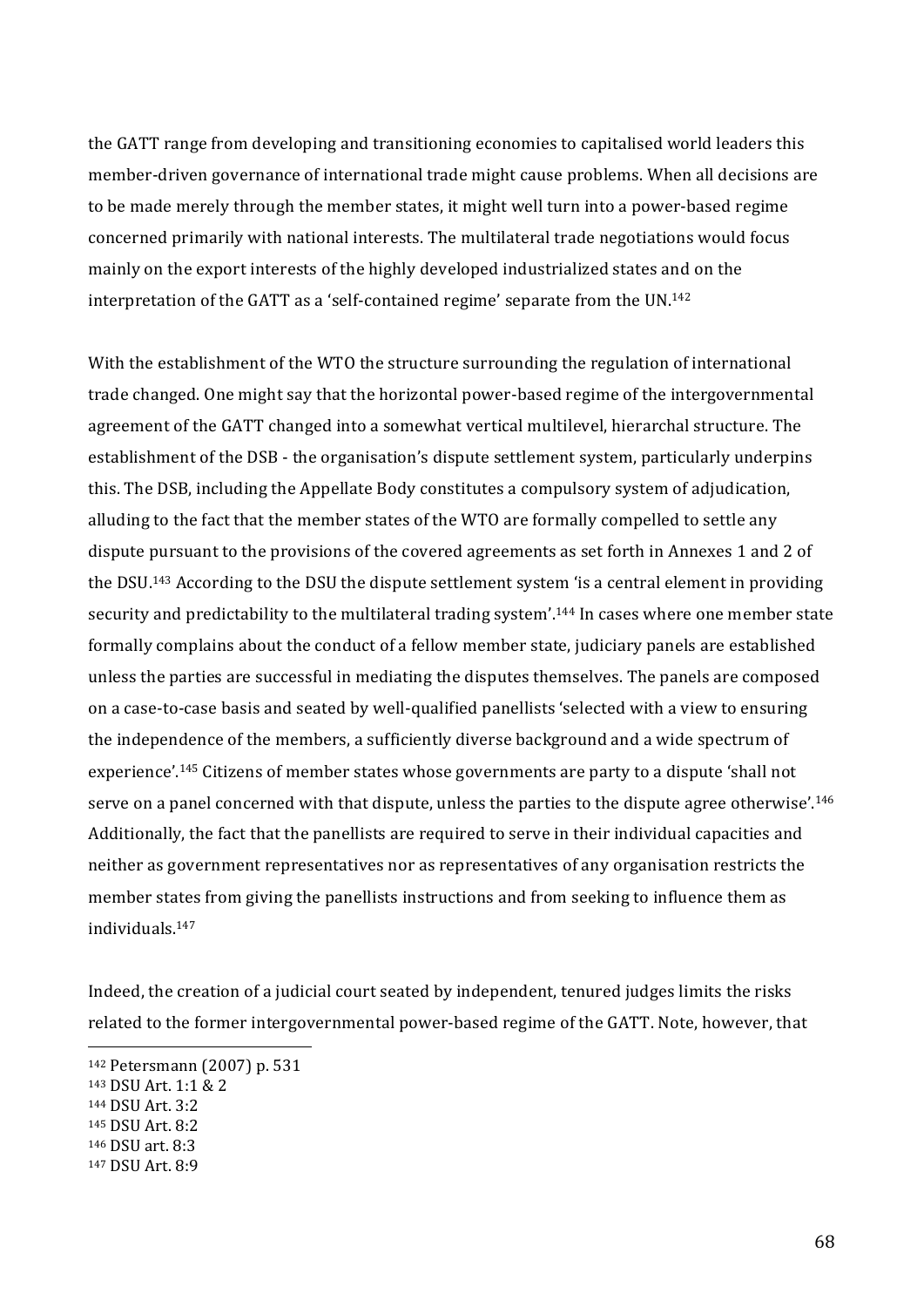the GATT range from developing and transitioning economies to capitalised world leaders this member-driven governance of international trade might cause problems. When all decisions are to be made merely through the member states, it might well turn into a power-based regime concerned primarily with national interests. The multilateral trade negotiations would focus mainly on the export interests of the highly developed industrialized states and on the interpretation of the GATT as a 'self-contained regime' separate from the UN.[142]

With the establishment of the WTO the structure surrounding the regulation of international trade changed. One might say that the horizontal power-based regime of the intergovernmental agreement of the GATT changed into a somewhat vertical multilevel, hierarchal structure. The establishment of the DSB - the organisation's dispute settlement system, particularly underpins this. The DSB, including the Appellate Body constitutes a compulsory system of adjudication, alluding to the fact that the member states of the WTO are formally compelled to settle any dispute pursuant to the provisions of the covered agreements as set forth in Annexes 1 and 2 of the DSU.[143] According to the DSU the dispute settlement system 'is a central element in providing security and predictability to the multilateral trading system'.[144] In cases where one member state formally complains about the conduct of a fellow member state, judiciary panels are established unless the parties are successful in mediating the disputes themselves. The panels are composed on a case-to-case basis and seated by well-qualified panellists 'selected with a view to ensuring the independence of the members, a sufficiently diverse background and a wide spectrum of experience'.[145] Citizens of member states whose governments are party to a dispute 'shall not serve on a panel concerned with that dispute, unless the parties to the dispute agree otherwise'.[146] Additionally, the fact that the panellists are required to serve in their individual capacities and neither as government representatives nor as representatives of any organisation restricts the member states from giving the panellists instructions and from seeking to influence them as individuals.[147]

Indeed, the creation of a judicial court seated by independent, tenured judges limits the risks related to the former intergovernmental power-based regime of the GATT. Note, however, that

---

[142] Petersmann (2007) p. 531
[143] DSU Art. 1:1 & 2
[144] DSU Art. 3:2
[145] DSU Art. 8:2
[146] DSU art. 8:3
[147] DSU Art. 8:9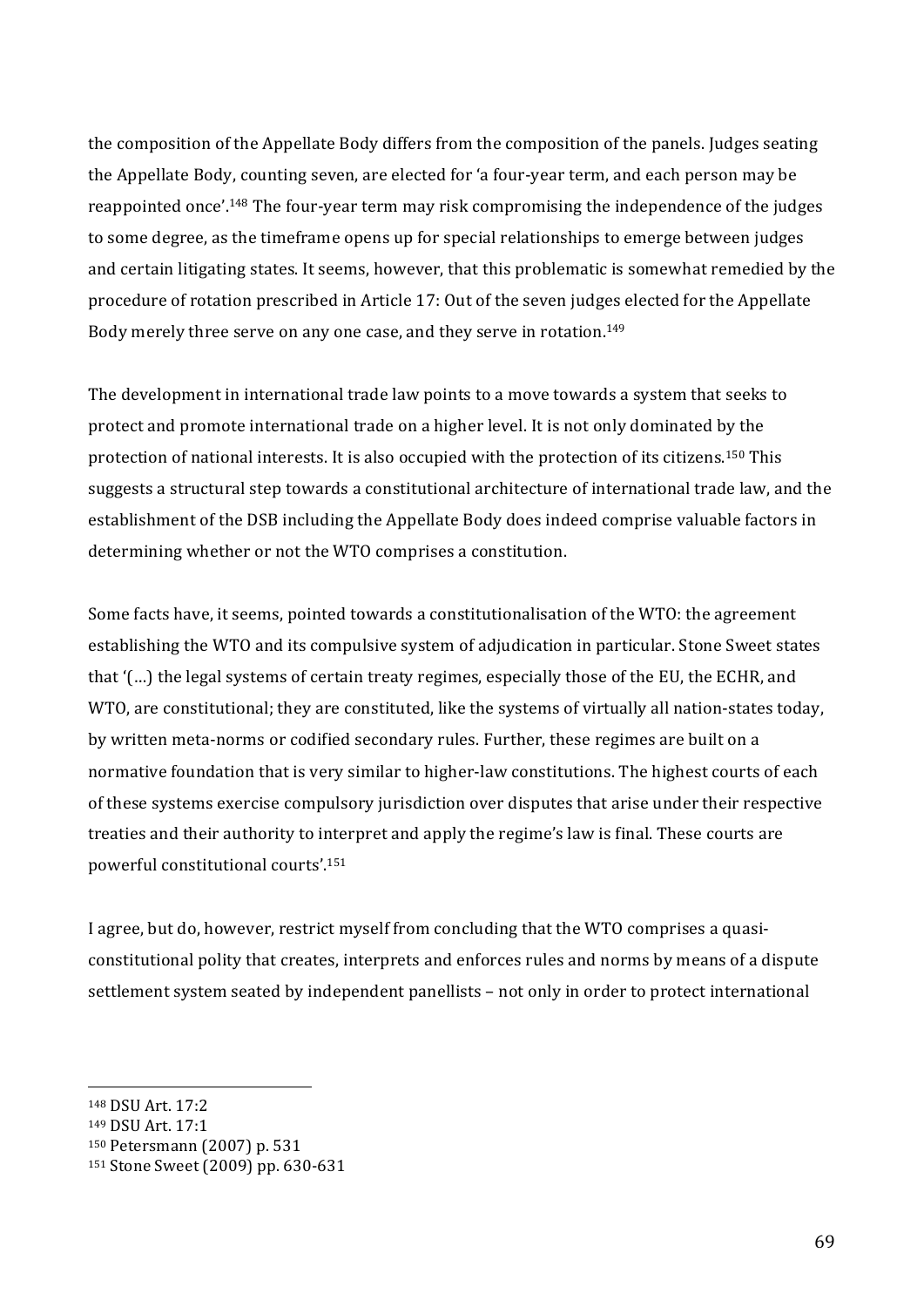the composition of the Appellate Body differs from the composition of the panels. Judges seating the Appellate Body, counting seven, are elected for 'a four-year term, and each person may be reappointed once'.[148] The four-year term may risk compromising the independence of the judges to some degree, as the timeframe opens up for special relationships to emerge between judges and certain litigating states. It seems, however, that this problematic is somewhat remedied by the procedure of rotation prescribed in Article 17: Out of the seven judges elected for the Appellate Body merely three serve on any one case, and they serve in rotation.[149]

The development in international trade law points to a move towards a system that seeks to protect and promote international trade on a higher level. It is not only dominated by the protection of national interests. It is also occupied with the protection of its citizens.[150] This suggests a structural step towards a constitutional architecture of international trade law, and the establishment of the DSB including the Appellate Body does indeed comprise valuable factors in determining whether or not the WTO comprises a constitution.

Some facts have, it seems, pointed towards a constitutionalisation of the WTO: the agreement establishing the WTO and its compulsive system of adjudication in particular. Stone Sweet states that '(…) the legal systems of certain treaty regimes, especially those of the EU, the ECHR, and WTO, are constitutional; they are constituted, like the systems of virtually all nation-states today, by written meta-norms or codified secondary rules. Further, these regimes are built on a normative foundation that is very similar to higher-law constitutions. The highest courts of each of these systems exercise compulsory jurisdiction over disputes that arise under their respective treaties and their authority to interpret and apply the regime's law is final. These courts are powerful constitutional courts'.[151]

I agree, but do, however, restrict myself from concluding that the WTO comprises a quasi-constitutional polity that creates, interprets and enforces rules and norms by means of a dispute settlement system seated by independent panellists – not only in order to protect international

---

[148] DSU Art. 17:2

[149] DSU Art. 17:1

[150] Petersmann (2007) p. 531

[151] Stone Sweet (2009) pp. 630-631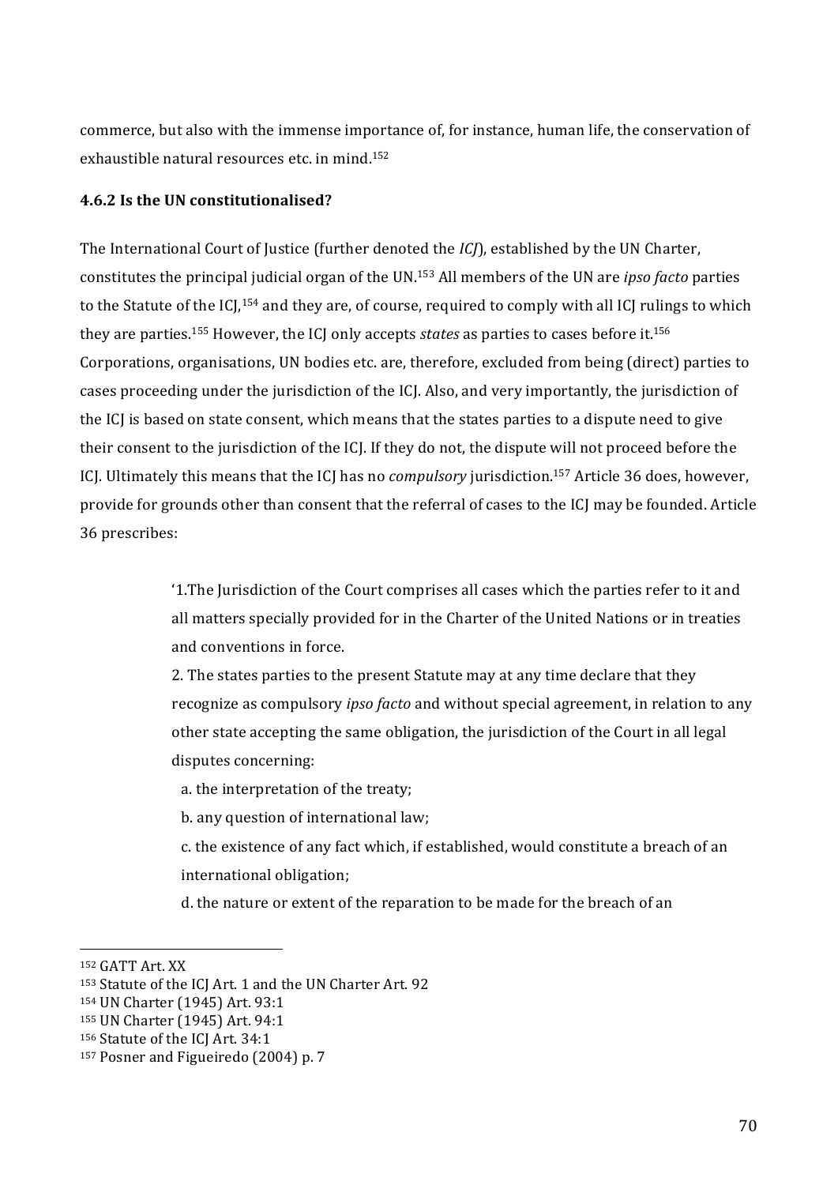commerce, but also with the immense importance of, for instance, human life, the conservation of exhaustible natural resources etc. in mind.[152]

### 4.6.2 Is the UN constitutionalised?

The International Court of Justice (further denoted the *ICJ*), established by the UN Charter, constitutes the principal judicial organ of the UN.[153] All members of the UN are *ipso facto* parties to the Statute of the ICJ,[154] and they are, of course, required to comply with all ICJ rulings to which they are parties.[155] However, the ICJ only accepts *states* as parties to cases before it.[156] Corporations, organisations, UN bodies etc. are, therefore, excluded from being (direct) parties to cases proceeding under the jurisdiction of the ICJ. Also, and very importantly, the jurisdiction of the ICJ is based on state consent, which means that the states parties to a dispute need to give their consent to the jurisdiction of the ICJ. If they do not, the dispute will not proceed before the ICJ. Ultimately this means that the ICJ has no *compulsory* jurisdiction.[157] Article 36 does, however, provide for grounds other than consent that the referral of cases to the ICJ may be founded. Article 36 prescribes:

> '1.The Jurisdiction of the Court comprises all cases which the parties refer to it and all matters specially provided for in the Charter of the United Nations or in treaties and conventions in force.
>
> 2. The states parties to the present Statute may at any time declare that they recognize as compulsory *ipso facto* and without special agreement, in relation to any other state accepting the same obligation, the jurisdiction of the Court in all legal disputes concerning:
>
> a. the interpretation of the treaty;
>
> b. any question of international law;
>
> c. the existence of any fact which, if established, would constitute a breach of an international obligation;
>
> d. the nature or extent of the reparation to be made for the breach of an

---

[152] GATT Art. XX

[153] Statute of the ICJ Art. 1 and the UN Charter Art. 92

[154] UN Charter (1945) Art. 93:1

[155] UN Charter (1945) Art. 94:1

[156] Statute of the ICJ Art. 34:1

[157] Posner and Figueiredo (2004) p. 7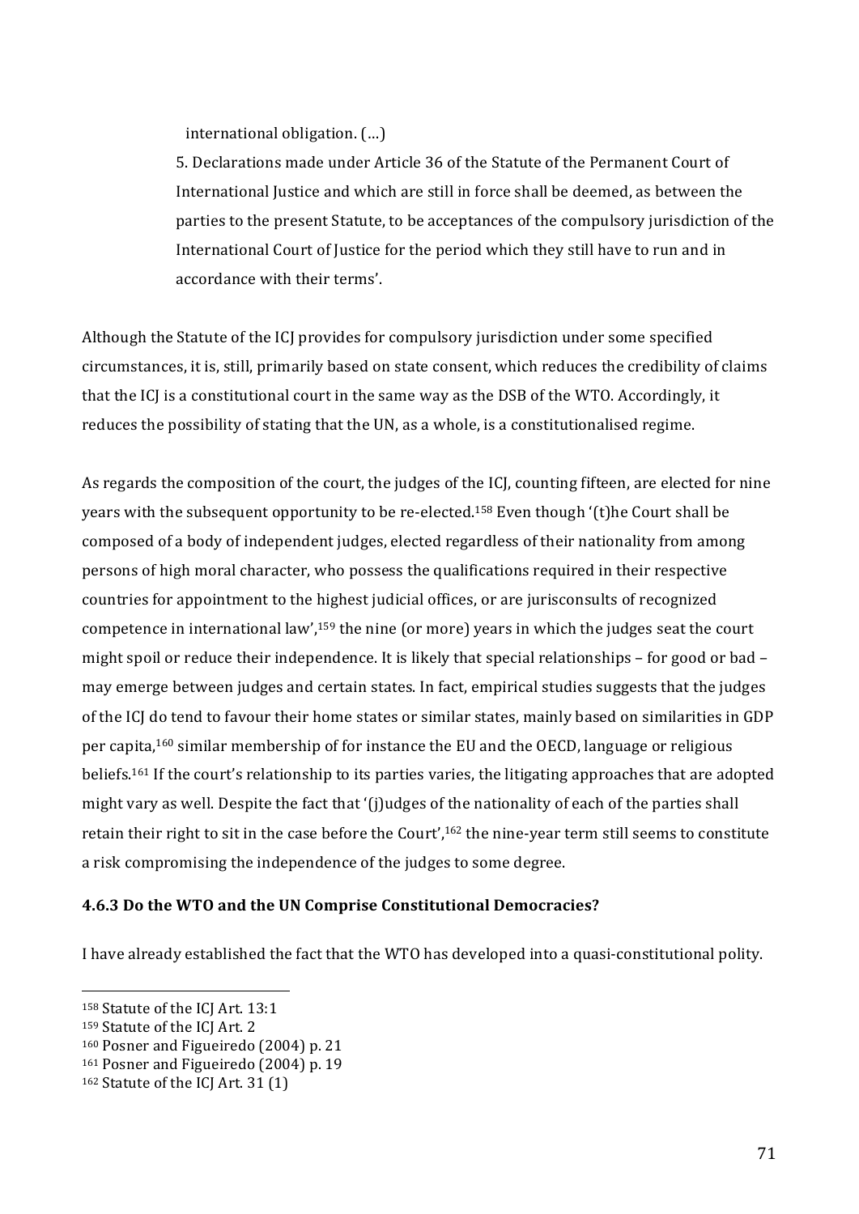> international obligation. (…)
>
> 5. Declarations made under Article 36 of the Statute of the Permanent Court of International Justice and which are still in force shall be deemed, as between the parties to the present Statute, to be acceptances of the compulsory jurisdiction of the International Court of Justice for the period which they still have to run and in accordance with their terms'.

Although the Statute of the ICJ provides for compulsory jurisdiction under some specified circumstances, it is, still, primarily based on state consent, which reduces the credibility of claims that the ICJ is a constitutional court in the same way as the DSB of the WTO. Accordingly, it reduces the possibility of stating that the UN, as a whole, is a constitutionalised regime.

As regards the composition of the court, the judges of the ICJ, counting fifteen, are elected for nine years with the subsequent opportunity to be re-elected.[158] Even though '(t)he Court shall be composed of a body of independent judges, elected regardless of their nationality from among persons of high moral character, who possess the qualifications required in their respective countries for appointment to the highest judicial offices, or are jurisconsults of recognized competence in international law',[159] the nine (or more) years in which the judges seat the court might spoil or reduce their independence. It is likely that special relationships – for good or bad – may emerge between judges and certain states. In fact, empirical studies suggests that the judges of the ICJ do tend to favour their home states or similar states, mainly based on similarities in GDP per capita,[160] similar membership of for instance the EU and the OECD, language or religious beliefs.[161] If the court's relationship to its parties varies, the litigating approaches that are adopted might vary as well. Despite the fact that '(j)udges of the nationality of each of the parties shall retain their right to sit in the case before the Court',[162] the nine-year term still seems to constitute a risk compromising the independence of the judges to some degree.

#### 4.6.3 Do the WTO and the UN Comprise Constitutional Democracies?

I have already established the fact that the WTO has developed into a quasi-constitutional polity.

---

[158] Statute of the ICJ Art. 13:1

[159] Statute of the ICJ Art. 2

[160] Posner and Figueiredo (2004) p. 21

[161] Posner and Figueiredo (2004) p. 19

[162] Statute of the ICJ Art. 31 (1)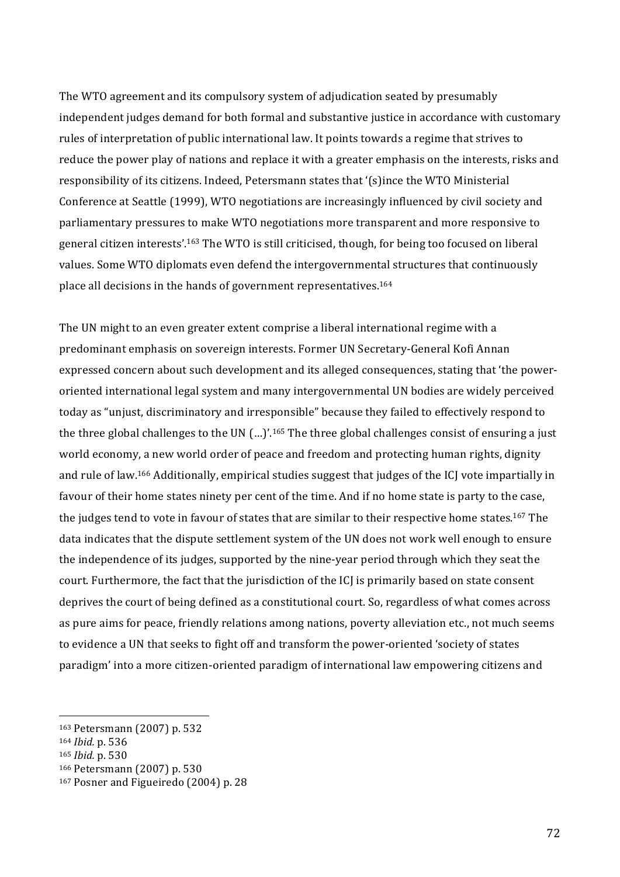The WTO agreement and its compulsory system of adjudication seated by presumably independent judges demand for both formal and substantive justice in accordance with customary rules of interpretation of public international law. It points towards a regime that strives to reduce the power play of nations and replace it with a greater emphasis on the interests, risks and responsibility of its citizens. Indeed, Petersmann states that '(s)ince the WTO Ministerial Conference at Seattle (1999), WTO negotiations are increasingly influenced by civil society and parliamentary pressures to make WTO negotiations more transparent and more responsive to general citizen interests'.[163] The WTO is still criticised, though, for being too focused on liberal values. Some WTO diplomats even defend the intergovernmental structures that continuously place all decisions in the hands of government representatives.[164]

The UN might to an even greater extent comprise a liberal international regime with a predominant emphasis on sovereign interests. Former UN Secretary-General Kofi Annan expressed concern about such development and its alleged consequences, stating that 'the power-oriented international legal system and many intergovernmental UN bodies are widely perceived today as "unjust, discriminatory and irresponsible" because they failed to effectively respond to the three global challenges to the UN (…)'.[165] The three global challenges consist of ensuring a just world economy, a new world order of peace and freedom and protecting human rights, dignity and rule of law.[166] Additionally, empirical studies suggest that judges of the ICJ vote impartially in favour of their home states ninety per cent of the time. And if no home state is party to the case, the judges tend to vote in favour of states that are similar to their respective home states.[167] The data indicates that the dispute settlement system of the UN does not work well enough to ensure the independence of its judges, supported by the nine-year period through which they seat the court. Furthermore, the fact that the jurisdiction of the ICJ is primarily based on state consent deprives the court of being defined as a constitutional court. So, regardless of what comes across as pure aims for peace, friendly relations among nations, poverty alleviation etc., not much seems to evidence a UN that seeks to fight off and transform the power-oriented 'society of states paradigm' into a more citizen-oriented paradigm of international law empowering citizens and

---

[163] Petersmann (2007) p. 532

[164] *Ibid.* p. 536

[165] *Ibid.* p. 530

[166] Petersmann (2007) p. 530

[167] Posner and Figueiredo (2004) p. 28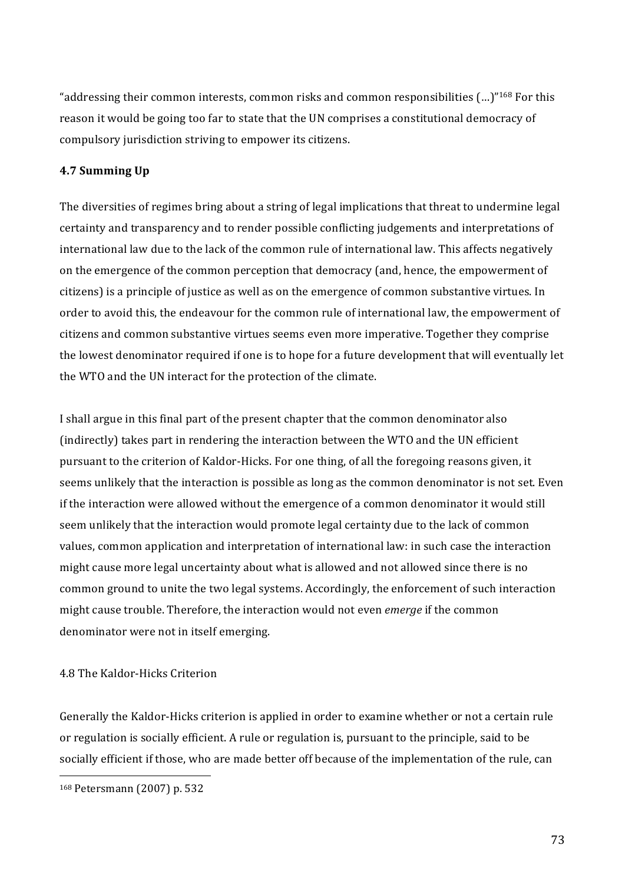"addressing their common interests, common risks and common responsibilities (…)"[168] For this reason it would be going too far to state that the UN comprises a constitutional democracy of compulsory jurisdiction striving to empower its citizens.

### 4.7 Summing Up

The diversities of regimes bring about a string of legal implications that threat to undermine legal certainty and transparency and to render possible conflicting judgements and interpretations of international law due to the lack of the common rule of international law. This affects negatively on the emergence of the common perception that democracy (and, hence, the empowerment of citizens) is a principle of justice as well as on the emergence of common substantive virtues. In order to avoid this, the endeavour for the common rule of international law, the empowerment of citizens and common substantive virtues seems even more imperative. Together they comprise the lowest denominator required if one is to hope for a future development that will eventually let the WTO and the UN interact for the protection of the climate.

I shall argue in this final part of the present chapter that the common denominator also (indirectly) takes part in rendering the interaction between the WTO and the UN efficient pursuant to the criterion of Kaldor-Hicks. For one thing, of all the foregoing reasons given, it seems unlikely that the interaction is possible as long as the common denominator is not set. Even if the interaction were allowed without the emergence of a common denominator it would still seem unlikely that the interaction would promote legal certainty due to the lack of common values, common application and interpretation of international law: in such case the interaction might cause more legal uncertainty about what is allowed and not allowed since there is no common ground to unite the two legal systems. Accordingly, the enforcement of such interaction might cause trouble. Therefore, the interaction would not even *emerge* if the common denominator were not in itself emerging.

### 4.8 The Kaldor-Hicks Criterion

Generally the Kaldor-Hicks criterion is applied in order to examine whether or not a certain rule or regulation is socially efficient. A rule or regulation is, pursuant to the principle, said to be socially efficient if those, who are made better off because of the implementation of the rule, can

---

[168] Petersmann (2007) p. 532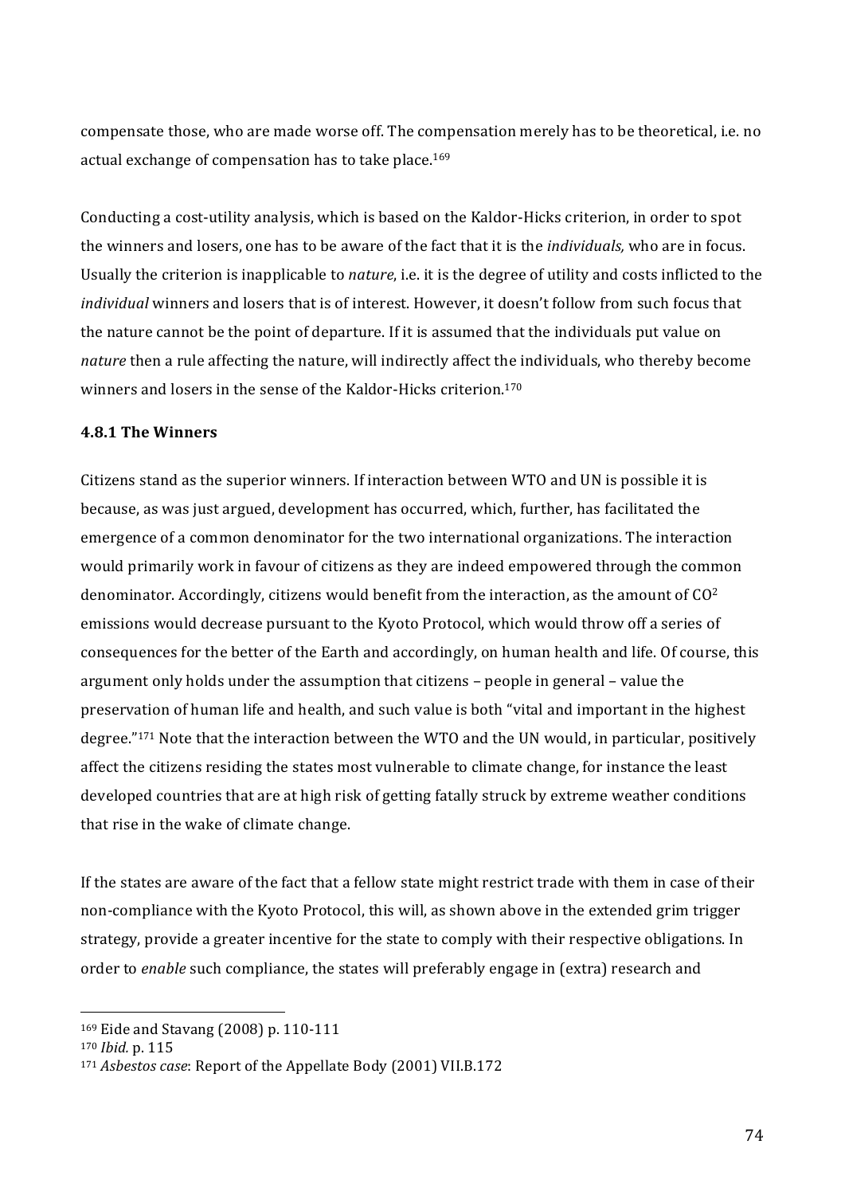compensate those, who are made worse off. The compensation merely has to be theoretical, i.e. no actual exchange of compensation has to take place.[169]

Conducting a cost-utility analysis, which is based on the Kaldor-Hicks criterion, in order to spot the winners and losers, one has to be aware of the fact that it is the *individuals,* who are in focus. Usually the criterion is inapplicable to *nature*, i.e. it is the degree of utility and costs inflicted to the *individual* winners and losers that is of interest. However, it doesn't follow from such focus that the nature cannot be the point of departure. If it is assumed that the individuals put value on *nature* then a rule affecting the nature, will indirectly affect the individuals, who thereby become winners and losers in the sense of the Kaldor-Hicks criterion.[170]

### 4.8.1 The Winners

Citizens stand as the superior winners. If interaction between WTO and UN is possible it is because, as was just argued, development has occurred, which, further, has facilitated the emergence of a common denominator for the two international organizations. The interaction would primarily work in favour of citizens as they are indeed empowered through the common denominator. Accordingly, citizens would benefit from the interaction, as the amount of $CO^2$ emissions would decrease pursuant to the Kyoto Protocol, which would throw off a series of consequences for the better of the Earth and accordingly, on human health and life. Of course, this argument only holds under the assumption that citizens – people in general – value the preservation of human life and health, and such value is both "vital and important in the highest degree."[171] Note that the interaction between the WTO and the UN would, in particular, positively affect the citizens residing the states most vulnerable to climate change, for instance the least developed countries that are at high risk of getting fatally struck by extreme weather conditions that rise in the wake of climate change.

If the states are aware of the fact that a fellow state might restrict trade with them in case of their non-compliance with the Kyoto Protocol, this will, as shown above in the extended grim trigger strategy, provide a greater incentive for the state to comply with their respective obligations. In order to *enable* such compliance, the states will preferably engage in (extra) research and

---

[169] Eide and Stavang (2008) p. 110-111

[170] *Ibid.* p. 115

[171] *Asbestos case*: Report of the Appellate Body (2001) VII.B.172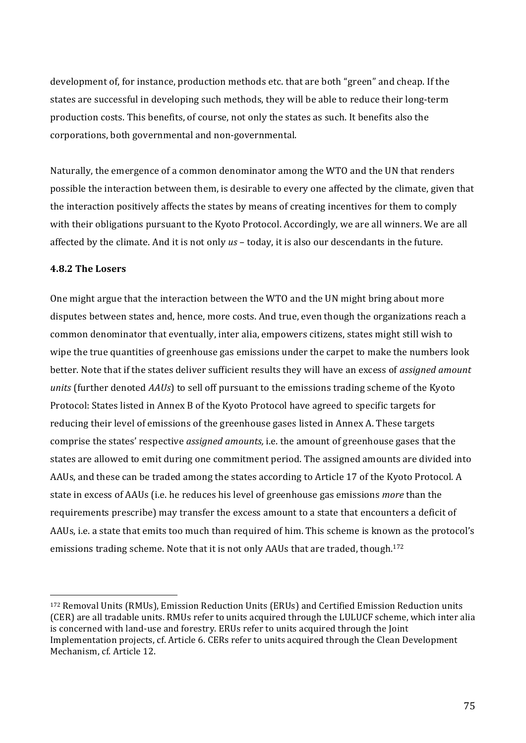development of, for instance, production methods etc. that are both "green" and cheap. If the states are successful in developing such methods, they will be able to reduce their long-term production costs. This benefits, of course, not only the states as such. It benefits also the corporations, both governmental and non-governmental.

Naturally, the emergence of a common denominator among the WTO and the UN that renders possible the interaction between them, is desirable to every one affected by the climate, given that the interaction positively affects the states by means of creating incentives for them to comply with their obligations pursuant to the Kyoto Protocol. Accordingly, we are all winners. We are all affected by the climate. And it is not only *us* – today, it is also our descendants in the future.

### 4.8.2 The Losers

One might argue that the interaction between the WTO and the UN might bring about more disputes between states and, hence, more costs. And true, even though the organizations reach a common denominator that eventually, inter alia, empowers citizens, states might still wish to wipe the true quantities of greenhouse gas emissions under the carpet to make the numbers look better. Note that if the states deliver sufficient results they will have an excess of *assigned amount units* (further denoted *AAUs*) to sell off pursuant to the emissions trading scheme of the Kyoto Protocol: States listed in Annex B of the Kyoto Protocol have agreed to specific targets for reducing their level of emissions of the greenhouse gases listed in Annex A. These targets comprise the states' respective *assigned amounts,* i.e. the amount of greenhouse gases that the states are allowed to emit during one commitment period. The assigned amounts are divided into AAUs, and these can be traded among the states according to Article 17 of the Kyoto Protocol. A state in excess of AAUs (i.e. he reduces his level of greenhouse gas emissions *more* than the requirements prescribe) may transfer the excess amount to a state that encounters a deficit of AAUs, i.e. a state that emits too much than required of him. This scheme is known as the protocol's emissions trading scheme. Note that it is not only AAUs that are traded, though.[172]

---

[172] Removal Units (RMUs), Emission Reduction Units (ERUs) and Certified Emission Reduction units (CER) are all tradable units. RMUs refer to units acquired through the LULUCF scheme, which inter alia is concerned with land-use and forestry. ERUs refer to units acquired through the Joint Implementation projects, cf. Article 6. CERs refer to units acquired through the Clean Development Mechanism, cf. Article 12.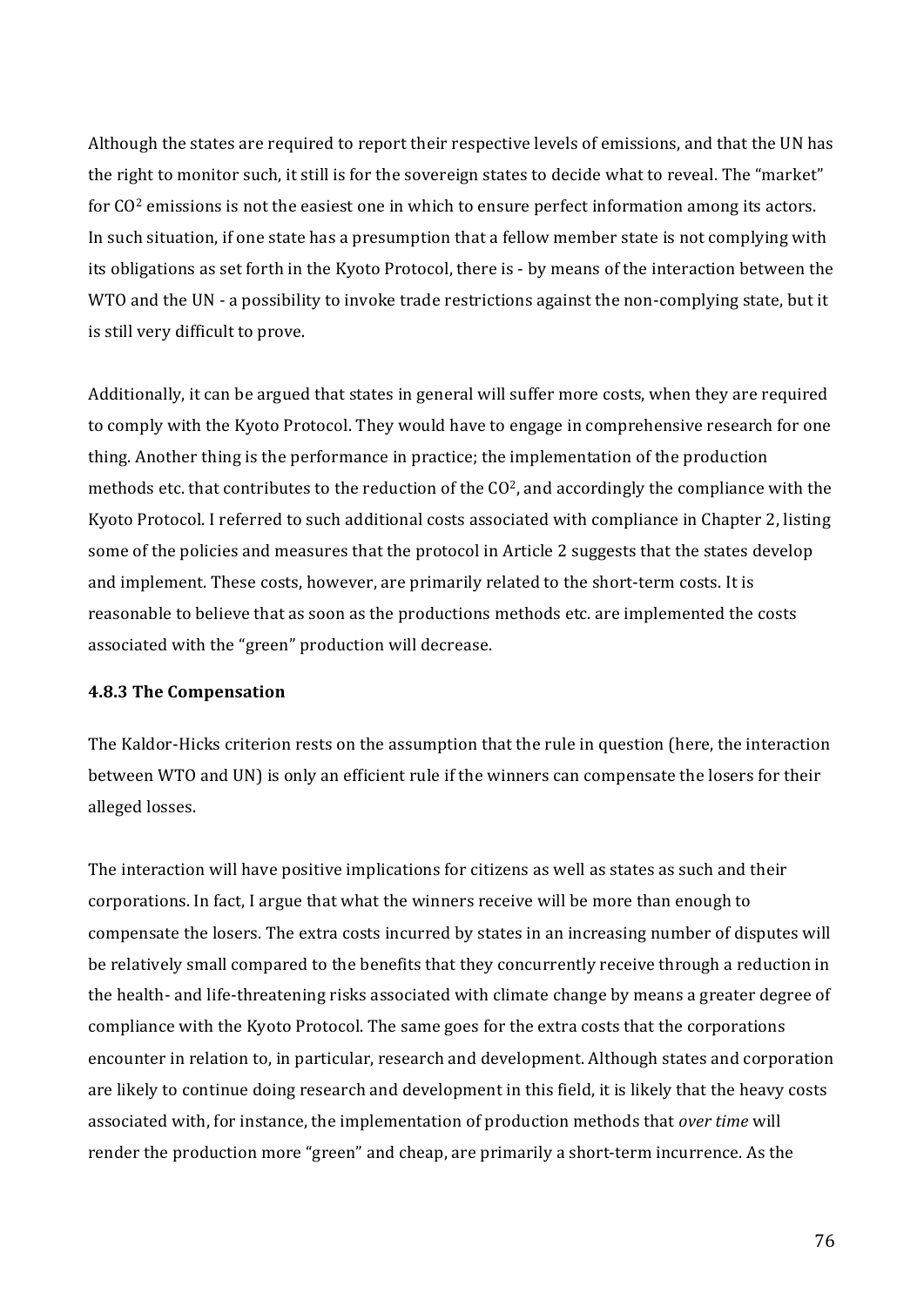Although the states are required to report their respective levels of emissions, and that the UN has the right to monitor such, it still is for the sovereign states to decide what to reveal. The “market” for $CO^2$ emissions is not the easiest one in which to ensure perfect information among its actors. In such situation, if one state has a presumption that a fellow member state is not complying with its obligations as set forth in the Kyoto Protocol, there is - by means of the interaction between the WTO and the UN - a possibility to invoke trade restrictions against the non-complying state, but it is still very difficult to prove.

Additionally, it can be argued that states in general will suffer more costs, when they are required to comply with the Kyoto Protocol. They would have to engage in comprehensive research for one thing. Another thing is the performance in practice; the implementation of the production methods etc. that contributes to the reduction of the $CO^2$, and accordingly the compliance with the Kyoto Protocol. I referred to such additional costs associated with compliance in Chapter 2, listing some of the policies and measures that the protocol in Article 2 suggests that the states develop and implement. These costs, however, are primarily related to the short-term costs. It is reasonable to believe that as soon as the productions methods etc. are implemented the costs associated with the “green” production will decrease.

### 4.8.3 The Compensation

The Kaldor-Hicks criterion rests on the assumption that the rule in question (here, the interaction between WTO and UN) is only an efficient rule if the winners can compensate the losers for their alleged losses.

The interaction will have positive implications for citizens as well as states as such and their corporations. In fact, I argue that what the winners receive will be more than enough to compensate the losers. The extra costs incurred by states in an increasing number of disputes will be relatively small compared to the benefits that they concurrently receive through a reduction in the health- and life-threatening risks associated with climate change by means a greater degree of compliance with the Kyoto Protocol. The same goes for the extra costs that the corporations encounter in relation to, in particular, research and development. Although states and corporation are likely to continue doing research and development in this field, it is likely that the heavy costs associated with, for instance, the implementation of production methods that *over time* will render the production more “green” and cheap, are primarily a short-term incurrence. As the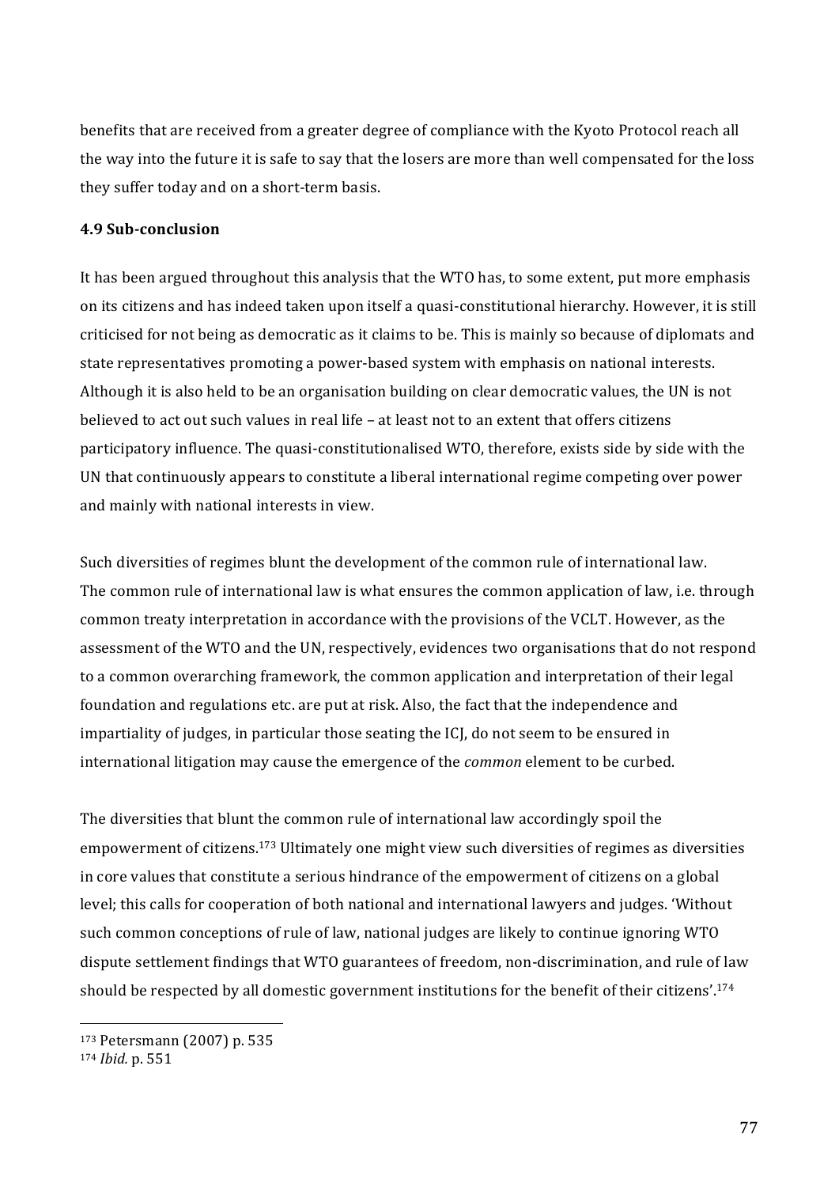benefits that are received from a greater degree of compliance with the Kyoto Protocol reach all the way into the future it is safe to say that the losers are more than well compensated for the loss they suffer today and on a short-term basis.

### 4.9 Sub-conclusion

It has been argued throughout this analysis that the WTO has, to some extent, put more emphasis on its citizens and has indeed taken upon itself a quasi-constitutional hierarchy. However, it is still criticised for not being as democratic as it claims to be. This is mainly so because of diplomats and state representatives promoting a power-based system with emphasis on national interests. Although it is also held to be an organisation building on clear democratic values, the UN is not believed to act out such values in real life – at least not to an extent that offers citizens participatory influence. The quasi-constitutionalised WTO, therefore, exists side by side with the UN that continuously appears to constitute a liberal international regime competing over power and mainly with national interests in view.

Such diversities of regimes blunt the development of the common rule of international law. The common rule of international law is what ensures the common application of law, i.e. through common treaty interpretation in accordance with the provisions of the VCLT. However, as the assessment of the WTO and the UN, respectively, evidences two organisations that do not respond to a common overarching framework, the common application and interpretation of their legal foundation and regulations etc. are put at risk. Also, the fact that the independence and impartiality of judges, in particular those seating the ICJ, do not seem to be ensured in international litigation may cause the emergence of the *common* element to be curbed.

The diversities that blunt the common rule of international law accordingly spoil the empowerment of citizens.[173] Ultimately one might view such diversities of regimes as diversities in core values that constitute a serious hindrance of the empowerment of citizens on a global level; this calls for cooperation of both national and international lawyers and judges. 'Without such common conceptions of rule of law, national judges are likely to continue ignoring WTO dispute settlement findings that WTO guarantees of freedom, non-discrimination, and rule of law should be respected by all domestic government institutions for the benefit of their citizens'.[174]

---

[173] Petersmann (2007) p. 535

[174] *Ibid.* p. 551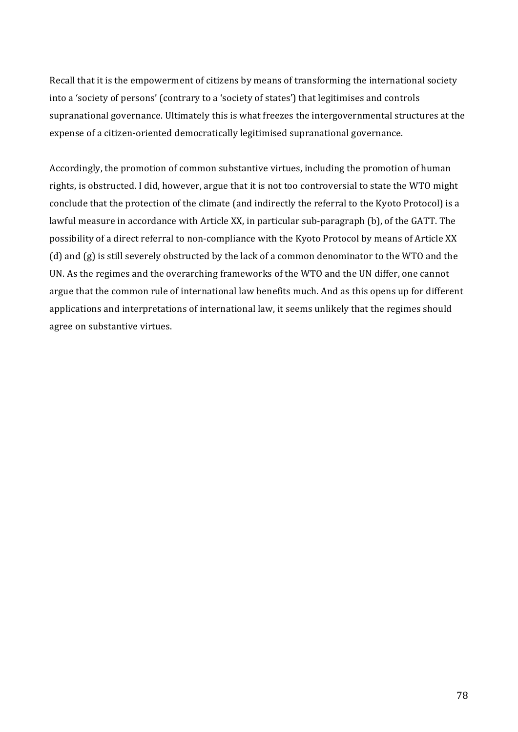Recall that it is the empowerment of citizens by means of transforming the international society into a 'society of persons' (contrary to a 'society of states') that legitimises and controls supranational governance. Ultimately this is what freezes the intergovernmental structures at the expense of a citizen-oriented democratically legitimised supranational governance.

Accordingly, the promotion of common substantive virtues, including the promotion of human rights, is obstructed. I did, however, argue that it is not too controversial to state the WTO might conclude that the protection of the climate (and indirectly the referral to the Kyoto Protocol) is a lawful measure in accordance with Article XX, in particular sub-paragraph (b), of the GATT. The possibility of a direct referral to non-compliance with the Kyoto Protocol by means of Article XX (d) and (g) is still severely obstructed by the lack of a common denominator to the WTO and the UN. As the regimes and the overarching frameworks of the WTO and the UN differ, one cannot argue that the common rule of international law benefits much. And as this opens up for different applications and interpretations of international law, it seems unlikely that the regimes should agree on substantive virtues.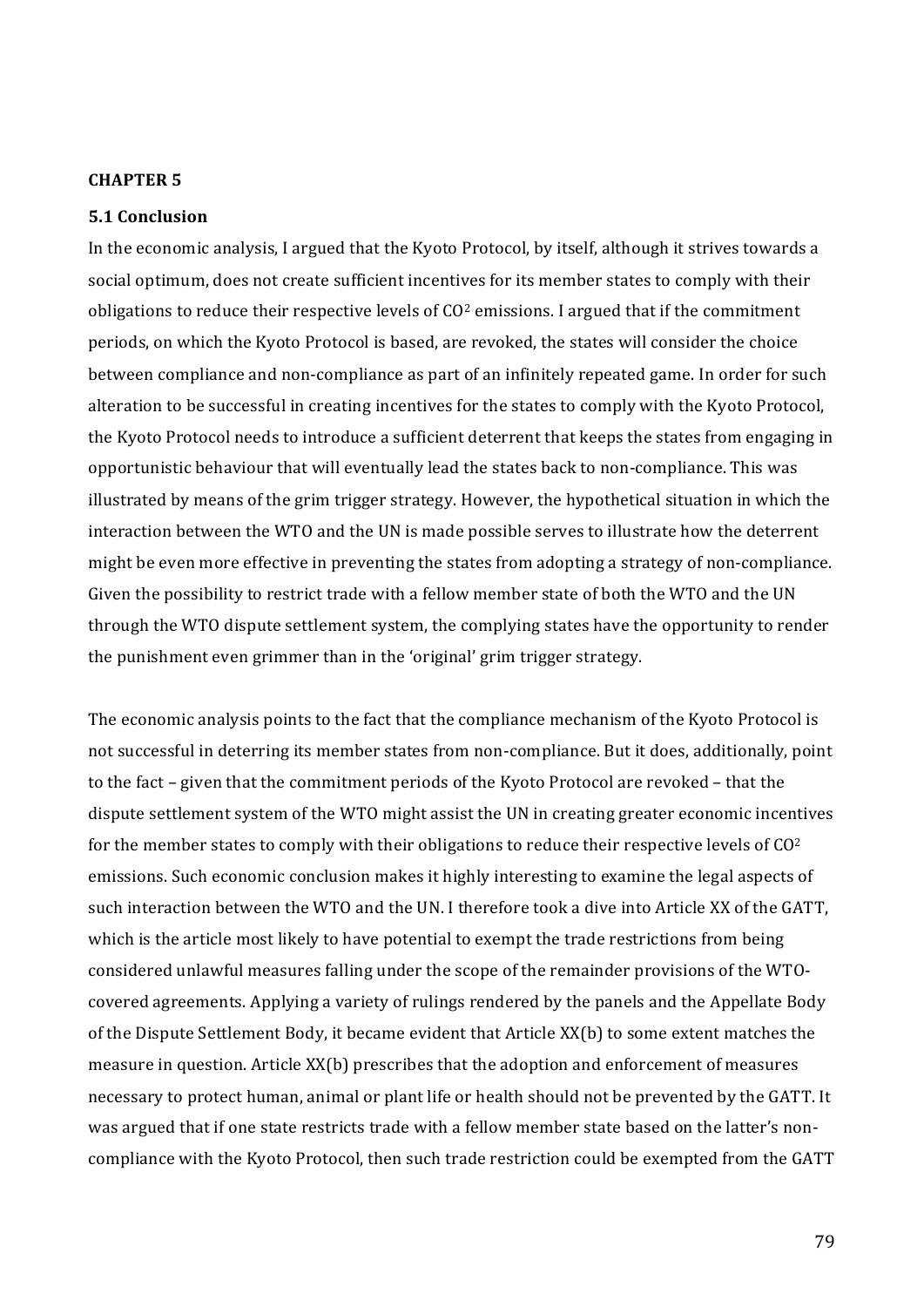## CHAPTER 5

### 5.1 Conclusion

In the economic analysis, I argued that the Kyoto Protocol, by itself, although it strives towards a social optimum, does not create sufficient incentives for its member states to comply with their obligations to reduce their respective levels of $CO^2$ emissions. I argued that if the commitment periods, on which the Kyoto Protocol is based, are revoked, the states will consider the choice between compliance and non-compliance as part of an infinitely repeated game. In order for such alteration to be successful in creating incentives for the states to comply with the Kyoto Protocol, the Kyoto Protocol needs to introduce a sufficient deterrent that keeps the states from engaging in opportunistic behaviour that will eventually lead the states back to non-compliance. This was illustrated by means of the grim trigger strategy. However, the hypothetical situation in which the interaction between the WTO and the UN is made possible serves to illustrate how the deterrent might be even more effective in preventing the states from adopting a strategy of non-compliance. Given the possibility to restrict trade with a fellow member state of both the WTO and the UN through the WTO dispute settlement system, the complying states have the opportunity to render the punishment even grimmer than in the 'original' grim trigger strategy.

The economic analysis points to the fact that the compliance mechanism of the Kyoto Protocol is not successful in deterring its member states from non-compliance. But it does, additionally, point to the fact – given that the commitment periods of the Kyoto Protocol are revoked – that the dispute settlement system of the WTO might assist the UN in creating greater economic incentives for the member states to comply with their obligations to reduce their respective levels of $CO^2$ emissions. Such economic conclusion makes it highly interesting to examine the legal aspects of such interaction between the WTO and the UN. I therefore took a dive into Article XX of the GATT, which is the article most likely to have potential to exempt the trade restrictions from being considered unlawful measures falling under the scope of the remainder provisions of the WTO-covered agreements. Applying a variety of rulings rendered by the panels and the Appellate Body of the Dispute Settlement Body, it became evident that Article XX(b) to some extent matches the measure in question. Article XX(b) prescribes that the adoption and enforcement of measures necessary to protect human, animal or plant life or health should not be prevented by the GATT. It was argued that if one state restricts trade with a fellow member state based on the latter's non-compliance with the Kyoto Protocol, then such trade restriction could be exempted from the GATT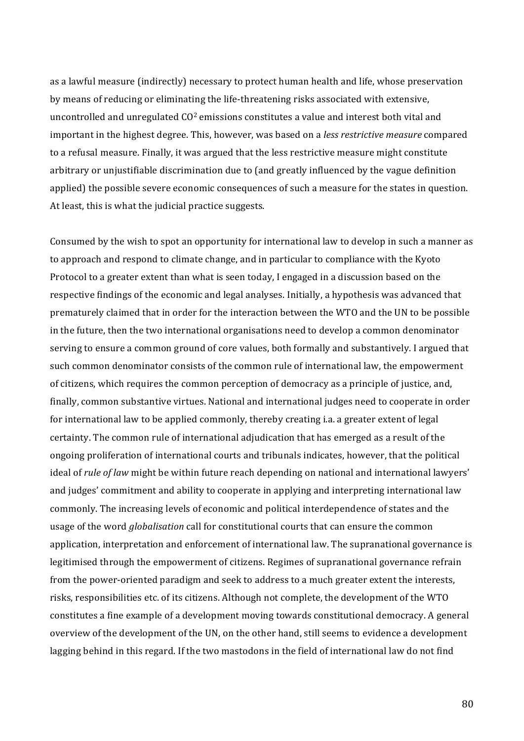as a lawful measure (indirectly) necessary to protect human health and life, whose preservation by means of reducing or eliminating the life-threatening risks associated with extensive, uncontrolled and unregulated $CO^2$ emissions constitutes a value and interest both vital and important in the highest degree. This, however, was based on a *less restrictive measure* compared to a refusal measure. Finally, it was argued that the less restrictive measure might constitute arbitrary or unjustifiable discrimination due to (and greatly influenced by the vague definition applied) the possible severe economic consequences of such a measure for the states in question. At least, this is what the judicial practice suggests.

Consumed by the wish to spot an opportunity for international law to develop in such a manner as to approach and respond to climate change, and in particular to compliance with the Kyoto Protocol to a greater extent than what is seen today, I engaged in a discussion based on the respective findings of the economic and legal analyses. Initially, a hypothesis was advanced that prematurely claimed that in order for the interaction between the WTO and the UN to be possible in the future, then the two international organisations need to develop a common denominator serving to ensure a common ground of core values, both formally and substantively. I argued that such common denominator consists of the common rule of international law, the empowerment of citizens, which requires the common perception of democracy as a principle of justice, and, finally, common substantive virtues. National and international judges need to cooperate in order for international law to be applied commonly, thereby creating i.a. a greater extent of legal certainty. The common rule of international adjudication that has emerged as a result of the ongoing proliferation of international courts and tribunals indicates, however, that the political ideal of *rule of law* might be within future reach depending on national and international lawyers' and judges' commitment and ability to cooperate in applying and interpreting international law commonly. The increasing levels of economic and political interdependence of states and the usage of the word *globalisation* call for constitutional courts that can ensure the common application, interpretation and enforcement of international law. The supranational governance is legitimised through the empowerment of citizens. Regimes of supranational governance refrain from the power-oriented paradigm and seek to address to a much greater extent the interests, risks, responsibilities etc. of its citizens. Although not complete, the development of the WTO constitutes a fine example of a development moving towards constitutional democracy. A general overview of the development of the UN, on the other hand, still seems to evidence a development lagging behind in this regard. If the two mastodons in the field of international law do not find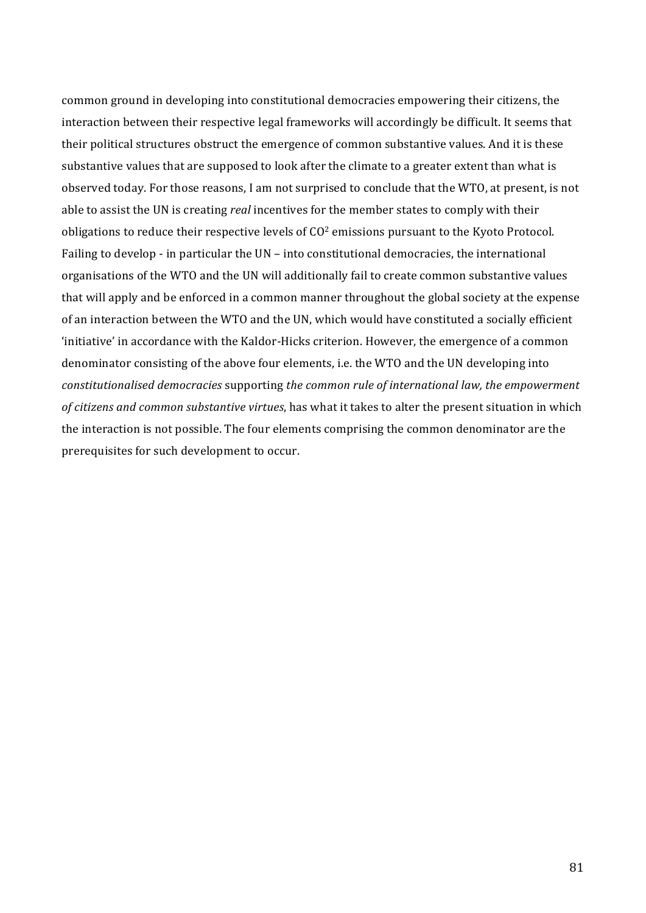common ground in developing into constitutional democracies empowering their citizens, the interaction between their respective legal frameworks will accordingly be difficult. It seems that their political structures obstruct the emergence of common substantive values. And it is these substantive values that are supposed to look after the climate to a greater extent than what is observed today. For those reasons, I am not surprised to conclude that the WTO, at present, is not able to assist the UN is creating *real* incentives for the member states to comply with their obligations to reduce their respective levels of $CO^2$ emissions pursuant to the Kyoto Protocol. Failing to develop - in particular the UN – into constitutional democracies, the international organisations of the WTO and the UN will additionally fail to create common substantive values that will apply and be enforced in a common manner throughout the global society at the expense of an interaction between the WTO and the UN, which would have constituted a socially efficient 'initiative' in accordance with the Kaldor-Hicks criterion. However, the emergence of a common denominator consisting of the above four elements, i.e. the WTO and the UN developing into *constitutionalised democracies* supporting *the common rule of international law, the empowerment of citizens and common substantive virtues*, has what it takes to alter the present situation in which the interaction is not possible. The four elements comprising the common denominator are the prerequisites for such development to occur.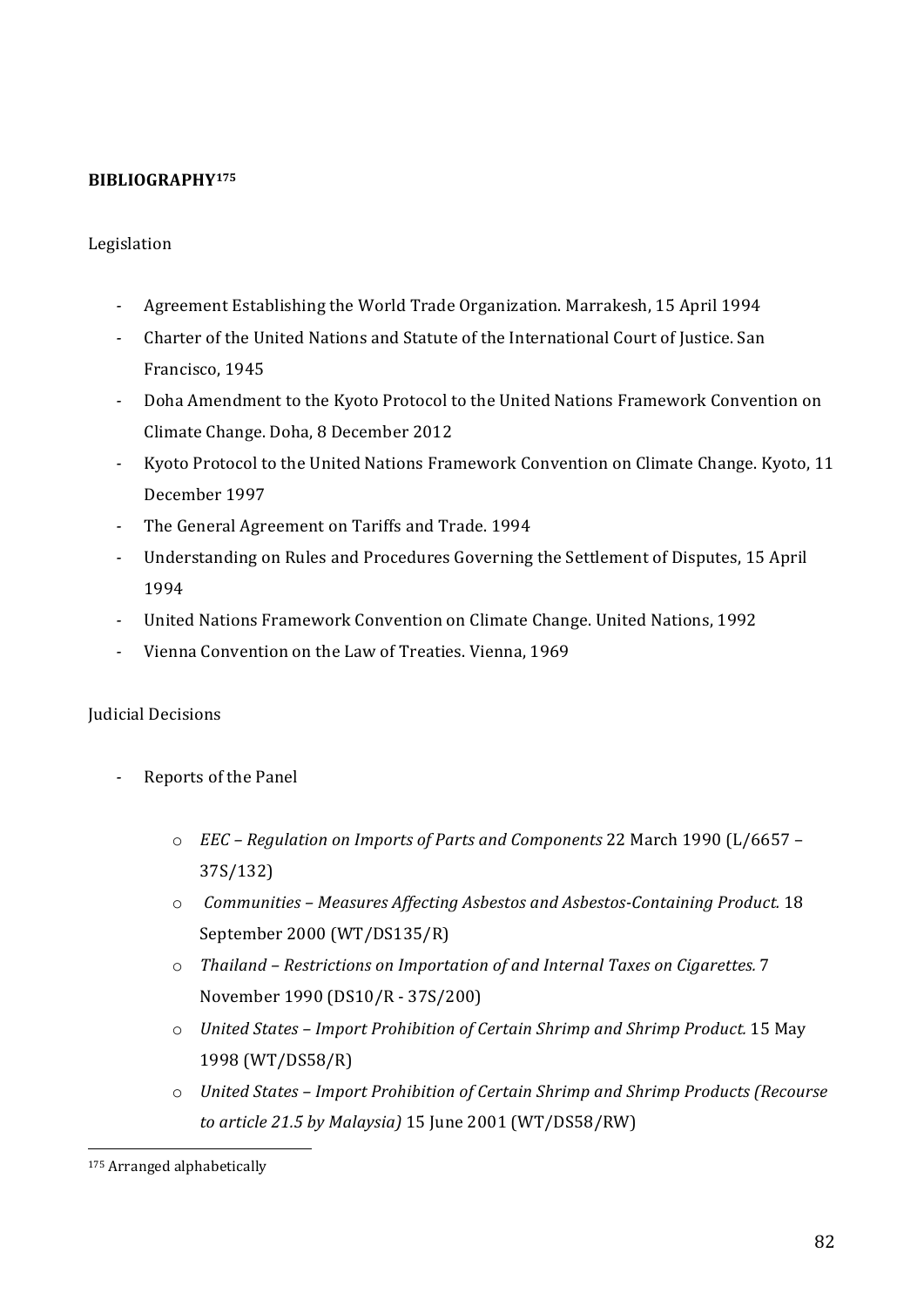**BIBLIOGRAPHY[175]**

Legislation

- Agreement Establishing the World Trade Organization. Marrakesh, 15 April 1994
- Charter of the United Nations and Statute of the International Court of Justice. San Francisco, 1945
- Doha Amendment to the Kyoto Protocol to the United Nations Framework Convention on Climate Change. Doha, 8 December 2012
- Kyoto Protocol to the United Nations Framework Convention on Climate Change. Kyoto, 11 December 1997
- The General Agreement on Tariffs and Trade. 1994
- Understanding on Rules and Procedures Governing the Settlement of Disputes, 15 April 1994
- United Nations Framework Convention on Climate Change. United Nations, 1992
- Vienna Convention on the Law of Treaties. Vienna, 1969

Judicial Decisions

- Reports of the Panel
    - *EEC – Regulation on Imports of Parts and Components* 22 March 1990 (L/6657 – 37S/132)
    - *Communities – Measures Affecting Asbestos and Asbestos-Containing Product.* 18 September 2000 (WT/DS135/R)
    - *Thailand – Restrictions on Importation of and Internal Taxes on Cigarettes.* 7 November 1990 (DS10/R - 37S/200)
    - *United States – Import Prohibition of Certain Shrimp and Shrimp Product.* 15 May 1998 (WT/DS58/R)
    - *United States – Import Prohibition of Certain Shrimp and Shrimp Products (Recourse to article 21.5 by Malaysia)* 15 June 2001 (WT/DS58/RW)

[175] Arranged alphabetically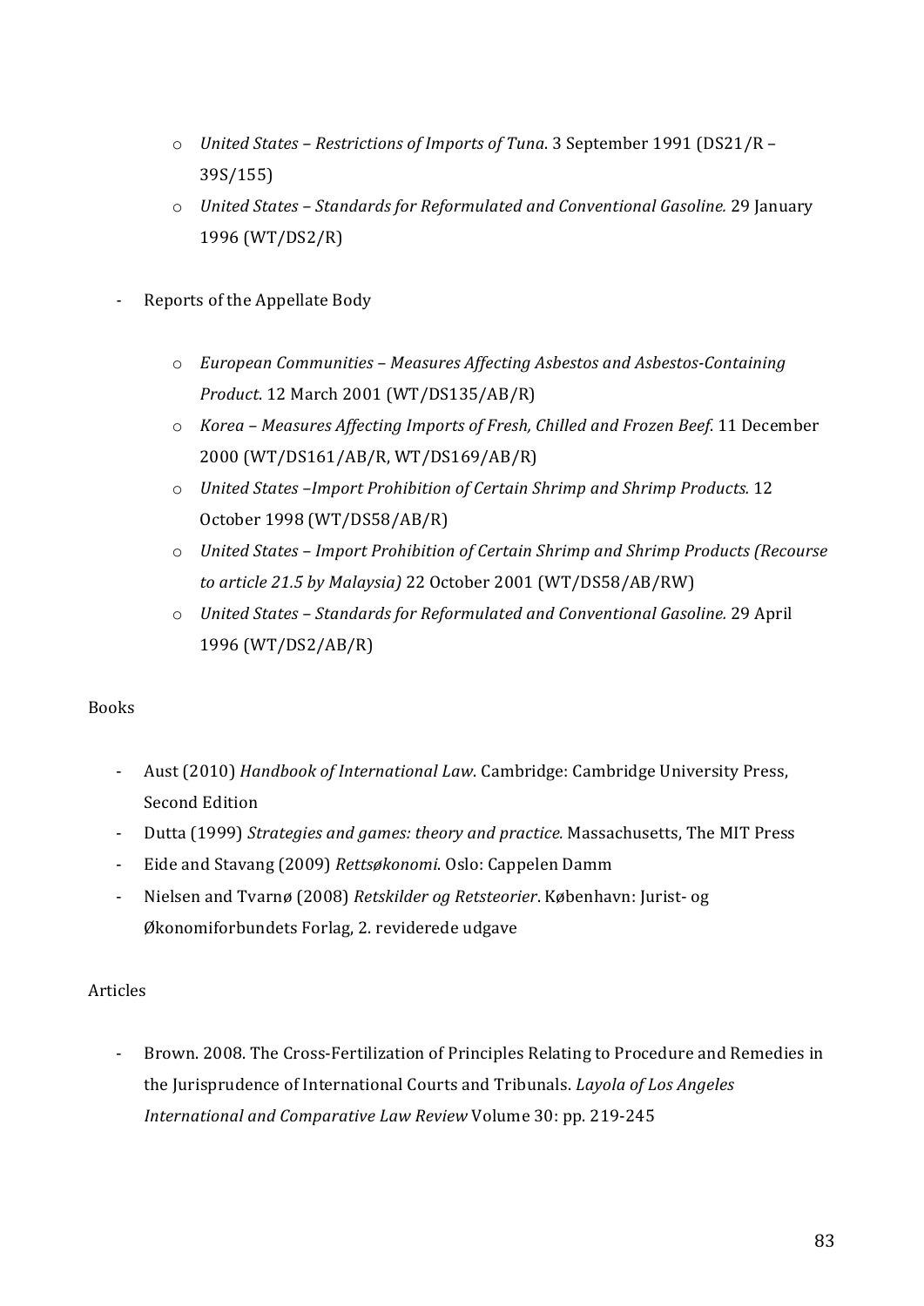- *United States – Restrictions of Imports of Tuna*. 3 September 1991 (DS21/R – 39S/155)
  - *United States – Standards for Reformulated and Conventional Gasoline.* 29 January 1996 (WT/DS2/R)

- Reports of the Appellate Body

  - *European Communities – Measures Affecting Asbestos and Asbestos-Containing Product*. 12 March 2001 (WT/DS135/AB/R)
  - *Korea – Measures Affecting Imports of Fresh, Chilled and Frozen Beef.* 11 December 2000 (WT/DS161/AB/R, WT/DS169/AB/R)
  - *United States –Import Prohibition of Certain Shrimp and Shrimp Products.* 12 October 1998 (WT/DS58/AB/R)
  - *United States – Import Prohibition of Certain Shrimp and Shrimp Products (Recourse to article 21.5 by Malaysia)* 22 October 2001 (WT/DS58/AB/RW)
  - *United States – Standards for Reformulated and Conventional Gasoline.* 29 April 1996 (WT/DS2/AB/R)

Books

- Aust (2010) *Handbook of International Law*. Cambridge: Cambridge University Press, Second Edition
- Dutta (1999) *Strategies and games: theory and practice.* Massachusetts, The MIT Press
- Eide and Stavang (2009) *Rettsøkonomi*. Oslo: Cappelen Damm
- Nielsen and Tvarnø (2008) *Retskilder og Retsteorier*. København: Jurist- og Økonomiforbundets Forlag, 2. reviderede udgave

Articles

- Brown. 2008. The Cross-Fertilization of Principles Relating to Procedure and Remedies in the Jurisprudence of International Courts and Tribunals. *Layola of Los Angeles International and Comparative Law Review* Volume 30: pp. 219-245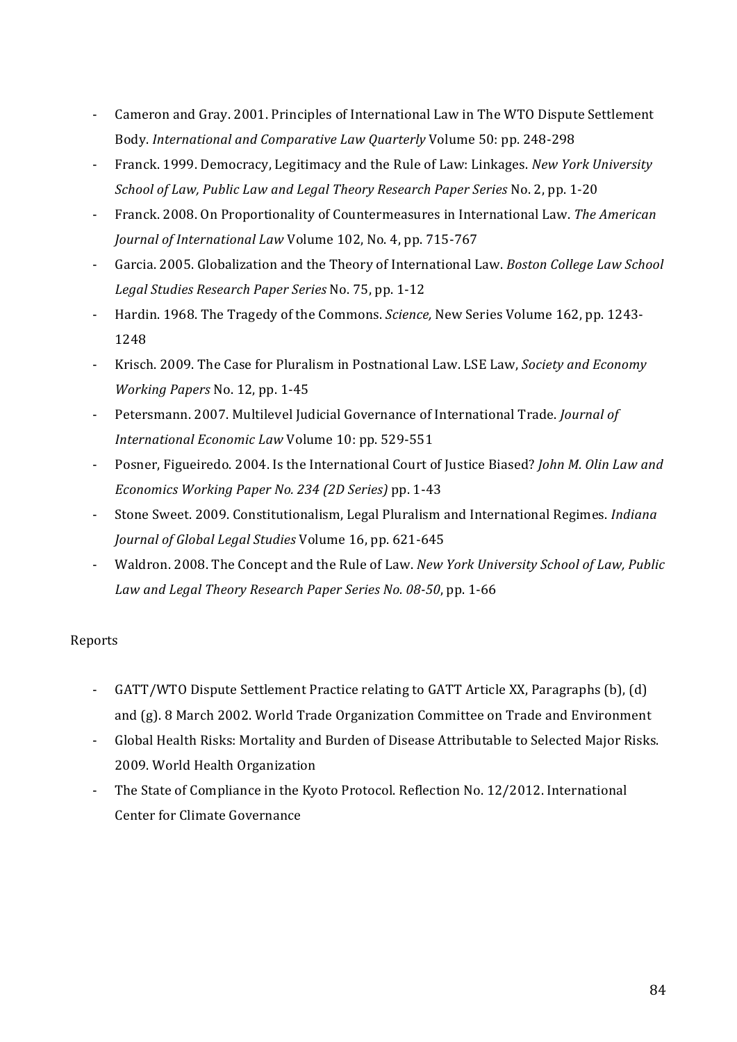- Cameron and Gray. 2001. Principles of International Law in The WTO Dispute Settlement Body. *International and Comparative Law Quarterly* Volume 50: pp. 248-298
- Franck. 1999. Democracy, Legitimacy and the Rule of Law: Linkages. *New York University School of Law, Public Law and Legal Theory Research Paper Series* No. 2, pp. 1-20
- Franck. 2008. On Proportionality of Countermeasures in International Law. *The American Journal of International Law* Volume 102, No. 4, pp. 715-767
- Garcia. 2005. Globalization and the Theory of International Law. *Boston College Law School Legal Studies Research Paper Series* No. 75, pp. 1-12
- Hardin. 1968. The Tragedy of the Commons. *Science,* New Series Volume 162, pp. 1243-1248
- Krisch. 2009. The Case for Pluralism in Postnational Law. LSE Law, *Society and Economy Working Papers* No. 12, pp. 1-45
- Petersmann. 2007. Multilevel Judicial Governance of International Trade. *Journal of International Economic Law* Volume 10: pp. 529-551
- Posner, Figueiredo. 2004. Is the International Court of Justice Biased? *John M. Olin Law and Economics Working Paper No. 234 (2D Series)* pp. 1-43
- Stone Sweet. 2009. Constitutionalism, Legal Pluralism and International Regimes. *Indiana Journal of Global Legal Studies* Volume 16, pp. 621-645
- Waldron. 2008. The Concept and the Rule of Law. *New York University School of Law, Public Law and Legal Theory Research Paper Series No. 08-50*, pp. 1-66

Reports

- GATT/WTO Dispute Settlement Practice relating to GATT Article XX, Paragraphs (b), (d) and (g). 8 March 2002. World Trade Organization Committee on Trade and Environment
- Global Health Risks: Mortality and Burden of Disease Attributable to Selected Major Risks. 2009. World Health Organization
- The State of Compliance in the Kyoto Protocol. Reflection No. 12/2012. International Center for Climate Governance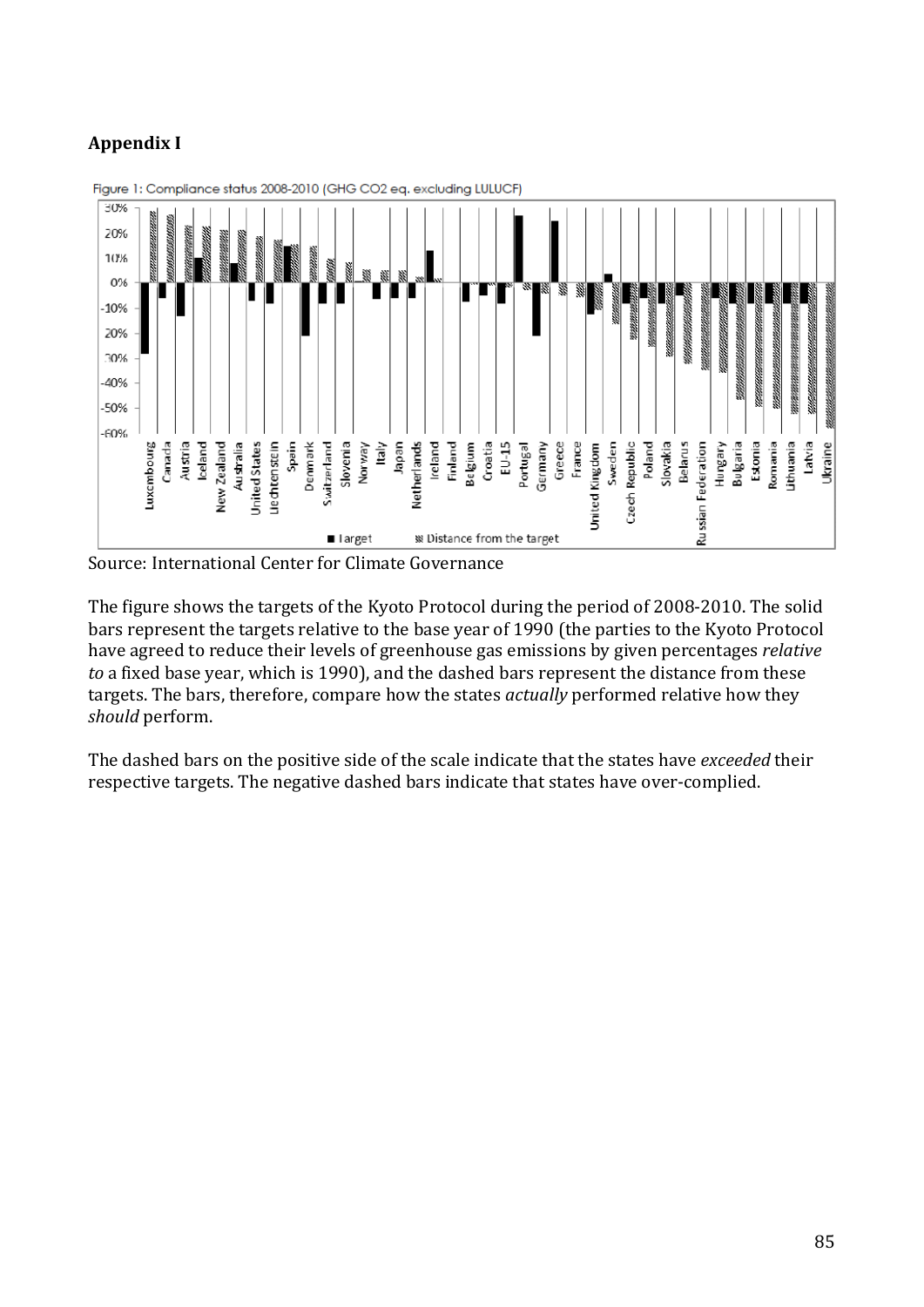## Appendix I

Figure 1: Compliance status 2008-2010 (GHG CO2 eq. excluding LULUCF)

30%
20%
10%
0%
-10%
-20%
-30%
-40%
-50%
-60%

Luxembourg
Canada
Austria
Iceland
New Zealand
Australia
United States
Liechtenstein
Spain
Denmark
Switzerland
Slovenia
Norway
Italy
Japan
Netherlands
Ireland
Finland
Belgium
Croatia
EU-15
Portugal
Germany
Greece
France
United Kingdom
Sweden
Czech Republic
Poland
Slovakia
Belarus
Russian Federation
Hungary
Bulgaria
Estonia
Romania
Lithuania
Latvia
Ukraine

■ Target ▨ Distance from the target

Source: International Center for Climate Governance

The figure shows the targets of the Kyoto Protocol during the period of 2008-2010. The solid bars represent the targets relative to the base year of 1990 (the parties to the Kyoto Protocol have agreed to reduce their levels of greenhouse gas emissions by given percentages *relative to* a fixed base year, which is 1990), and the dashed bars represent the distance from these targets. The bars, therefore, compare how the states *actually* performed relative how they *should* perform.

The dashed bars on the positive side of the scale indicate that the states have *exceeded* their respective targets. The negative dashed bars indicate that states have over-complied.